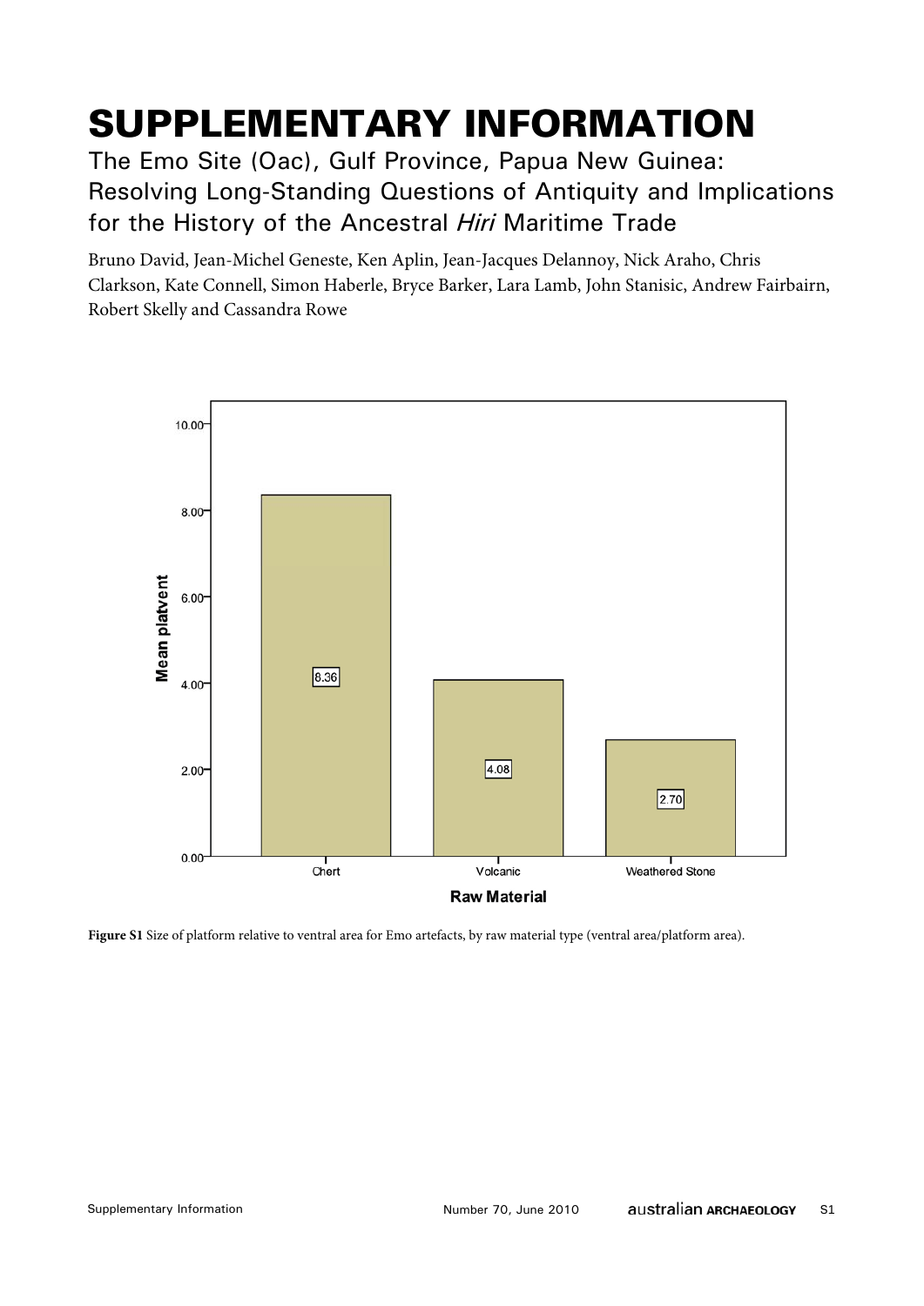# SUPPLEMENTARY INFORMATION

The Emo Site (Oac), Gulf Province, Papua New Guinea: Resolving Long-Standing Questions of Antiquity and Implications for the History of the Ancestral *Hiri* Maritime Trade

Bruno David, Jean-Michel Geneste, Ken Aplin, Jean-Jacques Delannoy, Nick Araho, Chris Clarkson, Kate Connell, Simon Haberle, Bryce Barker, Lara Lamb, John Stanisic, Andrew Fairbairn, Robert Skelly and Cassandra Rowe

| Raw Material | Mean platvent |
|---|---|
| Chert | 8.36 |
| Volcanic | 4.08 |
| Weathered Stone | 2.70 |

**Figure S1** Size of platform relative to ventral area for Emo artefacts, by raw material type (ventral area/platform area).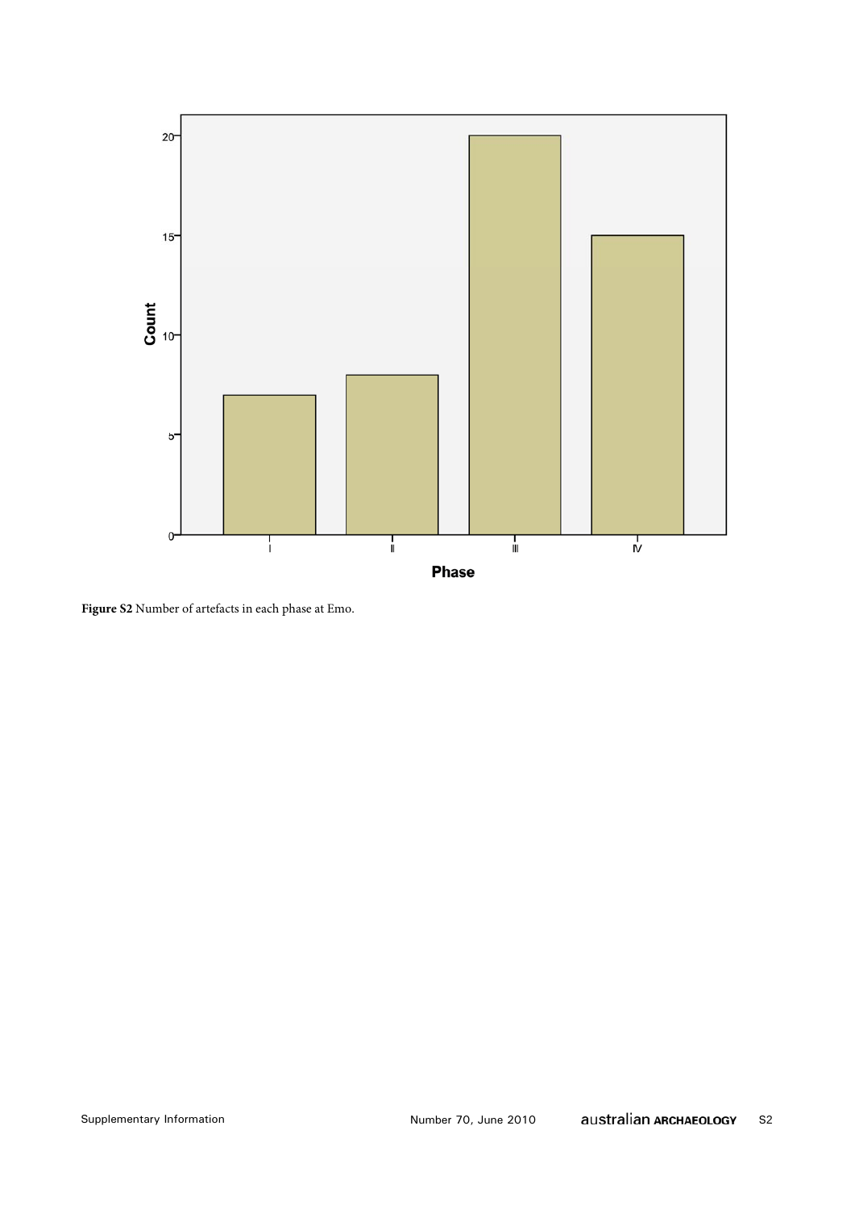**Figure S2** Number of artefacts in each phase at Emo.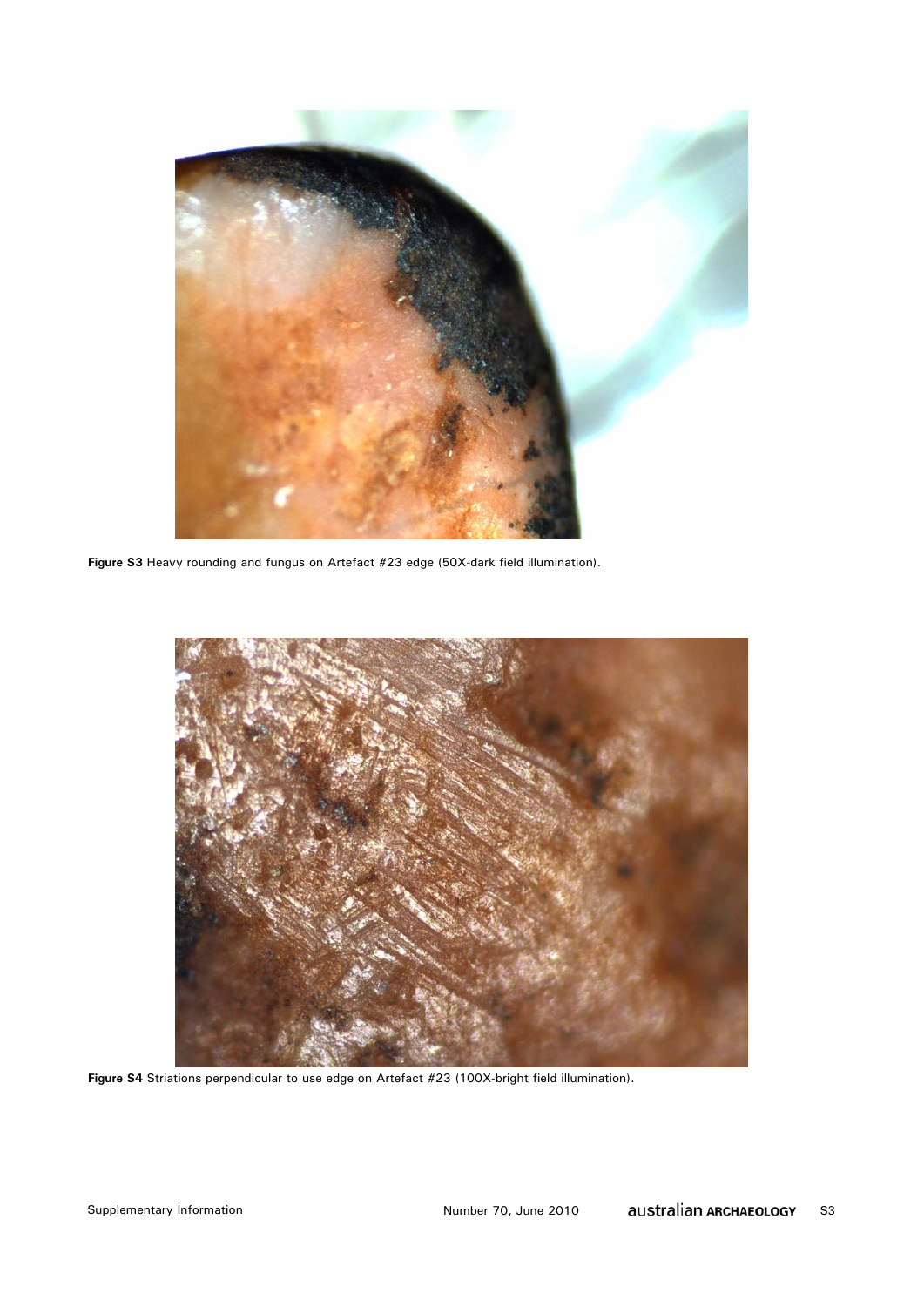**Figure S3** Heavy rounding and fungus on Artefact #23 edge (50X-dark field illumination).

**Figure S4** Striations perpendicular to use edge on Artefact #23 (100X-bright field illumination).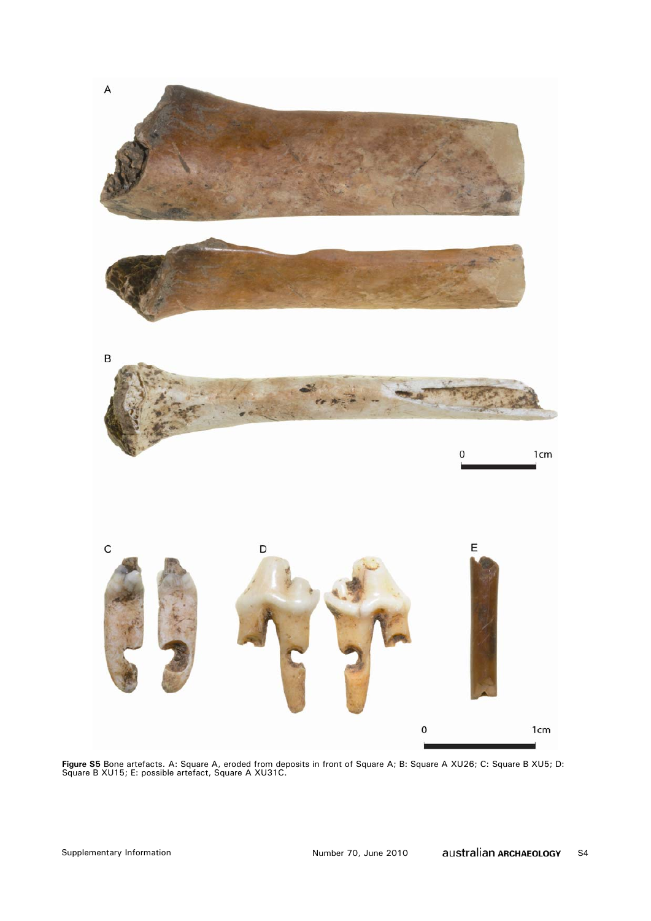**Figure S5** Bone artefacts. A: Square A, eroded from deposits in front of Square A; B: Square A XU26; C: Square B XU5; D: Square B XU15; E: possible artefact, Square A XU31C.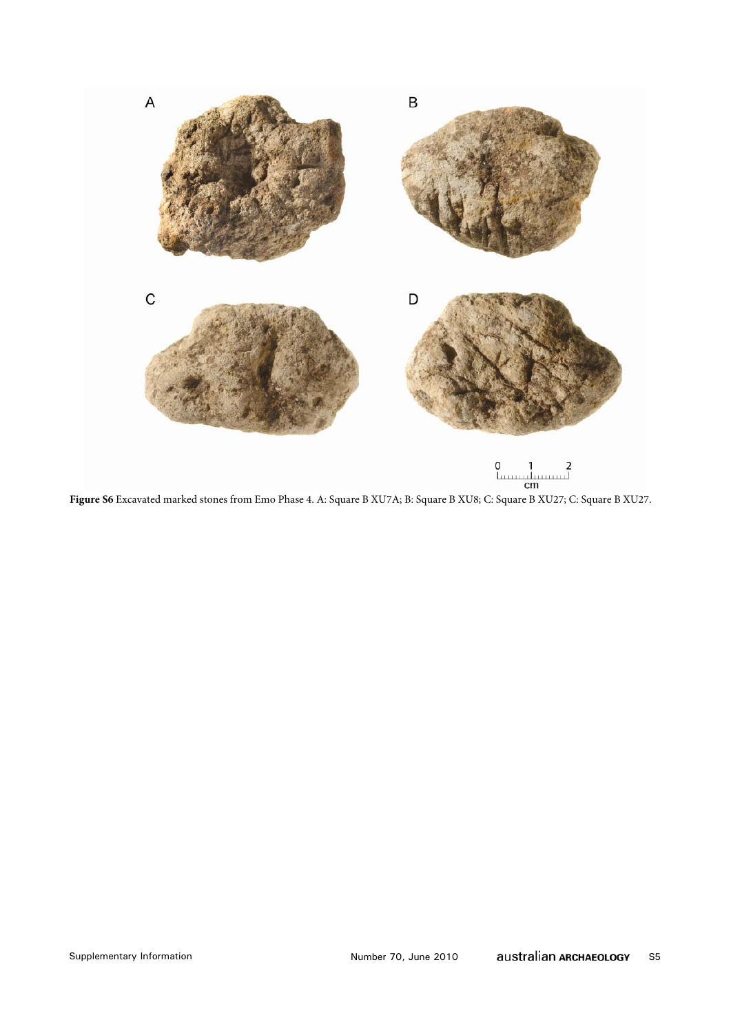**Figure S6** Excavated marked stones from Emo Phase 4. A: Square B XU7A; B: Square B XU8; C: Square B XU27; C: Square B XU27.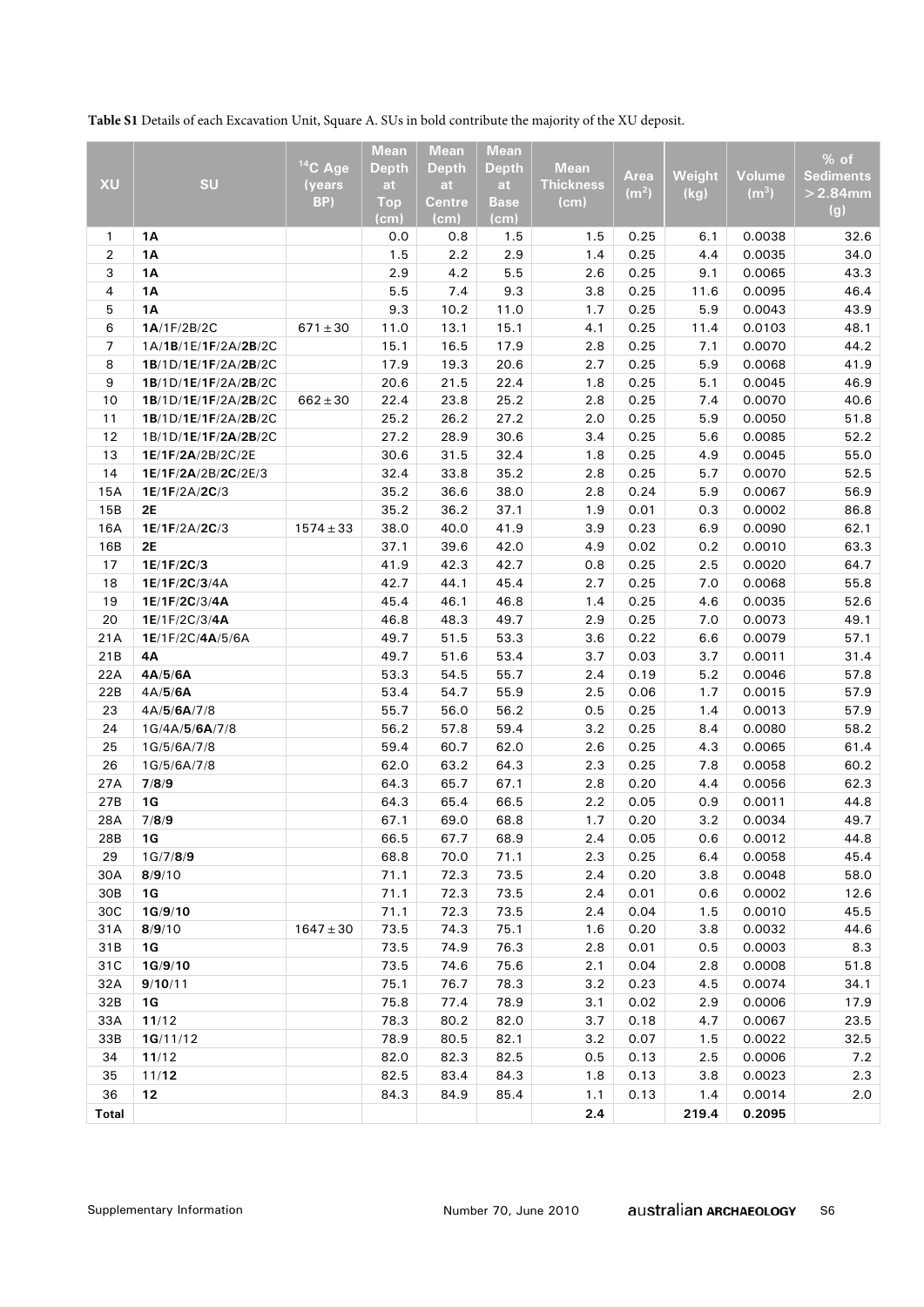**Table S1** Details of each Excavation Unit, Square A. SUs in bold contribute the majority of the XU deposit.

| XU | SU | $^{14}$C Age (years BP) | Mean Depth at Top (cm) | Mean Depth at Centre (cm) | Mean Depth at Base (cm) | Mean Thickness (cm) | Area (m$^2$) | Weight (kg) | Volume (m$^3$) | % of Sediments >2.84mm (g) |
|---|---|---|---|---|---|---|---|---|---|---|
| 1 | **1A** | | 0.0 | 0.8 | 1.5 | 1.5 | 0.25 | 6.1 | 0.0038 | 32.6 |
| 2 | **1A** | | 1.5 | 2.2 | 2.9 | 1.4 | 0.25 | 4.4 | 0.0035 | 34.0 |
| 3 | **1A** | | 2.9 | 4.2 | 5.5 | 2.6 | 0.25 | 9.1 | 0.0065 | 43.3 |
| 4 | **1A** | | 5.5 | 7.4 | 9.3 | 3.8 | 0.25 | 11.6 | 0.0095 | 46.4 |
| 5 | **1A** | | 9.3 | 10.2 | 11.0 | 1.7 | 0.25 | 5.9 | 0.0043 | 43.9 |
| 6 | **1A**/1F/2B/2C | 671 ± 30 | 11.0 | 13.1 | 15.1 | 4.1 | 0.25 | 11.4 | 0.0103 | 48.1 |
| 7 | 1A/**1B**/1E/**1F**/2A/**2B**/2C | | 15.1 | 16.5 | 17.9 | 2.8 | 0.25 | 7.1 | 0.0070 | 44.2 |
| 8 | **1B**/1D/**1E**/**1F**/2A/**2B**/2C | | 17.9 | 19.3 | 20.6 | 2.7 | 0.25 | 5.9 | 0.0068 | 41.9 |
| 9 | **1B**/1D/**1E**/**1F**/2A/**2B**/2C | | 20.6 | 21.5 | 22.4 | 1.8 | 0.25 | 5.1 | 0.0045 | 46.9 |
| 10 | **1B**/1D/**1E**/**1F**/2A/**2B**/2C | 662 ± 30 | 22.4 | 23.8 | 25.2 | 2.8 | 0.25 | 7.4 | 0.0070 | 40.6 |
| 11 | **1B**/1D/**1E**/**1F**/2A/**2B**/2C | | 25.2 | 26.2 | 27.2 | 2.0 | 0.25 | 5.9 | 0.0050 | 51.8 |
| 12 | 1B/1D/**1E**/**1F**/**2A**/**2B**/2C | | 27.2 | 28.9 | 30.6 | 3.4 | 0.25 | 5.6 | 0.0085 | 52.2 |
| 13 | **1E**/**1F**/**2A**/2B/2C/2E | | 30.6 | 31.5 | 32.4 | 1.8 | 0.25 | 4.9 | 0.0045 | 55.0 |
| 14 | **1E**/**1F**/**2A**/2B/**2C**/2E/3 | | 32.4 | 33.8 | 35.2 | 2.8 | 0.25 | 5.7 | 0.0070 | 52.5 |
| 15A | **1E**/**1F**/2A/**2C**/3 | | 35.2 | 36.6 | 38.0 | 2.8 | 0.24 | 5.9 | 0.0067 | 56.9 |
| 15B | **2E** | | 35.2 | 36.2 | 37.1 | 1.9 | 0.01 | 0.3 | 0.0002 | 86.8 |
| 16A | **1E**/1F/2A/**2C**/3 | 1574 ± 33 | 38.0 | 40.0 | 41.9 | 3.9 | 0.23 | 6.9 | 0.0090 | 62.1 |
| 16B | **2E** | | 37.1 | 39.6 | 42.0 | 4.9 | 0.02 | 0.2 | 0.0010 | 63.3 |
| 17 | **1E**/**1F**/**2C**/**3** | | 41.9 | 42.3 | 42.7 | 0.8 | 0.25 | 2.5 | 0.0020 | 64.7 |
| 18 | **1E**/**1F**/**2C**/**3**/4A | | 42.7 | 44.1 | 45.4 | 2.7 | 0.25 | 7.0 | 0.0068 | 55.8 |
| 19 | **1E**/**1F**/**2C**/3/**4A** | | 45.4 | 46.1 | 46.8 | 1.4 | 0.25 | 4.6 | 0.0035 | 52.6 |
| 20 | **1E**/1F/2C/3/**4A** | | 46.8 | 48.3 | 49.7 | 2.9 | 0.25 | 7.0 | 0.0073 | 49.1 |
| 21A | **1E**/1F/2C/**4A**/5/6A | | 49.7 | 51.5 | 53.3 | 3.6 | 0.22 | 6.6 | 0.0079 | 57.1 |
| 21B | **4A** | | 49.7 | 51.6 | 53.4 | 3.7 | 0.03 | 3.7 | 0.0011 | 31.4 |
| 22A | **4A**/**5**/**6A** | | 53.3 | 54.5 | 55.7 | 2.4 | 0.19 | 5.2 | 0.0046 | 57.8 |
| 22B | 4A/**5**/**6A** | | 53.4 | 54.7 | 55.9 | 2.5 | 0.06 | 1.7 | 0.0015 | 57.9 |
| 23 | 4A/**5**/**6A**/7/8 | | 55.7 | 56.0 | 56.2 | 0.5 | 0.25 | 1.4 | 0.0013 | 57.9 |
| 24 | 1G/4A/**5**/**6A**/7/8 | | 56.2 | 57.8 | 59.4 | 3.2 | 0.25 | 8.4 | 0.0080 | 58.2 |
| 25 | 1G/5/6A/7/8 | | 59.4 | 60.7 | 62.0 | 2.6 | 0.25 | 4.3 | 0.0065 | 61.4 |
| 26 | 1G/5/6A/7/8 | | 62.0 | 63.2 | 64.3 | 2.3 | 0.25 | 7.8 | 0.0058 | 60.2 |
| 27A | **7**/**8**/**9** | | 64.3 | 65.7 | 67.1 | 2.8 | 0.20 | 4.4 | 0.0056 | 62.3 |
| 27B | **1G** | | 64.3 | 65.4 | 66.5 | 2.2 | 0.05 | 0.9 | 0.0011 | 44.8 |
| 28A | **7**/**8**/**9** | | 67.1 | 69.0 | 68.8 | 1.7 | 0.20 | 3.2 | 0.0034 | 49.7 |
| 28B | **1G** | | 66.5 | 67.7 | 68.9 | 2.4 | 0.05 | 0.6 | 0.0012 | 44.8 |
| 29 | 1G/7/**8**/**9** | | 68.8 | 70.0 | 71.1 | 2.3 | 0.25 | 6.4 | 0.0058 | 45.4 |
| 30A | **8**/**9**/10 | | 71.1 | 72.3 | 73.5 | 2.4 | 0.20 | 3.8 | 0.0048 | 58.0 |
| 30B | **1G** | | 71.1 | 72.3 | 73.5 | 2.4 | 0.01 | 0.6 | 0.0002 | 12.6 |
| 30C | **1G**/**9**/**10** | | 71.1 | 72.3 | 73.5 | 2.4 | 0.04 | 1.5 | 0.0010 | 45.5 |
| 31A | **8**/**9**/10 | 1647 ± 30 | 73.5 | 74.3 | 75.1 | 1.6 | 0.20 | 3.8 | 0.0032 | 44.6 |
| 31B | **1G** | | 73.5 | 74.9 | 76.3 | 2.8 | 0.01 | 0.5 | 0.0003 | 8.3 |
| 31C | **1G**/**9**/**10** | | 73.5 | 74.6 | 75.6 | 2.1 | 0.04 | 2.8 | 0.0008 | 51.8 |
| 32A | **9**/**10**/11 | | 75.1 | 76.7 | 78.3 | 3.2 | 0.23 | 4.5 | 0.0074 | 34.1 |
| 32B | **1G** | | 75.8 | 77.4 | 78.9 | 3.1 | 0.02 | 2.9 | 0.0006 | 17.9 |
| 33A | **11**/12 | | 78.3 | 80.2 | 82.0 | 3.7 | 0.18 | 4.7 | 0.0067 | 23.5 |
| 33B | **1G**/11/12 | | 78.9 | 80.5 | 82.1 | 3.2 | 0.07 | 1.5 | 0.0022 | 32.5 |
| 34 | **11**/12 | | 82.0 | 82.3 | 82.5 | 0.5 | 0.13 | 2.5 | 0.0006 | 7.2 |
| 35 | 11/**12** | | 82.5 | 83.4 | 84.3 | 1.8 | 0.13 | 3.8 | 0.0023 | 2.3 |
| 36 | **12** | | 84.3 | 84.9 | 85.4 | 1.1 | 0.13 | 1.4 | 0.0014 | 2.0 |
| **Total** | | | | | | **2.4** | | **219.4** | **0.2095** | |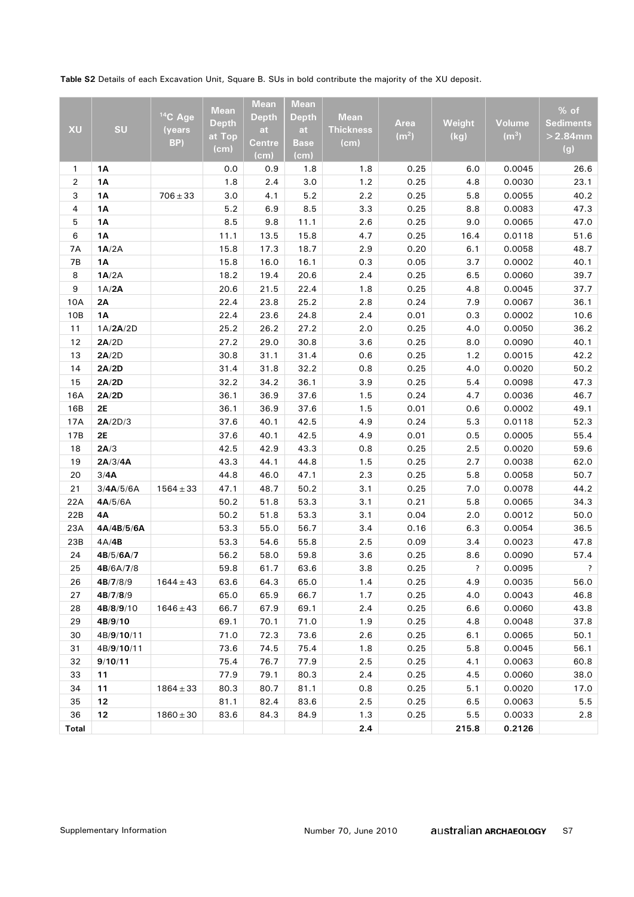**Table S2** Details of each Excavation Unit, Square B. SUs in bold contribute the majority of the XU deposit.

| XU | SU | $^{14}C$ Age (years BP) | Mean Depth at Top (cm) | Mean Depth at Centre (cm) | Mean Depth at Base (cm) | Mean Thickness (cm) | Area ($m^2$) | Weight (kg) | Volume ($m^3$) | % of Sediments >2.84mm (g) |
|---|---|---|---|---|---|---|---|---|---|---|
| 1 | **1A** | | 0.0 | 0.9 | 1.8 | 1.8 | 0.25 | 6.0 | 0.0045 | 26.6 |
| 2 | **1A** | | 1.8 | 2.4 | 3.0 | 1.2 | 0.25 | 4.8 | 0.0030 | 23.1 |
| 3 | **1A** | 706±33 | 3.0 | 4.1 | 5.2 | 2.2 | 0.25 | 5.8 | 0.0055 | 40.2 |
| 4 | **1A** | | 5.2 | 6.9 | 8.5 | 3.3 | 0.25 | 8.8 | 0.0083 | 47.3 |
| 5 | **1A** | | 8.5 | 9.8 | 11.1 | 2.6 | 0.25 | 9.0 | 0.0065 | 47.0 |
| 6 | **1A** | | 11.1 | 13.5 | 15.8 | 4.7 | 0.25 | 16.4 | 0.0118 | 51.6 |
| 7A | **1A**/2A | | 15.8 | 17.3 | 18.7 | 2.9 | 0.20 | 6.1 | 0.0058 | 48.7 |
| 7B | **1A** | | 15.8 | 16.0 | 16.1 | 0.3 | 0.05 | 3.7 | 0.0002 | 40.1 |
| 8 | **1A**/2A | | 18.2 | 19.4 | 20.6 | 2.4 | 0.25 | 6.5 | 0.0060 | 39.7 |
| 9 | 1A/**2A** | | 20.6 | 21.5 | 22.4 | 1.8 | 0.25 | 4.8 | 0.0045 | 37.7 |
| 10A | **2A** | | 22.4 | 23.8 | 25.2 | 2.8 | 0.24 | 7.9 | 0.0067 | 36.1 |
| 10B | **1A** | | 22.4 | 23.6 | 24.8 | 2.4 | 0.01 | 0.3 | 0.0002 | 10.6 |
| 11 | 1A/**2A**/2D | | 25.2 | 26.2 | 27.2 | 2.0 | 0.25 | 4.0 | 0.0050 | 36.2 |
| 12 | **2A**/2D | | 27.2 | 29.0 | 30.8 | 3.6 | 0.25 | 8.0 | 0.0090 | 40.1 |
| 13 | **2A**/2D | | 30.8 | 31.1 | 31.4 | 0.6 | 0.25 | 1.2 | 0.0015 | 42.2 |
| 14 | **2A**/**2D** | | 31.4 | 31.8 | 32.2 | 0.8 | 0.25 | 4.0 | 0.0020 | 50.2 |
| 15 | **2A**/**2D** | | 32.2 | 34.2 | 36.1 | 3.9 | 0.25 | 5.4 | 0.0098 | 47.3 |
| 16A | **2A**/**2D** | | 36.1 | 36.9 | 37.6 | 1.5 | 0.24 | 4.7 | 0.0036 | 46.7 |
| 16B | **2E** | | 36.1 | 36.9 | 37.6 | 1.5 | 0.01 | 0.6 | 0.0002 | 49.1 |
| 17A | **2A**/2D/3 | | 37.6 | 40.1 | 42.5 | 4.9 | 0.24 | 5.3 | 0.0118 | 52.3 |
| 17B | **2E** | | 37.6 | 40.1 | 42.5 | 4.9 | 0.01 | 0.5 | 0.0005 | 55.4 |
| 18 | **2A**/3 | | 42.5 | 42.9 | 43.3 | 0.8 | 0.25 | 2.5 | 0.0020 | 59.6 |
| 19 | **2A**/3/**4A** | | 43.3 | 44.1 | 44.8 | 1.5 | 0.25 | 2.7 | 0.0038 | 62.0 |
| 20 | 3/**4A** | | 44.8 | 46.0 | 47.1 | 2.3 | 0.25 | 5.8 | 0.0058 | 50.7 |
| 21 | 3/**4A**/5/6A | 1564±33 | 47.1 | 48.7 | 50.2 | 3.1 | 0.25 | 7.0 | 0.0078 | 44.2 |
| 22A | **4A**/5/6A | | 50.2 | 51.8 | 53.3 | 3.1 | 0.21 | 5.8 | 0.0065 | 34.3 |
| 22B | **4A** | | 50.2 | 51.8 | 53.3 | 3.1 | 0.04 | 2.0 | 0.0012 | 50.0 |
| 23A | **4A**/**4B**/**5**/**6A** | | 53.3 | 55.0 | 56.7 | 3.4 | 0.16 | 6.3 | 0.0054 | 36.5 |
| 23B | 4A/**4B** | | 53.3 | 54.6 | 55.8 | 2.5 | 0.09 | 3.4 | 0.0023 | 47.8 |
| 24 | **4B**/5/**6A**/**7** | | 56.2 | 58.0 | 59.8 | 3.6 | 0.25 | 8.6 | 0.0090 | 57.4 |
| 25 | **4B**/6A/**7**/8 | | 59.8 | 61.7 | 63.6 | 3.8 | 0.25 | ? | 0.0095 | ? |
| 26 | **4B**/**7**/8/9 | 1644±43 | 63.6 | 64.3 | 65.0 | 1.4 | 0.25 | 4.9 | 0.0035 | 56.0 |
| 27 | **4B**/**7**/**8**/9 | | 65.0 | 65.9 | 66.7 | 1.7 | 0.25 | 4.0 | 0.0043 | 46.8 |
| 28 | **4B**/**8**/**9**/10 | 1646±43 | 66.7 | 67.9 | 69.1 | 2.4 | 0.25 | 6.6 | 0.0060 | 43.8 |
| 29 | **4B**/**9**/**10** | | 69.1 | 70.1 | 71.0 | 1.9 | 0.25 | 4.8 | 0.0048 | 37.8 |
| 30 | 4B/**9**/**10**/11 | | 71.0 | 72.3 | 73.6 | 2.6 | 0.25 | 6.1 | 0.0065 | 50.1 |
| 31 | 4B/**9**/**10**/11 | | 73.6 | 74.5 | 75.4 | 1.8 | 0.25 | 5.8 | 0.0045 | 56.1 |
| 32 | **9**/10/**11** | | 75.4 | 76.7 | 77.9 | 2.5 | 0.25 | 4.1 | 0.0063 | 60.8 |
| 33 | **11** | | 77.9 | 79.1 | 80.3 | 2.4 | 0.25 | 4.5 | 0.0060 | 38.0 |
| 34 | **11** | 1864±33 | 80.3 | 80.7 | 81.1 | 0.8 | 0.25 | 5.1 | 0.0020 | 17.0 |
| 35 | **12** | | 81.1 | 82.4 | 83.6 | 2.5 | 0.25 | 6.5 | 0.0063 | 5.5 |
| 36 | **12** | 1860±30 | 83.6 | 84.3 | 84.9 | 1.3 | 0.25 | 5.5 | 0.0033 | 2.8 |
| **Total** | | | | | | **2.4** | | **215.8** | **0.2126** | |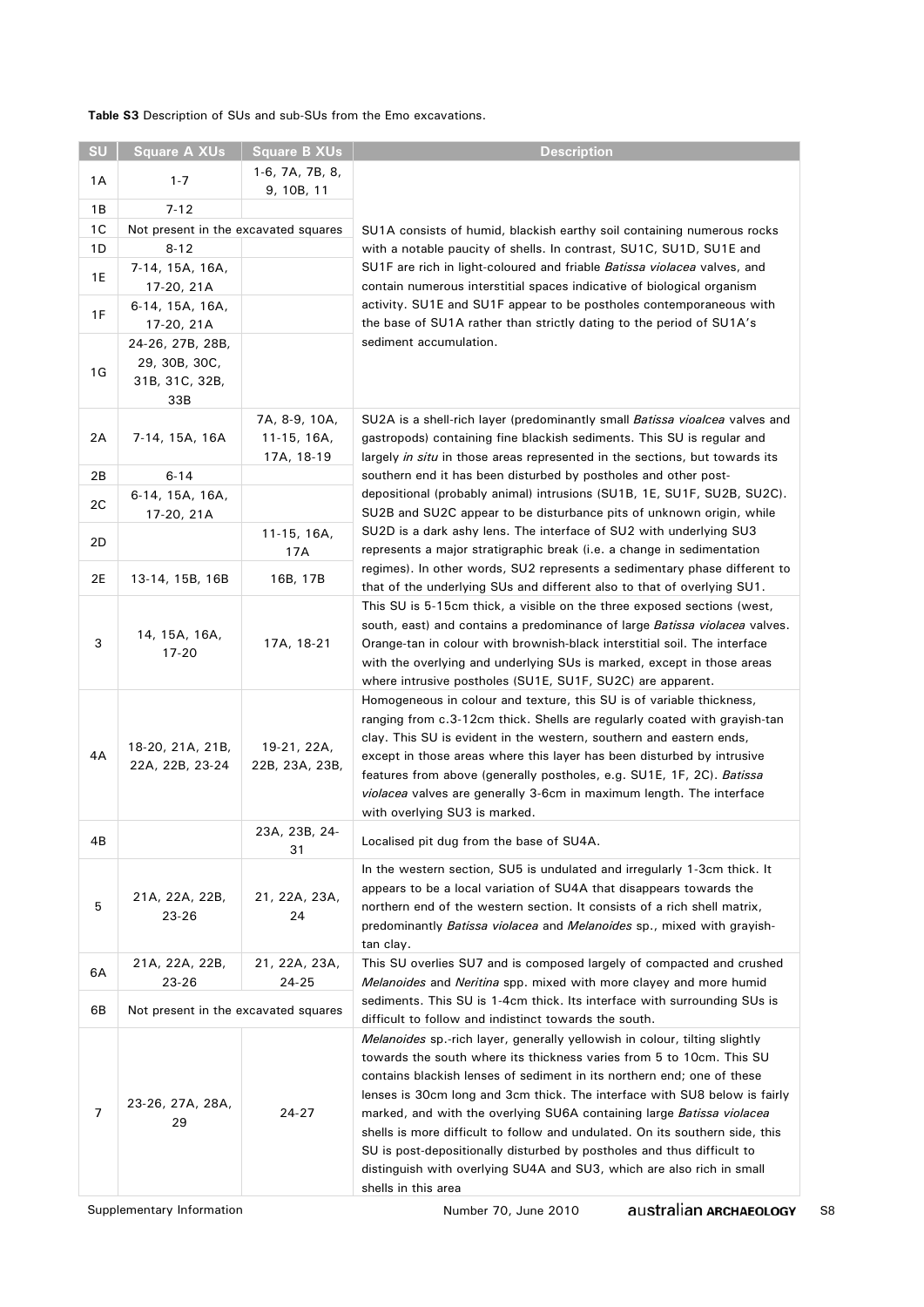**Table S3** Description of SUs and sub-SUs from the Emo excavations.

| SU | Square A XUs | Square B XUs | Description |
|---|---|---|---|
| 1A | 1-7 | 1-6, 7A, 7B, 8, 9, 10B, 11 | SU1A consists of humid, blackish earthy soil containing numerous rocks with a notable paucity of shells. In contrast, SU1C, SU1D, SU1E and SU1F are rich in light-coloured and friable *Batissa violacea* valves, and contain numerous interstitial spaces indicative of biological organism activity. SU1E and SU1F appear to be postholes contemporaneous with the base of SU1A rather than strictly dating to the period of SU1A's sediment accumulation. |
| 1B | 7-12 | | |
| 1C | Not present in the excavated squares | | |
| 1D | 8-12 | | |
| 1E | 7-14, 15A, 16A, 17-20, 21A | | |
| 1F | 6-14, 15A, 16A, 17-20, 21A | | |
| 1G | 24-26, 27B, 28B, 29, 30B, 30C, 31B, 31C, 32B, 33B | | |
| 2A | 7-14, 15A, 16A | 7A, 8-9, 10A, 11-15, 16A, 17A, 18-19 | SU2A is a shell-rich layer (predominantly small *Batissa vioalcea* valves and gastropods) containing fine blackish sediments. This SU is regular and largely *in situ* in those areas represented in the sections, but towards its southern end it has been disturbed by postholes and other post-depositional (probably animal) intrusions (SU1B, 1E, SU1F, SU2B, SU2C). SU2B and SU2C appear to be disturbance pits of unknown origin, while SU2D is a dark ashy lens. The interface of SU2 with underlying SU3 represents a major stratigraphic break (i.e. a change in sedimentation regimes). In other words, SU2 represents a sedimentary phase different to that of the underlying SUs and different also to that of overlying SU1. |
| 2B | 6-14 | | |
| 2C | 6-14, 15A, 16A, 17-20, 21A | | |
| 2D | | 11-15, 16A, 17A | |
| 2E | 13-14, 15B, 16B | 16B, 17B | |
| 3 | 14, 15A, 16A, 17-20 | 17A, 18-21 | This SU is 5-15cm thick, a visible on the three exposed sections (west, south, east) and contains a predominance of large *Batissa violacea* valves. Orange-tan in colour with brownish-black interstitial soil. The interface with the overlying and underlying SUs is marked, except in those areas where intrusive postholes (SU1E, SU1F, SU2C) are apparent. |
| 4A | 18-20, 21A, 21B, 22A, 22B, 23-24 | 19-21, 22A, 22B, 23A, 23B, | Homogeneous in colour and texture, this SU is of variable thickness, ranging from c.3-12cm thick. Shells are regularly coated with grayish-tan clay. This SU is evident in the western, southern and eastern ends, except in those areas where this layer has been disturbed by intrusive features from above (generally postholes, e.g. SU1E, 1F, 2C). *Batissa violacea* valves are generally 3-6cm in maximum length. The interface with overlying SU3 is marked. |
| 4B | | 23A, 23B, 24-31 | Localised pit dug from the base of SU4A. |
| 5 | 21A, 22A, 22B, 23-26 | 21, 22A, 23A, 24 | In the western section, SU5 is undulated and irregularly 1-3cm thick. It appears to be a local variation of SU4A that disappears towards the northern end of the western section. It consists of a rich shell matrix, predominantly *Batissa violacea* and *Melanoides* sp., mixed with grayish-tan clay. |
| 6A | 21A, 22A, 22B, 23-26 | 21, 22A, 23A, 24-25 | This SU overlies SU7 and is composed largely of compacted and crushed *Melanoides* and *Neritina* spp. mixed with more clayey and more humid sediments. This SU is 1-4cm thick. Its interface with surrounding SUs is difficult to follow and indistinct towards the south. |
| 6B | Not present in the excavated squares | | |
| 7 | 23-26, 27A, 28A, 29 | 24-27 | *Melanoides* sp.-rich layer, generally yellowish in colour, tilting slightly towards the south where its thickness varies from 5 to 10cm. This SU contains blackish lenses of sediment in its northern end; one of these lenses is 30cm long and 3cm thick. The interface with SU8 below is fairly marked, and with the overlying SU6A containing large *Batissa violacea* shells is more difficult to follow and undulated. On its southern side, this SU is post-depositionally disturbed by postholes and thus difficult to distinguish with overlying SU4A and SU3, which are also rich in small shells in this area |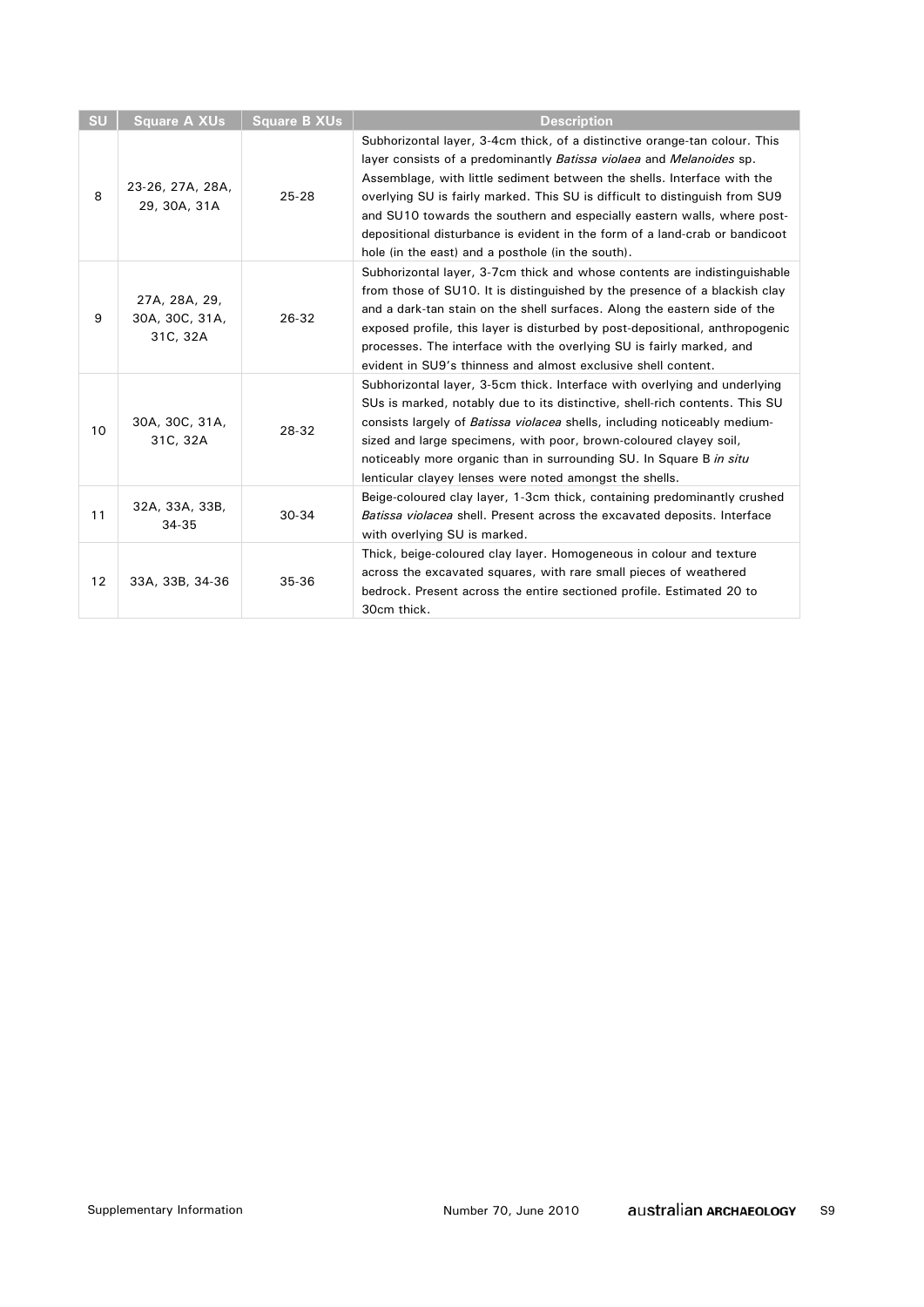| SU | Square A XUs | Square B XUs | Description |
|---|---|---|---|
| 8 | 23-26, 27A, 28A, 29, 30A, 31A | 25-28 | Subhorizontal layer, 3-4cm thick, of a distinctive orange-tan colour. This layer consists of a predominantly *Batissa violaea* and *Melanoides* sp. Assemblage, with little sediment between the shells. Interface with the overlying SU is fairly marked. This SU is difficult to distinguish from SU9 and SU10 towards the southern and especially eastern walls, where post-depositional disturbance is evident in the form of a land-crab or bandicoot hole (in the east) and a posthole (in the south). |
| 9 | 27A, 28A, 29, 30A, 30C, 31A, 31C, 32A | 26-32 | Subhorizontal layer, 3-7cm thick and whose contents are indistinguishable from those of SU10. It is distinguished by the presence of a blackish clay and a dark-tan stain on the shell surfaces. Along the eastern side of the exposed profile, this layer is disturbed by post-depositional, anthropogenic processes. The interface with the overlying SU is fairly marked, and evident in SU9's thinness and almost exclusive shell content. |
| 10 | 30A, 30C, 31A, 31C, 32A | 28-32 | Subhorizontal layer, 3-5cm thick. Interface with overlying and underlying SUs is marked, notably due to its distinctive, shell-rich contents. This SU consists largely of *Batissa violacea* shells, including noticeably medium-sized and large specimens, with poor, brown-coloured clayey soil, noticeably more organic than in surrounding SU. In Square B *in situ* lenticular clayey lenses were noted amongst the shells. |
| 11 | 32A, 33A, 33B, 34-35 | 30-34 | Beige-coloured clay layer, 1-3cm thick, containing predominantly crushed *Batissa violacea* shell. Present across the excavated deposits. Interface with overlying SU is marked. |
| 12 | 33A, 33B, 34-36 | 35-36 | Thick, beige-coloured clay layer. Homogeneous in colour and texture across the excavated squares, with rare small pieces of weathered bedrock. Present across the entire sectioned profile. Estimated 20 to 30cm thick. |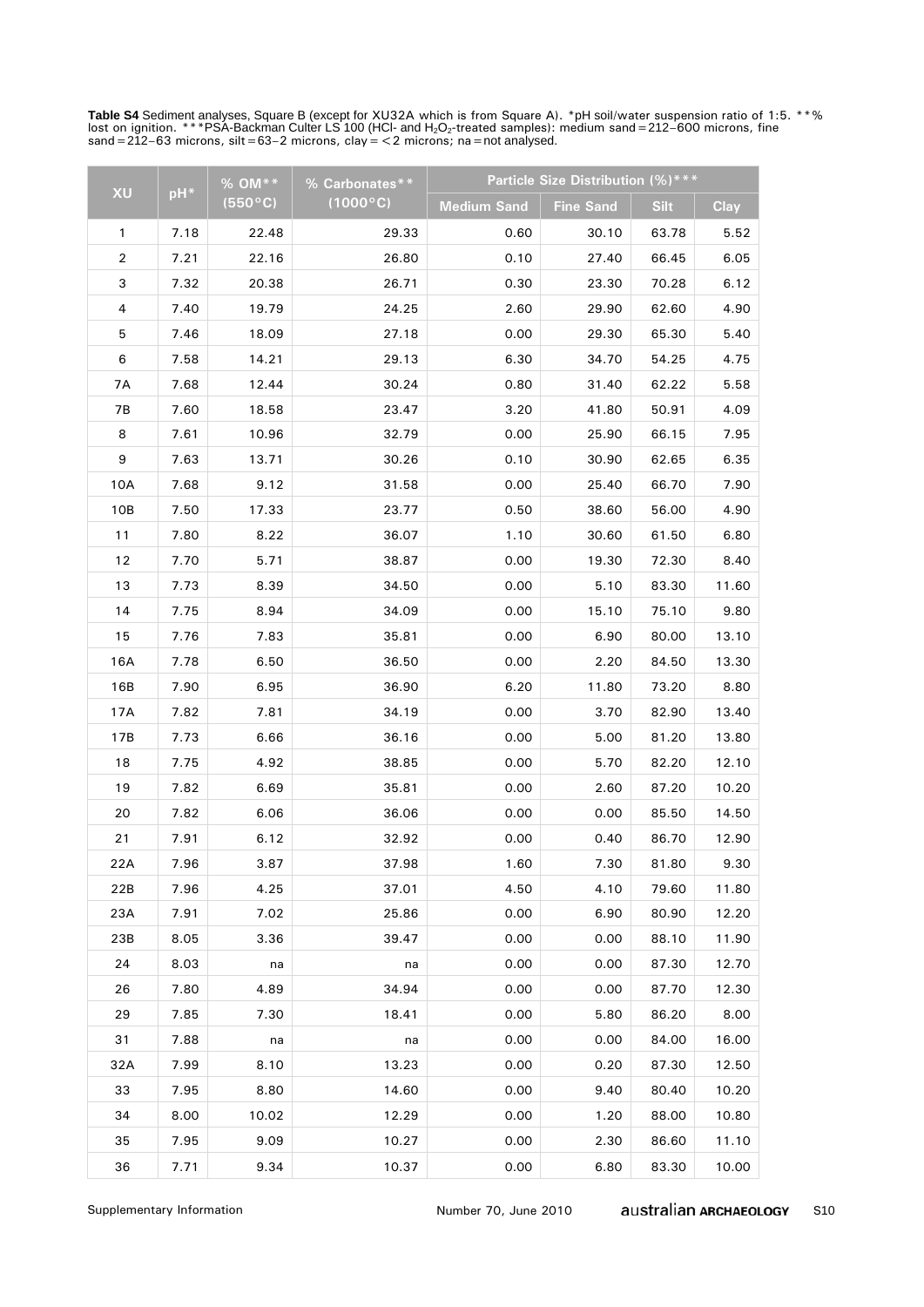**Table S4** Sediment analyses, Square B (except for XU32A which is from Square A). *pH soil/water suspension ratio of 1:5. **% lost on ignition. ***PSA-Backman Culter LS 100 (HCl- and $H_2O_2$-treated samples): medium sand = 212–600 microns, fine sand = 212–63 microns, silt = 63–2 microns, clay = < 2 microns; na = not analysed.

| XU | pH* | % OM** (550°C) | % Carbonates** (1000°C) | Particle Size Distribution (%)*** | | | |
|---|---|---|---|---|---|---|---|
| | | | | Medium Sand | Fine Sand | Silt | Clay |
| 1 | 7.18 | 22.48 | 29.33 | 0.60 | 30.10 | 63.78 | 5.52 |
| 2 | 7.21 | 22.16 | 26.80 | 0.10 | 27.40 | 66.45 | 6.05 |
| 3 | 7.32 | 20.38 | 26.71 | 0.30 | 23.30 | 70.28 | 6.12 |
| 4 | 7.40 | 19.79 | 24.25 | 2.60 | 29.90 | 62.60 | 4.90 |
| 5 | 7.46 | 18.09 | 27.18 | 0.00 | 29.30 | 65.30 | 5.40 |
| 6 | 7.58 | 14.21 | 29.13 | 6.30 | 34.70 | 54.25 | 4.75 |
| 7A | 7.68 | 12.44 | 30.24 | 0.80 | 31.40 | 62.22 | 5.58 |
| 7B | 7.60 | 18.58 | 23.47 | 3.20 | 41.80 | 50.91 | 4.09 |
| 8 | 7.61 | 10.96 | 32.79 | 0.00 | 25.90 | 66.15 | 7.95 |
| 9 | 7.63 | 13.71 | 30.26 | 0.10 | 30.90 | 62.65 | 6.35 |
| 10A | 7.68 | 9.12 | 31.58 | 0.00 | 25.40 | 66.70 | 7.90 |
| 10B | 7.50 | 17.33 | 23.77 | 0.50 | 38.60 | 56.00 | 4.90 |
| 11 | 7.80 | 8.22 | 36.07 | 1.10 | 30.60 | 61.50 | 6.80 |
| 12 | 7.70 | 5.71 | 38.87 | 0.00 | 19.30 | 72.30 | 8.40 |
| 13 | 7.73 | 8.39 | 34.50 | 0.00 | 5.10 | 83.30 | 11.60 |
| 14 | 7.75 | 8.94 | 34.09 | 0.00 | 15.10 | 75.10 | 9.80 |
| 15 | 7.76 | 7.83 | 35.81 | 0.00 | 6.90 | 80.00 | 13.10 |
| 16A | 7.78 | 6.50 | 36.50 | 0.00 | 2.20 | 84.50 | 13.30 |
| 16B | 7.90 | 6.95 | 36.90 | 6.20 | 11.80 | 73.20 | 8.80 |
| 17A | 7.82 | 7.81 | 34.19 | 0.00 | 3.70 | 82.90 | 13.40 |
| 17B | 7.73 | 6.66 | 36.16 | 0.00 | 5.00 | 81.20 | 13.80 |
| 18 | 7.75 | 4.92 | 38.85 | 0.00 | 5.70 | 82.20 | 12.10 |
| 19 | 7.82 | 6.69 | 35.81 | 0.00 | 2.60 | 87.20 | 10.20 |
| 20 | 7.82 | 6.06 | 36.06 | 0.00 | 0.00 | 85.50 | 14.50 |
| 21 | 7.91 | 6.12 | 32.92 | 0.00 | 0.40 | 86.70 | 12.90 |
| 22A | 7.96 | 3.87 | 37.98 | 1.60 | 7.30 | 81.80 | 9.30 |
| 22B | 7.96 | 4.25 | 37.01 | 4.50 | 4.10 | 79.60 | 11.80 |
| 23A | 7.91 | 7.02 | 25.86 | 0.00 | 6.90 | 80.90 | 12.20 |
| 23B | 8.05 | 3.36 | 39.47 | 0.00 | 0.00 | 88.10 | 11.90 |
| 24 | 8.03 | na | na | 0.00 | 0.00 | 87.30 | 12.70 |
| 26 | 7.80 | 4.89 | 34.94 | 0.00 | 0.00 | 87.70 | 12.30 |
| 29 | 7.85 | 7.30 | 18.41 | 0.00 | 5.80 | 86.20 | 8.00 |
| 31 | 7.88 | na | na | 0.00 | 0.00 | 84.00 | 16.00 |
| 32A | 7.99 | 8.10 | 13.23 | 0.00 | 0.20 | 87.30 | 12.50 |
| 33 | 7.95 | 8.80 | 14.60 | 0.00 | 9.40 | 80.40 | 10.20 |
| 34 | 8.00 | 10.02 | 12.29 | 0.00 | 1.20 | 88.00 | 10.80 |
| 35 | 7.95 | 9.09 | 10.27 | 0.00 | 2.30 | 86.60 | 11.10 |
| 36 | 7.71 | 9.34 | 10.37 | 0.00 | 6.80 | 83.30 | 10.00 |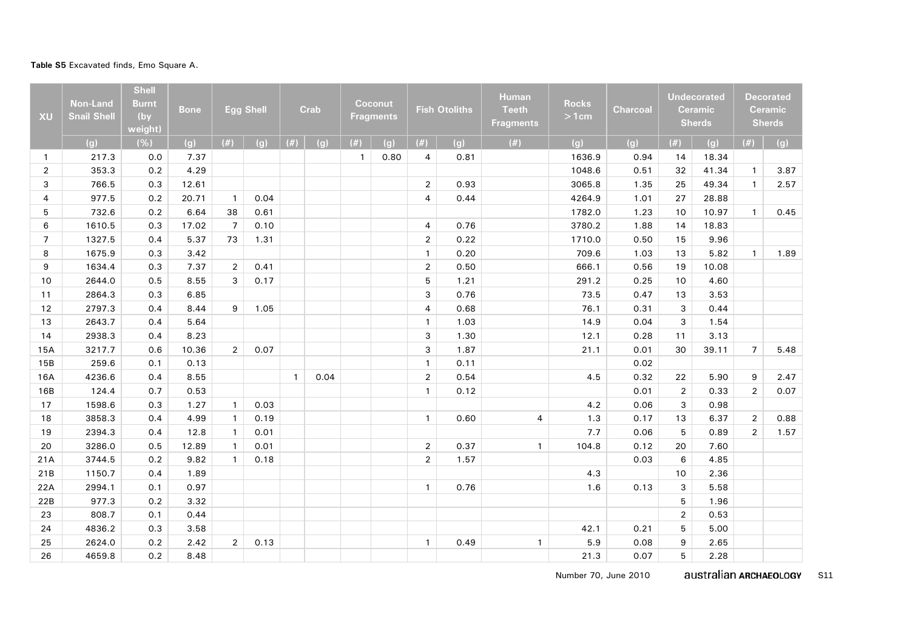**Table S5** Excavated finds, Emo Square A.

| XU | Non-Land Snail Shell | Shell Burnt (by weight) | Bone | Egg Shell | | Crab | | Coconut Fragments | | Fish Otoliths | | Human Teeth Fragments | Rocks >1cm | Charcoal | Undecorated Ceramic Sherds | | Decorated Ceramic Sherds | |
|---|---|---|---|---|---|---|---|---|---|---|---|---|---|---|---|---|---|---|
| | (g) | (%) | (g) | (#) | (g) | (#) | (g) | (#) | (g) | (#) | (g) | (#) | (g) | (g) | (#) | (g) | (#) | (g) |
| 1 | 217.3 | 0.0 | 7.37 | | | | | 1 | 0.80 | 4 | 0.81 | | 1636.9 | 0.94 | 14 | 18.34 | | |
| 2 | 353.3 | 0.2 | 4.29 | | | | | | | | | | 1048.6 | 0.51 | 32 | 41.34 | 1 | 3.87 |
| 3 | 766.5 | 0.3 | 12.61 | | | | | | | 2 | 0.93 | | 3065.8 | 1.35 | 25 | 49.34 | 1 | 2.57 |
| 4 | 977.5 | 0.2 | 20.71 | 1 | 0.04 | | | | | 4 | 0.44 | | 4264.9 | 1.01 | 27 | 28.88 | | |
| 5 | 732.6 | 0.2 | 6.64 | 38 | 0.61 | | | | | | | | 1782.0 | 1.23 | 10 | 10.97 | 1 | 0.45 |
| 6 | 1610.5 | 0.3 | 17.02 | 7 | 0.10 | | | | | 4 | 0.76 | | 3780.2 | 1.88 | 14 | 18.83 | | |
| 7 | 1327.5 | 0.4 | 5.37 | 73 | 1.31 | | | | | 2 | 0.22 | | 1710.0 | 0.50 | 15 | 9.96 | | |
| 8 | 1675.9 | 0.3 | 3.42 | | | | | | | 1 | 0.20 | | 709.6 | 1.03 | 13 | 5.82 | 1 | 1.89 |
| 9 | 1634.4 | 0.3 | 7.37 | 2 | 0.41 | | | | | 2 | 0.50 | | 666.1 | 0.56 | 19 | 10.08 | | |
| 10 | 2644.0 | 0.5 | 8.55 | 3 | 0.17 | | | | | 5 | 1.21 | | 291.2 | 0.25 | 10 | 4.60 | | |
| 11 | 2864.3 | 0.3 | 6.85 | | | | | | | 3 | 0.76 | | 73.5 | 0.47 | 13 | 3.53 | | |
| 12 | 2797.3 | 0.4 | 8.44 | 9 | 1.05 | | | | | 4 | 0.68 | | 76.1 | 0.31 | 3 | 0.44 | | |
| 13 | 2643.7 | 0.4 | 5.64 | | | | | | | 1 | 1.03 | | 14.9 | 0.04 | 3 | 1.54 | | |
| 14 | 2938.3 | 0.4 | 8.23 | | | | | | | 3 | 1.30 | | 12.1 | 0.28 | 11 | 3.13 | | |
| 15A | 3217.7 | 0.6 | 10.36 | 2 | 0.07 | | | | | 3 | 1.87 | | 21.1 | 0.01 | 30 | 39.11 | 7 | 5.48 |
| 15B | 259.6 | 0.1 | 0.13 | | | | | | | 1 | 0.11 | | | 0.02 | | | | |
| 16A | 4236.6 | 0.4 | 8.55 | | | 1 | 0.04 | | | 2 | 0.54 | | 4.5 | 0.32 | 22 | 5.90 | 9 | 2.47 |
| 16B | 124.4 | 0.7 | 0.53 | | | | | | | 1 | 0.12 | | | 0.01 | 2 | 0.33 | 2 | 0.07 |
| 17 | 1598.6 | 0.3 | 1.27 | 1 | 0.03 | | | | | | | | 4.2 | 0.06 | 3 | 0.98 | | |
| 18 | 3858.3 | 0.4 | 4.99 | 1 | 0.19 | | | | | 1 | 0.60 | 4 | 1.3 | 0.17 | 13 | 6.37 | 2 | 0.88 |
| 19 | 2394.3 | 0.4 | 12.8 | 1 | 0.01 | | | | | | | | 7.7 | 0.06 | 5 | 0.89 | 2 | 1.57 |
| 20 | 3286.0 | 0.5 | 12.89 | 1 | 0.01 | | | | | 2 | 0.37 | 1 | 104.8 | 0.12 | 20 | 7.60 | | |
| 21A | 3744.5 | 0.2 | 9.82 | 1 | 0.18 | | | | | 2 | 1.57 | | | 0.03 | 6 | 4.85 | | |
| 21B | 1150.7 | 0.4 | 1.89 | | | | | | | | | | 4.3 | | 10 | 2.36 | | |
| 22A | 2994.1 | 0.1 | 0.97 | | | | | | | 1 | 0.76 | | 1.6 | 0.13 | 3 | 5.58 | | |
| 22B | 977.3 | 0.2 | 3.32 | | | | | | | | | | | | 5 | 1.96 | | |
| 23 | 808.7 | 0.1 | 0.44 | | | | | | | | | | | | 2 | 0.53 | | |
| 24 | 4836.2 | 0.3 | 3.58 | | | | | | | | | | 42.1 | 0.21 | 5 | 5.00 | | |
| 25 | 2624.0 | 0.2 | 2.42 | 2 | 0.13 | | | | | 1 | 0.49 | 1 | 5.9 | 0.08 | 9 | 2.65 | | |
| 26 | 4659.8 | 0.2 | 8.48 | | | | | | | | | | 21.3 | 0.07 | 5 | 2.28 | | |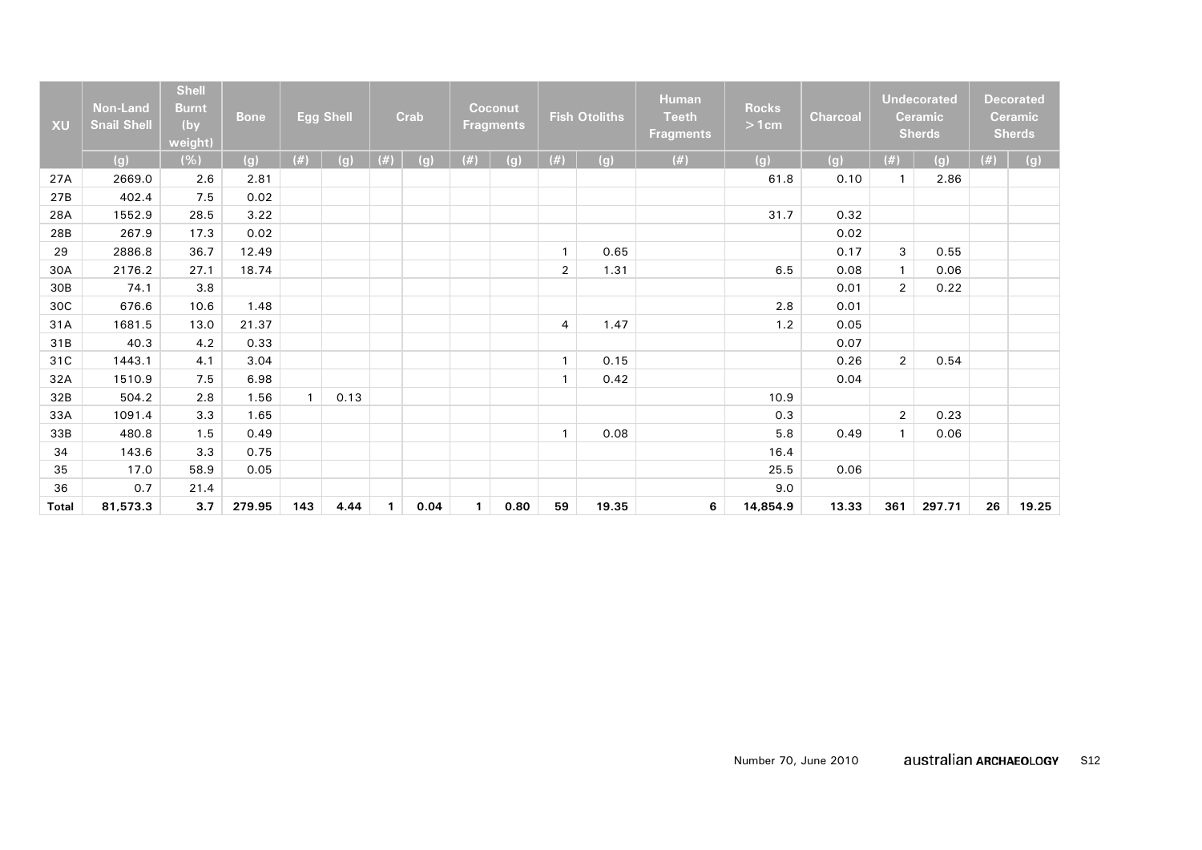| XU | Non-Land Snail Shell | Shell Burnt (by weight) | Bone | Egg Shell | | Crab | | Coconut Fragments | | Fish Otoliths | | Human Teeth Fragments | Rocks >1cm | Charcoal | Undecorated Ceramic Sherds | | Decorated Ceramic Sherds | |
|---|---|---|---|---|---|---|---|---|---|---|---|---|---|---|---|---|---|---|
| | (g) | (%) | (g) | (#) | (g) | (#) | (g) | (#) | (g) | (#) | (g) | (#) | (g) | (g) | (#) | (g) | (#) | (g) |
| 27A | 2669.0 | 2.6 | 2.81 | | | | | | | | | | 61.8 | 0.10 | 1 | 2.86 | | |
| 27B | 402.4 | 7.5 | 0.02 | | | | | | | | | | | | | | | |
| 28A | 1552.9 | 28.5 | 3.22 | | | | | | | | | | 31.7 | 0.32 | | | | |
| 28B | 267.9 | 17.3 | 0.02 | | | | | | | | | | | 0.02 | | | | |
| 29 | 2886.8 | 36.7 | 12.49 | | | | | | | 1 | 0.65 | | | 0.17 | 3 | 0.55 | | |
| 30A | 2176.2 | 27.1 | 18.74 | | | | | | | 2 | 1.31 | | 6.5 | 0.08 | 1 | 0.06 | | |
| 30B | 74.1 | 3.8 | | | | | | | | | | | | 0.01 | 2 | 0.22 | | |
| 30C | 676.6 | 10.6 | 1.48 | | | | | | | | | | 2.8 | 0.01 | | | | |
| 31A | 1681.5 | 13.0 | 21.37 | | | | | | | 4 | 1.47 | | 1.2 | 0.05 | | | | |
| 31B | 40.3 | 4.2 | 0.33 | | | | | | | | | | | 0.07 | | | | |
| 31C | 1443.1 | 4.1 | 3.04 | | | | | | | 1 | 0.15 | | | 0.26 | 2 | 0.54 | | |
| 32A | 1510.9 | 7.5 | 6.98 | | | | | | | 1 | 0.42 | | | 0.04 | | | | |
| 32B | 504.2 | 2.8 | 1.56 | 1 | 0.13 | | | | | | | | 10.9 | | | | | |
| 33A | 1091.4 | 3.3 | 1.65 | | | | | | | | | | 0.3 | | 2 | 0.23 | | |
| 33B | 480.8 | 1.5 | 0.49 | | | | | | | 1 | 0.08 | | 5.8 | 0.49 | 1 | 0.06 | | |
| 34 | 143.6 | 3.3 | 0.75 | | | | | | | | | | 16.4 | | | | | |
| 35 | 17.0 | 58.9 | 0.05 | | | | | | | | | | 25.5 | 0.06 | | | | |
| 36 | 0.7 | 21.4 | | | | | | | | | | | 9.0 | | | | | |
| **Total** | **81,573.3** | **3.7** | **279.95** | **143** | **4.44** | **1** | **0.04** | **1** | **0.80** | **59** | **19.35** | **6** | **14,854.9** | **13.33** | **361** | **297.71** | **26** | **19.25** |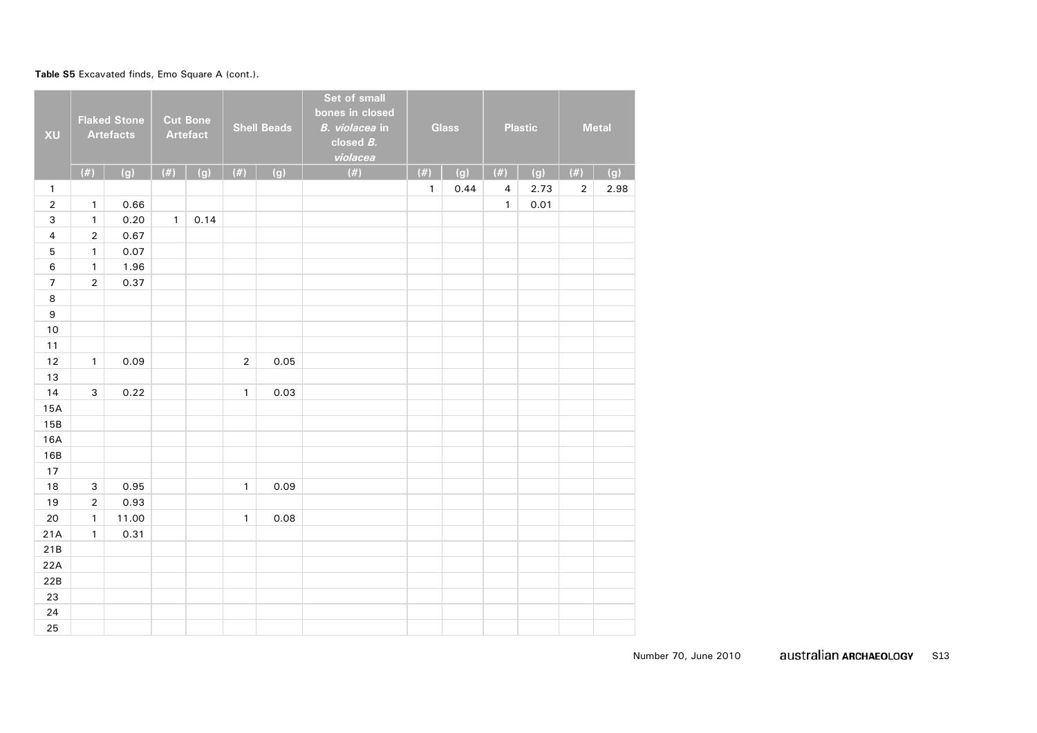**Table S5** Excavated finds, Emo Square A (cont.).

| XU | Flaked Stone Artefacts | | Cut Bone Artefact | | Shell Beads | | Set of small bones in closed *B. violacea* in closed *B. violacea* | Glass | | Plastic | | Metal | |
|---|---|---|---|---|---|---|---|---|---|---|---|---|---|
| | (#) | (g) | (#) | (g) | (#) | (g) | (#) | (#) | (g) | (#) | (g) | (#) | (g) |
| 1 | | | | | | | | 1 | 0.44 | 4 | 2.73 | 2 | 2.98 |
| 2 | 1 | 0.66 | | | | | | | | 1 | 0.01 | | |
| 3 | 1 | 0.20 | 1 | 0.14 | | | | | | | | | |
| 4 | 2 | 0.67 | | | | | | | | | | | |
| 5 | 1 | 0.07 | | | | | | | | | | | |
| 6 | 1 | 1.96 | | | | | | | | | | | |
| 7 | 2 | 0.37 | | | | | | | | | | | |
| 8 | | | | | | | | | | | | | |
| 9 | | | | | | | | | | | | | |
| 10 | | | | | | | | | | | | | |
| 11 | | | | | | | | | | | | | |
| 12 | 1 | 0.09 | | | 2 | 0.05 | | | | | | | |
| 13 | | | | | | | | | | | | | |
| 14 | 3 | 0.22 | | | 1 | 0.03 | | | | | | | |
| 15A | | | | | | | | | | | | | |
| 15B | | | | | | | | | | | | | |
| 16A | | | | | | | | | | | | | |
| 16B | | | | | | | | | | | | | |
| 17 | | | | | | | | | | | | | |
| 18 | 3 | 0.95 | | | 1 | 0.09 | | | | | | | |
| 19 | 2 | 0.93 | | | | | | | | | | | |
| 20 | 1 | 11.00 | | | 1 | 0.08 | | | | | | | |
| 21A | 1 | 0.31 | | | | | | | | | | | |
| 21B | | | | | | | | | | | | | |
| 22A | | | | | | | | | | | | | |
| 22B | | | | | | | | | | | | | |
| 23 | | | | | | | | | | | | | |
| 24 | | | | | | | | | | | | | |
| 25 | | | | | | | | | | | | | |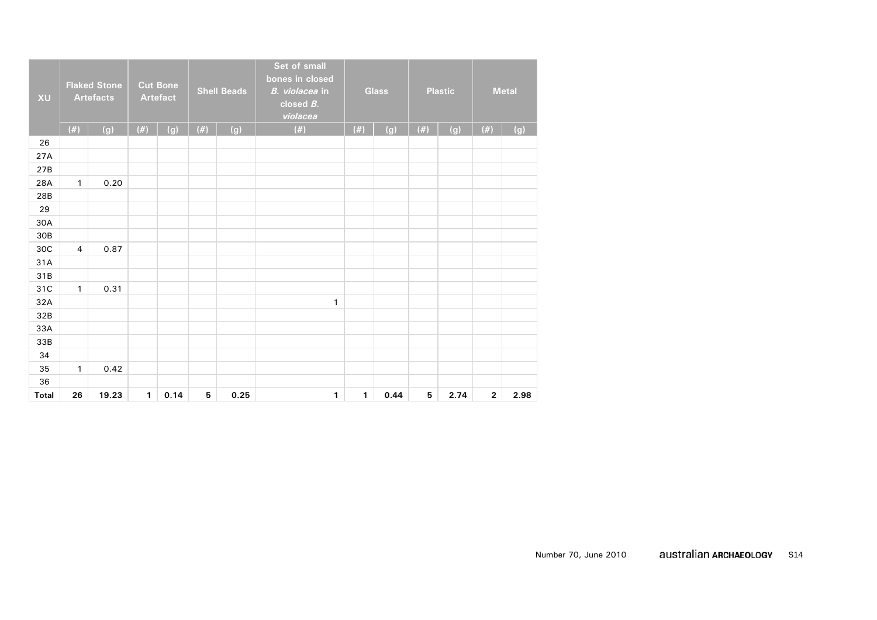| XU | Flaked Stone Artefacts | | Cut Bone Artefact | | Shell Beads | | Set of small bones in closed *B. violacea* in closed *B. violacea* | Glass | | Plastic | | Metal | |
|---|---|---|---|---|---|---|---|---|---|---|---|---|---|
| | (#) | (g) | (#) | (g) | (#) | (g) | (#) | (#) | (g) | (#) | (g) | (#) | (g) |
| 26 | | | | | | | | | | | | | |
| 27A | | | | | | | | | | | | | |
| 27B | | | | | | | | | | | | | |
| 28A | 1 | 0.20 | | | | | | | | | | | |
| 28B | | | | | | | | | | | | | |
| 29 | | | | | | | | | | | | | |
| 30A | | | | | | | | | | | | | |
| 30B | | | | | | | | | | | | | |
| 30C | 4 | 0.87 | | | | | | | | | | | |
| 31A | | | | | | | | | | | | | |
| 31B | | | | | | | | | | | | | |
| 31C | 1 | 0.31 | | | | | | | | | | | |
| 32A | | | | | | | 1 | | | | | | |
| 32B | | | | | | | | | | | | | |
| 33A | | | | | | | | | | | | | |
| 33B | | | | | | | | | | | | | |
| 34 | | | | | | | | | | | | | |
| 35 | 1 | 0.42 | | | | | | | | | | | |
| 36 | | | | | | | | | | | | | |
| **Total** | **26** | **19.23** | **1** | **0.14** | **5** | **0.25** | **1** | **1** | **0.44** | **5** | **2.74** | **2** | **2.98** |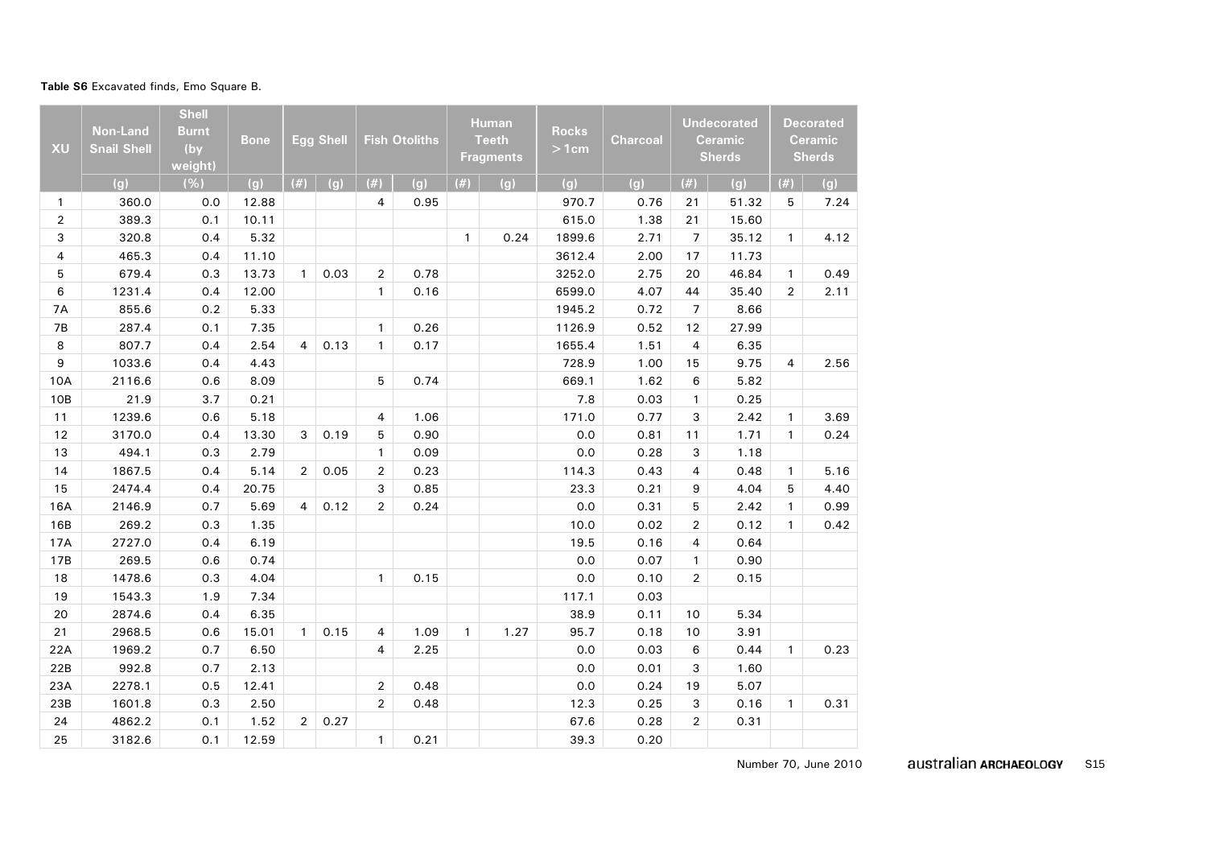**Table S6** Excavated finds, Emo Square B.

| XU | Non-Land Snail Shell | Shell Burnt (by weight) | Bone | Egg Shell | | Fish Otoliths | | Human Teeth Fragments | | Rocks > 1cm | Charcoal | Undecorated Ceramic Sherds | | Decorated Ceramic Sherds | |
|---|---|---|---|---|---|---|---|---|---|---|---|---|---|---|---|
| | (g) | (%) | (g) | (#) | (g) | (#) | (g) | (#) | (g) | (g) | (g) | (#) | (g) | (#) | (g) |
| 1 | 360.0 | 0.0 | 12.88 | | | 4 | 0.95 | | | 970.7 | 0.76 | 21 | 51.32 | 5 | 7.24 |
| 2 | 389.3 | 0.1 | 10.11 | | | | | | | 615.0 | 1.38 | 21 | 15.60 | | |
| 3 | 320.8 | 0.4 | 5.32 | | | | | 1 | 0.24 | 1899.6 | 2.71 | 7 | 35.12 | 1 | 4.12 |
| 4 | 465.3 | 0.4 | 11.10 | | | | | | | 3612.4 | 2.00 | 17 | 11.73 | | |
| 5 | 679.4 | 0.3 | 13.73 | 1 | 0.03 | 2 | 0.78 | | | 3252.0 | 2.75 | 20 | 46.84 | 1 | 0.49 |
| 6 | 1231.4 | 0.4 | 12.00 | | | 1 | 0.16 | | | 6599.0 | 4.07 | 44 | 35.40 | 2 | 2.11 |
| 7A | 855.6 | 0.2 | 5.33 | | | | | | | 1945.2 | 0.72 | 7 | 8.66 | | |
| 7B | 287.4 | 0.1 | 7.35 | | | 1 | 0.26 | | | 1126.9 | 0.52 | 12 | 27.99 | | |
| 8 | 807.7 | 0.4 | 2.54 | 4 | 0.13 | 1 | 0.17 | | | 1655.4 | 1.51 | 4 | 6.35 | | |
| 9 | 1033.6 | 0.4 | 4.43 | | | | | | | 728.9 | 1.00 | 15 | 9.75 | 4 | 2.56 |
| 10A | 2116.6 | 0.6 | 8.09 | | | 5 | 0.74 | | | 669.1 | 1.62 | 6 | 5.82 | | |
| 10B | 21.9 | 3.7 | 0.21 | | | | | | | 7.8 | 0.03 | 1 | 0.25 | | |
| 11 | 1239.6 | 0.6 | 5.18 | | | 4 | 1.06 | | | 171.0 | 0.77 | 3 | 2.42 | 1 | 3.69 |
| 12 | 3170.0 | 0.4 | 13.30 | 3 | 0.19 | 5 | 0.90 | | | 0.0 | 0.81 | 11 | 1.71 | 1 | 0.24 |
| 13 | 494.1 | 0.3 | 2.79 | | | 1 | 0.09 | | | 0.0 | 0.28 | 3 | 1.18 | | |
| 14 | 1867.5 | 0.4 | 5.14 | 2 | 0.05 | 2 | 0.23 | | | 114.3 | 0.43 | 4 | 0.48 | 1 | 5.16 |
| 15 | 2474.4 | 0.4 | 20.75 | | | 3 | 0.85 | | | 23.3 | 0.21 | 9 | 4.04 | 5 | 4.40 |
| 16A | 2146.9 | 0.7 | 5.69 | 4 | 0.12 | 2 | 0.24 | | | 0.0 | 0.31 | 5 | 2.42 | 1 | 0.99 |
| 16B | 269.2 | 0.3 | 1.35 | | | | | | | 10.0 | 0.02 | 2 | 0.12 | 1 | 0.42 |
| 17A | 2727.0 | 0.4 | 6.19 | | | | | | | 19.5 | 0.16 | 4 | 0.64 | | |
| 17B | 269.5 | 0.6 | 0.74 | | | | | | | 0.0 | 0.07 | 1 | 0.90 | | |
| 18 | 1478.6 | 0.3 | 4.04 | | | 1 | 0.15 | | | 0.0 | 0.10 | 2 | 0.15 | | |
| 19 | 1543.3 | 1.9 | 7.34 | | | | | | | 117.1 | 0.03 | | | | |
| 20 | 2874.6 | 0.4 | 6.35 | | | | | | | 38.9 | 0.11 | 10 | 5.34 | | |
| 21 | 2968.5 | 0.6 | 15.01 | 1 | 0.15 | 4 | 1.09 | 1 | 1.27 | 95.7 | 0.18 | 10 | 3.91 | | |
| 22A | 1969.2 | 0.7 | 6.50 | | | 4 | 2.25 | | | 0.0 | 0.03 | 6 | 0.44 | 1 | 0.23 |
| 22B | 992.8 | 0.7 | 2.13 | | | | | | | 0.0 | 0.01 | 3 | 1.60 | | |
| 23A | 2278.1 | 0.5 | 12.41 | | | 2 | 0.48 | | | 0.0 | 0.24 | 19 | 5.07 | | |
| 23B | 1601.8 | 0.3 | 2.50 | | | 2 | 0.48 | | | 12.3 | 0.25 | 3 | 0.16 | 1 | 0.31 |
| 24 | 4862.2 | 0.1 | 1.52 | 2 | 0.27 | | | | | 67.6 | 0.28 | 2 | 0.31 | | |
| 25 | 3182.6 | 0.1 | 12.59 | | | 1 | 0.21 | | | 39.3 | 0.20 | | | | |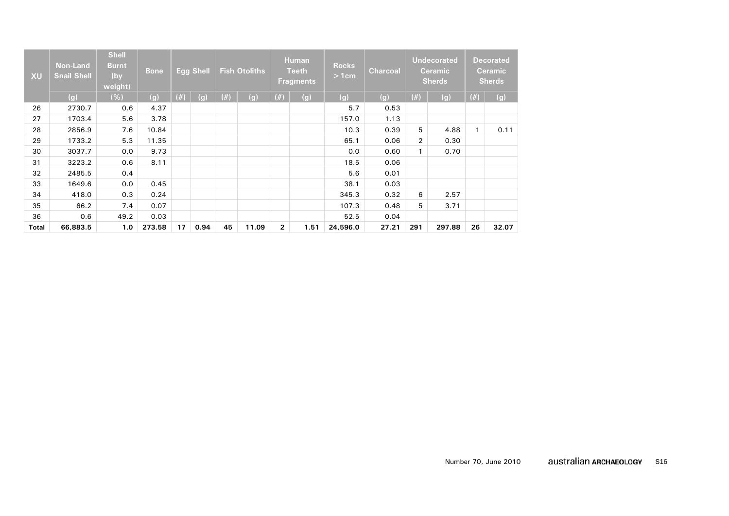| XU | Non-Land Snail Shell | Shell Burnt (by weight) | Bone | Egg Shell | | Fish Otoliths | | Human Teeth Fragments | | Rocks > 1cm | Charcoal | Undecorated Ceramic Sherds | | Decorated Ceramic Sherds | |
|---|---|---|---|---|---|---|---|---|---|---|---|---|---|---|---|
| | (g) | (%) | (g) | (#) | (g) | (#) | (g) | (#) | (g) | (g) | (g) | (#) | (g) | (#) | (g) |
| 26 | 2730.7 | 0.6 | 4.37 | | | | | | | 5.7 | 0.53 | | | | |
| 27 | 1703.4 | 5.6 | 3.78 | | | | | | | 157.0 | 1.13 | | | | |
| 28 | 2856.9 | 7.6 | 10.84 | | | | | | | 10.3 | 0.39 | 5 | 4.88 | 1 | 0.11 |
| 29 | 1733.2 | 5.3 | 11.35 | | | | | | | 65.1 | 0.06 | 2 | 0.30 | | |
| 30 | 3037.7 | 0.0 | 9.73 | | | | | | | 0.0 | 0.60 | 1 | 0.70 | | |
| 31 | 3223.2 | 0.6 | 8.11 | | | | | | | 18.5 | 0.06 | | | | |
| 32 | 2485.5 | 0.4 | | | | | | | | 5.6 | 0.01 | | | | |
| 33 | 1649.6 | 0.0 | 0.45 | | | | | | | 38.1 | 0.03 | | | | |
| 34 | 418.0 | 0.3 | 0.24 | | | | | | | 345.3 | 0.32 | 6 | 2.57 | | |
| 35 | 66.2 | 7.4 | 0.07 | | | | | | | 107.3 | 0.48 | 5 | 3.71 | | |
| 36 | 0.6 | 49.2 | 0.03 | | | | | | | 52.5 | 0.04 | | | | |
| **Total** | **66,883.5** | **1.0** | **273.58** | **17** | **0.94** | **45** | **11.09** | **2** | **1.51** | **24,596.0** | **27.21** | **291** | **297.88** | **26** | **32.07** |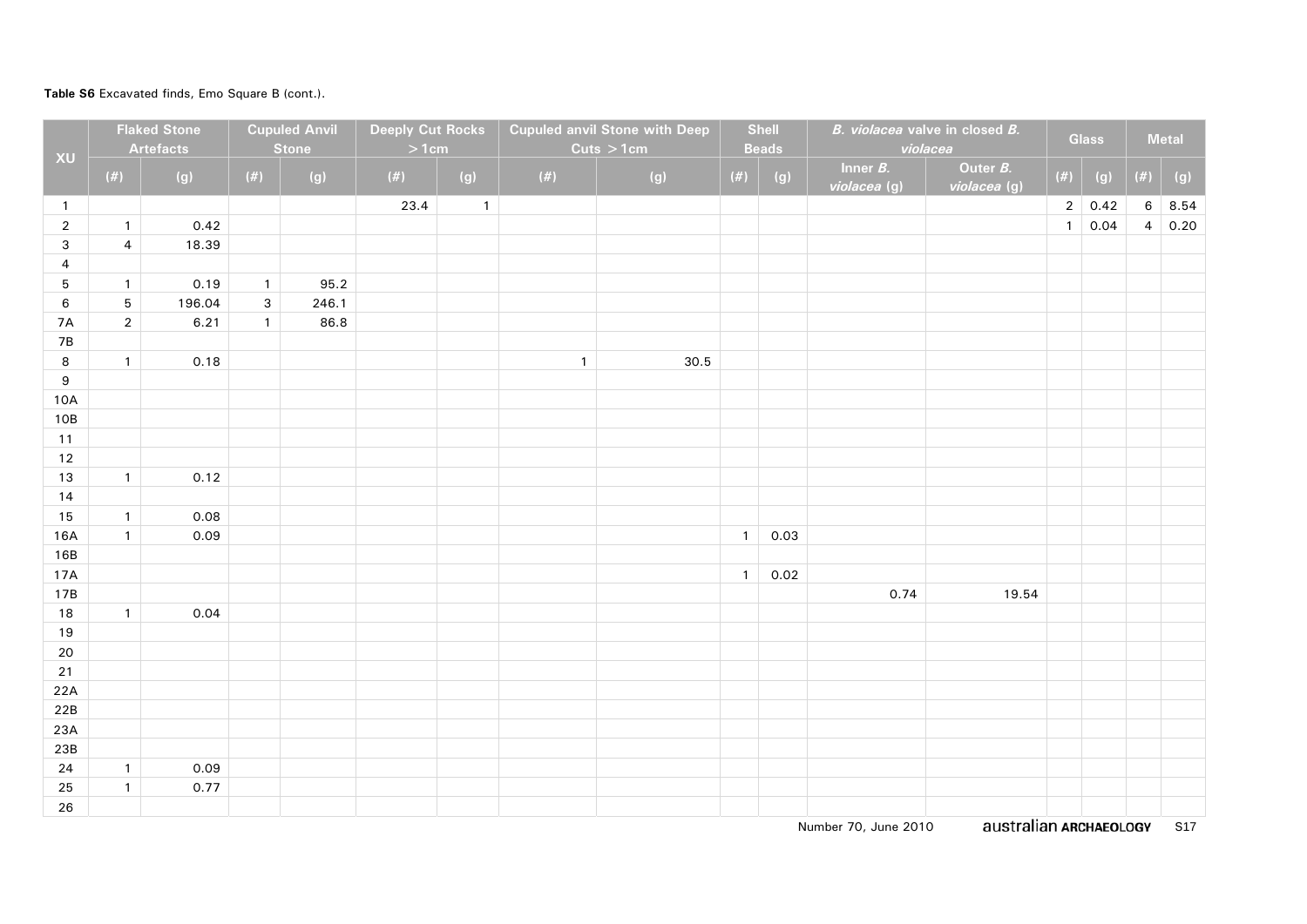**Table S6** Excavated finds, Emo Square B (cont.).

| XU | Flaked Stone Artefacts | | Cupuled Anvil Stone | | Deeply Cut Rocks >1cm | | Cupuled anvil Stone with Deep Cuts >1cm | | Shell Beads | | *B. violacea* valve in closed *B. violacea* | | Glass | | Metal | |
|---|---|---|---|---|---|---|---|---|---|---|---|---|---|---|---|---|
| | (#) | (g) | (#) | (g) | (#) | (g) | (#) | (g) | (#) | (g) | Inner *B. violacea* (g) | Outer *B. violacea* (g) | (#) | (g) | (#) | (g) |
| 1 | | | | | 23.4 | 1 | | | | | | | 2 | 0.42 | 6 | 8.54 |
| 2 | 1 | 0.42 | | | | | | | | | | | 1 | 0.04 | 4 | 0.20 |
| 3 | 4 | 18.39 | | | | | | | | | | | | | | |
| 4 | | | | | | | | | | | | | | | | |
| 5 | 1 | 0.19 | 1 | 95.2 | | | | | | | | | | | | |
| 6 | 5 | 196.04 | 3 | 246.1 | | | | | | | | | | | | |
| 7A | 2 | 6.21 | 1 | 86.8 | | | | | | | | | | | | |
| 7B | | | | | | | | | | | | | | | | |
| 8 | 1 | 0.18 | | | | | 1 | 30.5 | | | | | | | | |
| 9 | | | | | | | | | | | | | | | | |
| 10A | | | | | | | | | | | | | | | | |
| 10B | | | | | | | | | | | | | | | | |
| 11 | | | | | | | | | | | | | | | | |
| 12 | | | | | | | | | | | | | | | | |
| 13 | 1 | 0.12 | | | | | | | | | | | | | | |
| 14 | | | | | | | | | | | | | | | | |
| 15 | 1 | 0.08 | | | | | | | | | | | | | | |
| 16A | 1 | 0.09 | | | | | | | 1 | 0.03 | | | | | | |
| 16B | | | | | | | | | | | | | | | | |
| 17A | | | | | | | | | 1 | 0.02 | | | | | | |
| 17B | | | | | | | | | | | 0.74 | 19.54 | | | | |
| 18 | 1 | 0.04 | | | | | | | | | | | | | | |
| 19 | | | | | | | | | | | | | | | | |
| 20 | | | | | | | | | | | | | | | | |
| 21 | | | | | | | | | | | | | | | | |
| 22A | | | | | | | | | | | | | | | | |
| 22B | | | | | | | | | | | | | | | | |
| 23A | | | | | | | | | | | | | | | | |
| 23B | | | | | | | | | | | | | | | | |
| 24 | 1 | 0.09 | | | | | | | | | | | | | | |
| 25 | 1 | 0.77 | | | | | | | | | | | | | | |
| 26 | | | | | | | | | | | | | | | | |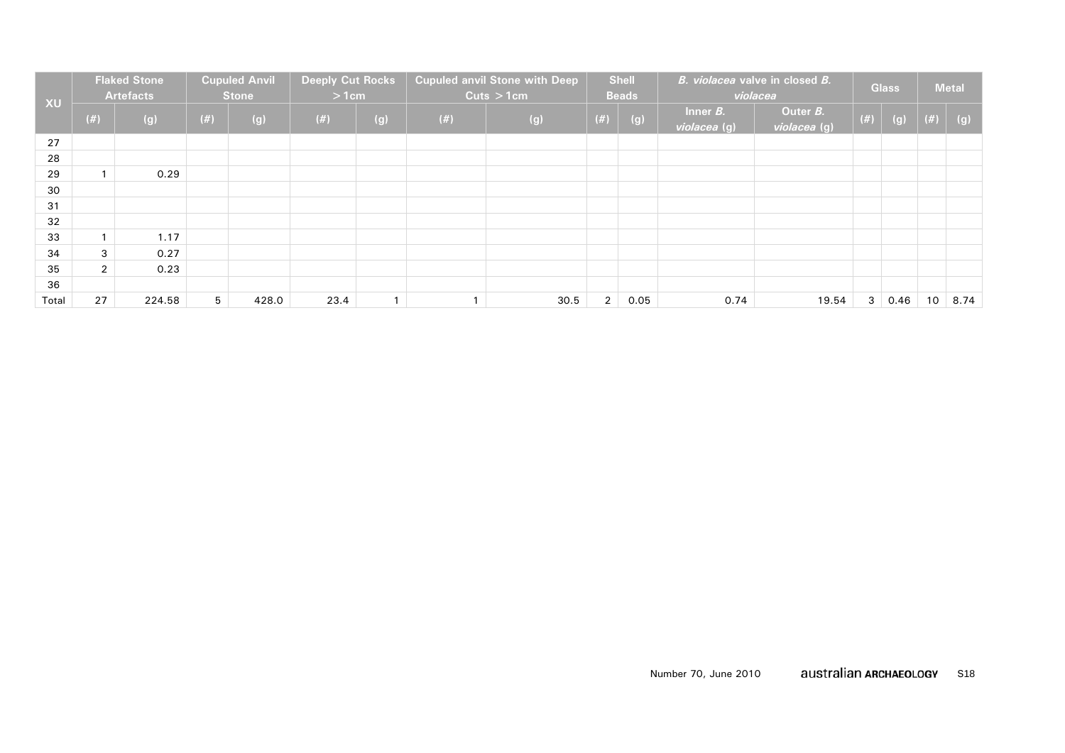| XU | Flaked Stone Artefacts | | Cupuled Anvil Stone | | Deeply Cut Rocks > 1cm | | Cupuled anvil Stone with Deep Cuts > 1cm | | Shell Beads | | *B. violacea* valve in closed *B. violacea* | | Glass | | Metal | |
|---|---|---|---|---|---|---|---|---|---|---|---|---|---|---|---|---|
| | (#) | (g) | (#) | (g) | (#) | (g) | (#) | (g) | (#) | (g) | Inner *B. violacea* (g) | Outer *B. violacea* (g) | (#) | (g) | (#) | (g) |
| 27 | | | | | | | | | | | | | | | | |
| 28 | | | | | | | | | | | | | | | | |
| 29 | 1 | 0.29 | | | | | | | | | | | | | | |
| 30 | | | | | | | | | | | | | | | | |
| 31 | | | | | | | | | | | | | | | | |
| 32 | | | | | | | | | | | | | | | | |
| 33 | 1 | 1.17 | | | | | | | | | | | | | | |
| 34 | 3 | 0.27 | | | | | | | | | | | | | | |
| 35 | 2 | 0.23 | | | | | | | | | | | | | | |
| 36 | | | | | | | | | | | | | | | | |
| Total | 27 | 224.58 | 5 | 428.0 | 23.4 | 1 | 1 | 30.5 | 2 | 0.05 | 0.74 | 19.54 | 3 | 0.46 | 10 | 8.74 |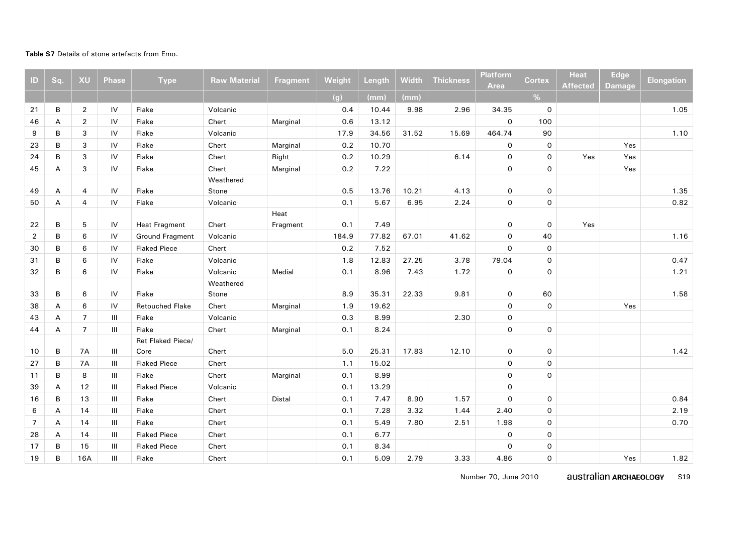**Table S7** Details of stone artefacts from Emo.

| ID | Sq. | XU | Phase | Type | Raw Material | Fragment | Weight | Length | Width | Thickness | Platform Area | Cortex | Heat Affected | Edge Damage | Elongation |
|---|---|---|---|---|---|---|---|---|---|---|---|---|---|---|---|
| | | | | | | | (g) | (mm) | (mm) | | | % | | | |
| 21 | B | 2 | IV | Flake | Volcanic | | 0.4 | 10.44 | 9.98 | 2.96 | 34.35 | 0 | | | 1.05 |
| 46 | A | 2 | IV | Flake | Chert | Marginal | 0.6 | 13.12 | | | 0 | 100 | | | |
| 9 | B | 3 | IV | Flake | Volcanic | | 17.9 | 34.56 | 31.52 | 15.69 | 464.74 | 90 | | | 1.10 |
| 23 | B | 3 | IV | Flake | Chert | Marginal | 0.2 | 10.70 | | | 0 | 0 | | Yes | |
| 24 | B | 3 | IV | Flake | Chert | Right | 0.2 | 10.29 | | 6.14 | 0 | 0 | Yes | Yes | |
| 45 | A | 3 | IV | Flake | Chert | Marginal | 0.2 | 7.22 | | | 0 | 0 | | Yes | |
| 49 | A | 4 | IV | Flake | Weathered Stone | | 0.5 | 13.76 | 10.21 | 4.13 | 0 | 0 | | | 1.35 |
| 50 | A | 4 | IV | Flake | Volcanic | | 0.1 | 5.67 | 6.95 | 2.24 | 0 | 0 | | | 0.82 |
| 22 | B | 5 | IV | Heat Fragment | Chert | Heat Fragment | 0.1 | 7.49 | | | 0 | 0 | Yes | | |
| 2 | B | 6 | IV | Ground Fragment | Volcanic | | 184.9 | 77.82 | 67.01 | 41.62 | 0 | 40 | | | 1.16 |
| 30 | B | 6 | IV | Flaked Piece | Chert | | 0.2 | 7.52 | | | 0 | 0 | | | |
| 31 | B | 6 | IV | Flake | Volcanic | | 1.8 | 12.83 | 27.25 | 3.78 | 79.04 | 0 | | | 0.47 |
| 32 | B | 6 | IV | Flake | Volcanic | Medial | 0.1 | 8.96 | 7.43 | 1.72 | 0 | 0 | | | 1.21 |
| 33 | B | 6 | IV | Flake | Weathered Stone | | 8.9 | 35.31 | 22.33 | 9.81 | 0 | 60 | | | 1.58 |
| 38 | A | 6 | IV | Retouched Flake | Chert | Marginal | 1.9 | 19.62 | | | 0 | 0 | | Yes | |
| 43 | A | 7 | III | Flake | Volcanic | | 0.3 | 8.99 | | 2.30 | 0 | | | | |
| 44 | A | 7 | III | Flake | Chert | Marginal | 0.1 | 8.24 | | | 0 | 0 | | | |
| 10 | B | 7A | III | Ret Flaked Piece/ Core | Chert | | 5.0 | 25.31 | 17.83 | 12.10 | 0 | 0 | | | 1.42 |
| 27 | B | 7A | III | Flaked Piece | Chert | | 1.1 | 15.02 | | | 0 | 0 | | | |
| 11 | B | 8 | III | Flake | Chert | Marginal | 0.1 | 8.99 | | | 0 | 0 | | | |
| 39 | A | 12 | III | Flaked Piece | Volcanic | | 0.1 | 13.29 | | | 0 | | | | |
| 16 | B | 13 | III | Flake | Chert | Distal | 0.1 | 7.47 | 8.90 | 1.57 | 0 | 0 | | | 0.84 |
| 6 | A | 14 | III | Flake | Chert | | 0.1 | 7.28 | 3.32 | 1.44 | 2.40 | 0 | | | 2.19 |
| 7 | A | 14 | III | Flake | Chert | | 0.1 | 5.49 | 7.80 | 2.51 | 1.98 | 0 | | | 0.70 |
| 28 | A | 14 | III | Flaked Piece | Chert | | 0.1 | 6.77 | | | 0 | 0 | | | |
| 17 | B | 15 | III | Flaked Piece | Chert | | 0.1 | 8.34 | | | 0 | 0 | | | |
| 19 | B | 16A | III | Flake | Chert | | 0.1 | 5.09 | 2.79 | 3.33 | 4.86 | 0 | | Yes | 1.82 |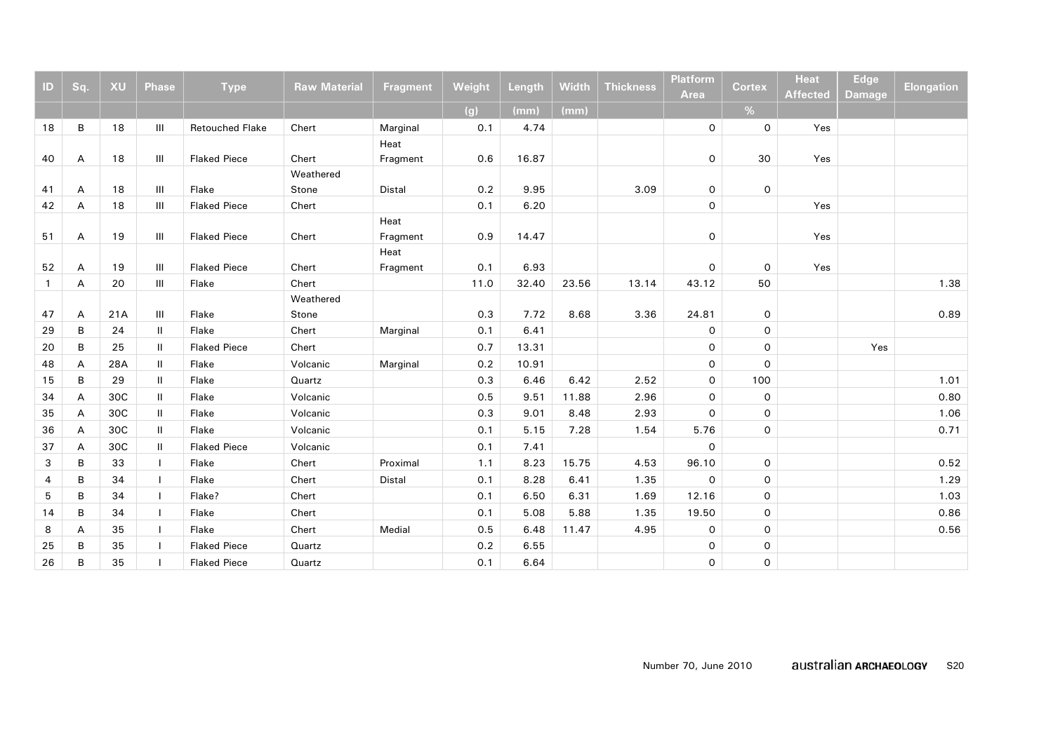| ID | Sq. | XU | Phase | Type | Raw Material | Fragment | Weight | Length | Width | Thickness | Platform Area | Cortex | Heat Affected | Edge Damage | Elongation |
|---|---|---|---|---|---|---|---|---|---|---|---|---|---|---|---|
| | | | | | | | (g) | (mm) | (mm) | | | % | | | |
| 18 | B | 18 | III | Retouched Flake | Chert | Marginal | 0.1 | 4.74 | | | 0 | 0 | Yes | | |
| 40 | A | 18 | III | Flaked Piece | Chert | Heat Fragment | 0.6 | 16.87 | | | 0 | 30 | Yes | | |
| 41 | A | 18 | III | Flake | Weathered Stone | Distal | 0.2 | 9.95 | | 3.09 | 0 | 0 | | | |
| 42 | A | 18 | III | Flaked Piece | Chert | | 0.1 | 6.20 | | | 0 | | Yes | | |
| 51 | A | 19 | III | Flaked Piece | Chert | Heat Fragment | 0.9 | 14.47 | | | 0 | | Yes | | |
| 52 | A | 19 | III | Flaked Piece | Chert | Heat Fragment | 0.1 | 6.93 | | | 0 | 0 | Yes | | |
| 1 | A | 20 | III | Flake | Chert | | 11.0 | 32.40 | 23.56 | 13.14 | 43.12 | 50 | | | 1.38 |
| 47 | A | 21A | III | Flake | Weathered Stone | | 0.3 | 7.72 | 8.68 | 3.36 | 24.81 | 0 | | | 0.89 |
| 29 | B | 24 | II | Flake | Chert | Marginal | 0.1 | 6.41 | | | 0 | 0 | | | |
| 20 | B | 25 | II | Flaked Piece | Chert | | 0.7 | 13.31 | | | 0 | 0 | | Yes | |
| 48 | A | 28A | II | Flake | Volcanic | Marginal | 0.2 | 10.91 | | | 0 | 0 | | | |
| 15 | B | 29 | II | Flake | Quartz | | 0.3 | 6.46 | 6.42 | 2.52 | 0 | 100 | | | 1.01 |
| 34 | A | 30C | II | Flake | Volcanic | | 0.5 | 9.51 | 11.88 | 2.96 | 0 | 0 | | | 0.80 |
| 35 | A | 30C | II | Flake | Volcanic | | 0.3 | 9.01 | 8.48 | 2.93 | 0 | 0 | | | 1.06 |
| 36 | A | 30C | II | Flake | Volcanic | | 0.1 | 5.15 | 7.28 | 1.54 | 5.76 | 0 | | | 0.71 |
| 37 | A | 30C | II | Flaked Piece | Volcanic | | 0.1 | 7.41 | | | 0 | | | | |
| 3 | B | 33 | I | Flake | Chert | Proximal | 1.1 | 8.23 | 15.75 | 4.53 | 96.10 | 0 | | | 0.52 |
| 4 | B | 34 | I | Flake | Chert | Distal | 0.1 | 8.28 | 6.41 | 1.35 | 0 | 0 | | | 1.29 |
| 5 | B | 34 | I | Flake? | Chert | | 0.1 | 6.50 | 6.31 | 1.69 | 12.16 | 0 | | | 1.03 |
| 14 | B | 34 | I | Flake | Chert | | 0.1 | 5.08 | 5.88 | 1.35 | 19.50 | 0 | | | 0.86 |
| 8 | A | 35 | I | Flake | Chert | Medial | 0.5 | 6.48 | 11.47 | 4.95 | 0 | 0 | | | 0.56 |
| 25 | B | 35 | I | Flaked Piece | Quartz | | 0.2 | 6.55 | | | 0 | 0 | | | |
| 26 | B | 35 | I | Flaked Piece | Quartz | | 0.1 | 6.64 | | | 0 | 0 | | | |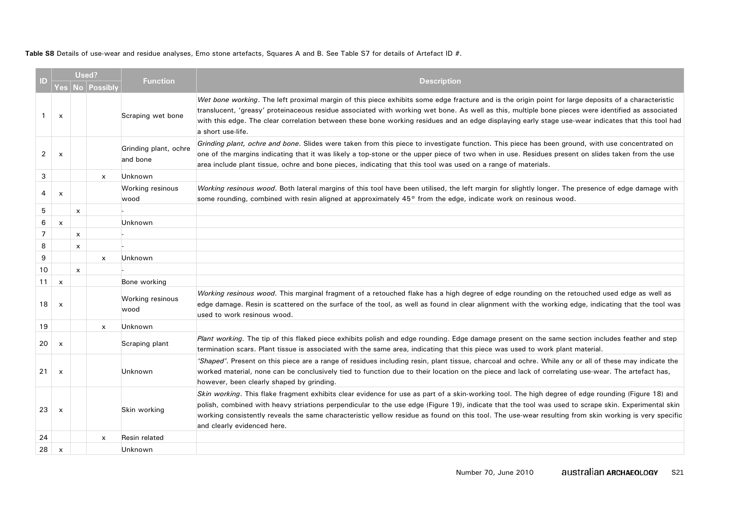**Table S8** Details of use-wear and residue analyses, Emo stone artefacts, Squares A and B. See Table S7 for details of Artefact ID #.

| ID | Used? | | | Function | Description |
|---|---|---|---|---|---|
| | Yes | No | Possibly | | |
| 1 | x | | | Scraping wet bone | *Wet bone working*. The left proximal margin of this piece exhibits some edge fracture and is the origin point for large deposits of a characteristic translucent, 'greasy' proteinaceous residue associated with working wet bone. As well as this, multiple bone pieces were identified as associated with this edge. The clear correlation between these bone working residues and an edge displaying early stage use-wear indicates that this tool had a short use-life. |
| 2 | x | | | Grinding plant, ochre and bone | *Grinding plant, ochre and bone*. Slides were taken from this piece to investigate function. This piece has been ground, with use concentrated on one of the margins indicating that it was likely a top-stone or the upper piece of two when in use. Residues present on slides taken from the use area include plant tissue, ochre and bone pieces, indicating that this tool was used on a range of materials. |
| 3 | | | x | Unknown | |
| 4 | x | | | Working resinous wood | *Working resinous wood*. Both lateral margins of this tool have been utilised, the left margin for slightly longer. The presence of edge damage with some rounding, combined with resin aligned at approximately 45° from the edge, indicate work on resinous wood. |
| 5 | | x | | - | |
| 6 | x | | | Unknown | |
| 7 | | x | | - | |
| 8 | | x | | - | |
| 9 | | | x | Unknown | |
| 10 | | x | | - | |
| 11 | x | | | Bone working | |
| 18 | x | | | Working resinous wood | *Working resinous wood*. This marginal fragment of a retouched flake has a high degree of edge rounding on the retouched used edge as well as edge damage. Resin is scattered on the surface of the tool, as well as found in clear alignment with the working edge, indicating that the tool was used to work resinous wood. |
| 19 | | | x | Unknown | |
| 20 | x | | | Scraping plant | *Plant working*. The tip of this flaked piece exhibits polish and edge rounding. Edge damage present on the same section includes feather and step termination scars. Plant tissue is associated with the same area, indicating that this piece was used to work plant material. |
| 21 | x | | | Unknown | *'Shaped'*. Present on this piece are a range of residues including resin, plant tissue, charcoal and ochre. While any or all of these may indicate the worked material, none can be conclusively tied to function due to their location on the piece and lack of correlating use-wear. The artefact has, however, been clearly shaped by grinding. |
| 23 | x | | | Skin working | *Skin working*. This flake fragment exhibits clear evidence for use as part of a skin-working tool. The high degree of edge rounding (Figure 18) and polish, combined with heavy striations perpendicular to the use edge (Figure 19), indicate that the tool was used to scrape skin. Experimental skin working consistently reveals the same characteristic yellow residue as found on this tool. The use-wear resulting from skin working is very specific and clearly evidenced here. |
| 24 | | | x | Resin related | |
| 28 | x | | | Unknown | |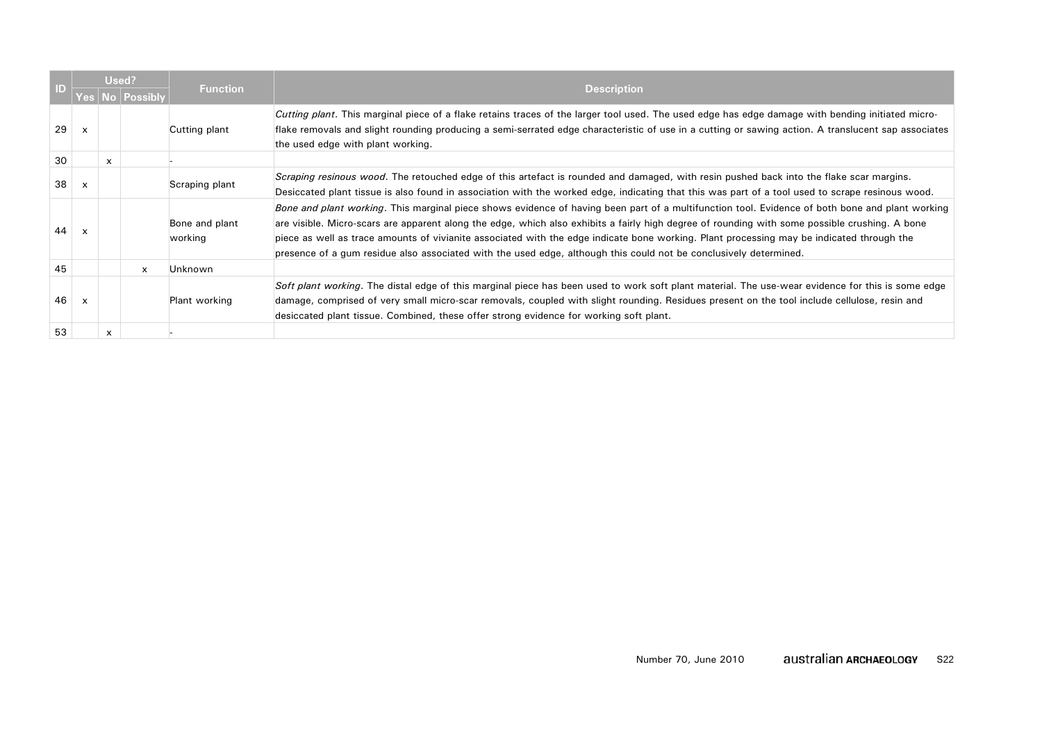| ID | Used? | | | Function | Description |
|---|---|---|---|---|---|
| | Yes | No | Possibly | | |
| 29 | x | | | Cutting plant | *Cutting plant*. This marginal piece of a flake retains traces of the larger tool used. The used edge has edge damage with bending initiated micro-flake removals and slight rounding producing a semi-serrated edge characteristic of use in a cutting or sawing action. A translucent sap associates the used edge with plant working. |
| 30 | | x | | - | |
| 38 | x | | | Scraping plant | *Scraping resinous wood*. The retouched edge of this artefact is rounded and damaged, with resin pushed back into the flake scar margins. Desiccated plant tissue is also found in association with the worked edge, indicating that this was part of a tool used to scrape resinous wood. |
| 44 | x | | | Bone and plant working | *Bone and plant working*. This marginal piece shows evidence of having been part of a multifunction tool. Evidence of both bone and plant working are visible. Micro-scars are apparent along the edge, which also exhibits a fairly high degree of rounding with some possible crushing. A bone piece as well as trace amounts of vivianite associated with the edge indicate bone working. Plant processing may be indicated through the presence of a gum residue also associated with the used edge, although this could not be conclusively determined. |
| 45 | | | x | Unknown | |
| 46 | x | | | Plant working | *Soft plant working*. The distal edge of this marginal piece has been used to work soft plant material. The use-wear evidence for this is some edge damage, comprised of very small micro-scar removals, coupled with slight rounding. Residues present on the tool include cellulose, resin and desiccated plant tissue. Combined, these offer strong evidence for working soft plant. |
| 53 | | x | | - | |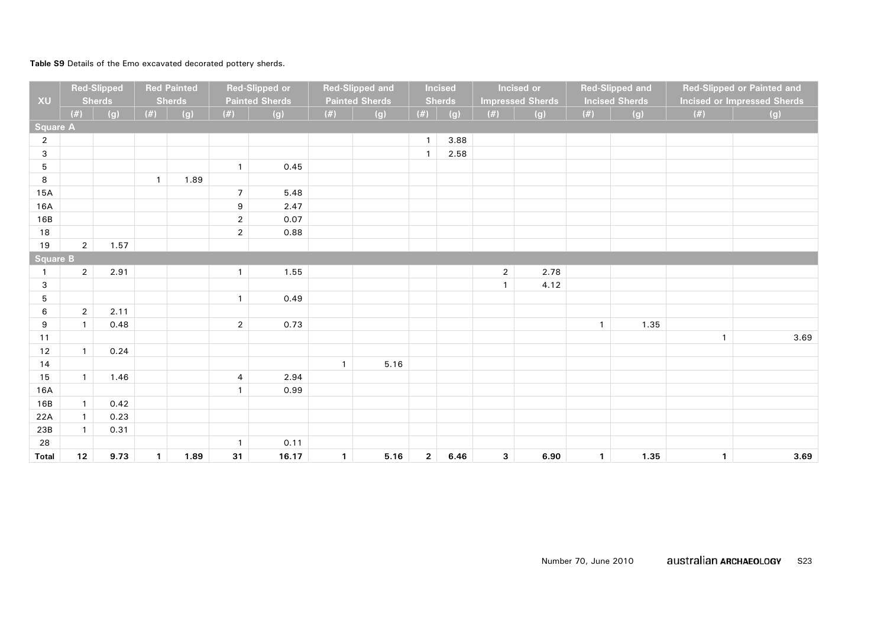**Table S9** Details of the Emo excavated decorated pottery sherds.

| XU | Red-Slipped Sherds | | Red Painted Sherds | | Red-Slipped or Painted Sherds | | Red-Slipped and Painted Sherds | | Incised Sherds | | Incised or Impressed Sherds | | Red-Slipped and Incised Sherds | | Red-Slipped or Painted and Incised or Impressed Sherds | |
|---|---|---|---|---|---|---|---|---|---|---|---|---|---|---|---|---|
| | (#) | (g) | (#) | (g) | (#) | (g) | (#) | (g) | (#) | (g) | (#) | (g) | (#) | (g) | (#) | (g) |
| **Square A** | | | | | | | | | | | | | | | | |
| 2 | | | | | | | | | 1 | 3.88 | | | | | | |
| 3 | | | | | | | | | 1 | 2.58 | | | | | | |
| 5 | | | | | 1 | 0.45 | | | | | | | | | | |
| 8 | | | 1 | 1.89 | | | | | | | | | | | | |
| 15A | | | | | 7 | 5.48 | | | | | | | | | | |
| 16A | | | | | 9 | 2.47 | | | | | | | | | | |
| 16B | | | | | 2 | 0.07 | | | | | | | | | | |
| 18 | | | | | 2 | 0.88 | | | | | | | | | | |
| 19 | 2 | 1.57 | | | | | | | | | | | | | | |
| **Square B** | | | | | | | | | | | | | | | | |
| 1 | 2 | 2.91 | | | 1 | 1.55 | | | | | 2 | 2.78 | | | | |
| 3 | | | | | | | | | | | 1 | 4.12 | | | | |
| 5 | | | | | 1 | 0.49 | | | | | | | | | | |
| 6 | 2 | 2.11 | | | | | | | | | | | | | | |
| 9 | 1 | 0.48 | | | 2 | 0.73 | | | | | | | 1 | 1.35 | | |
| 11 | | | | | | | | | | | | | | | 1 | 3.69 |
| 12 | 1 | 0.24 | | | | | | | | | | | | | | |
| 14 | | | | | | | 1 | 5.16 | | | | | | | | |
| 15 | 1 | 1.46 | | | 4 | 2.94 | | | | | | | | | | |
| 16A | | | | | 1 | 0.99 | | | | | | | | | | |
| 16B | 1 | 0.42 | | | | | | | | | | | | | | |
| 22A | 1 | 0.23 | | | | | | | | | | | | | | |
| 23B | 1 | 0.31 | | | | | | | | | | | | | | |
| 28 | | | | | 1 | 0.11 | | | | | | | | | | |
| **Total** | **12** | **9.73** | **1** | **1.89** | **31** | **16.17** | **1** | **5.16** | **2** | **6.46** | **3** | **6.90** | **1** | **1.35** | **1** | **3.69** |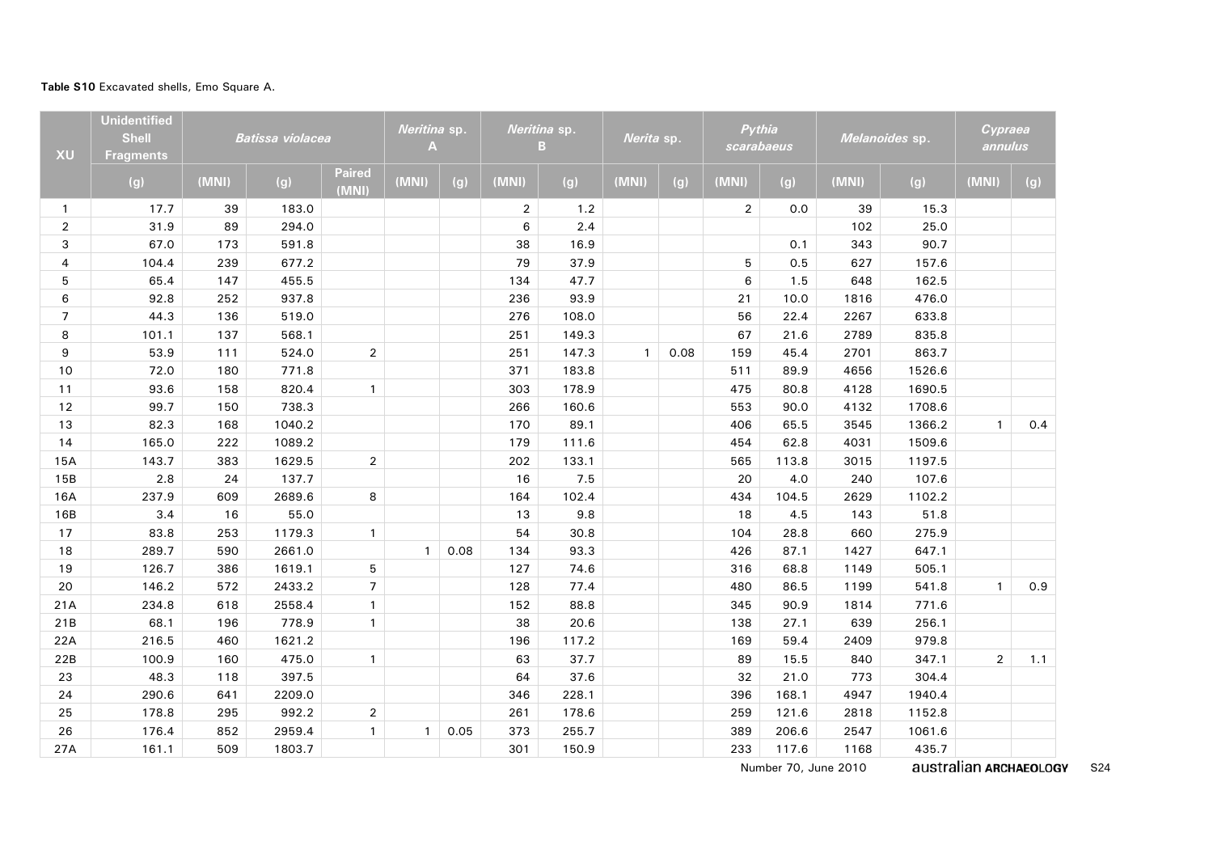**Table S10** Excavated shells, Emo Square A.

| XU | Unidentified Shell Fragments | *Batissa violacea* | | | *Neritina* sp. A | | *Neritina* sp. B | | *Nerita* sp. | | *Pythia scarabaeus* | | *Melanoides* sp. | | *Cypraea annulus* | |
|---|---|---|---|---|---|---|---|---|---|---|---|---|---|---|---|---|
| | (g) | (MNI) | (g) | Paired (MNI) | (MNI) | (g) | (MNI) | (g) | (MNI) | (g) | (MNI) | (g) | (MNI) | (g) | (MNI) | (g) |
| 1 | 17.7 | 39 | 183.0 | | | | 2 | 1.2 | | | 2 | 0.0 | 39 | 15.3 | | |
| 2 | 31.9 | 89 | 294.0 | | | | 6 | 2.4 | | | | | 102 | 25.0 | | |
| 3 | 67.0 | 173 | 591.8 | | | | 38 | 16.9 | | | | 0.1 | 343 | 90.7 | | |
| 4 | 104.4 | 239 | 677.2 | | | | 79 | 37.9 | | | 5 | 0.5 | 627 | 157.6 | | |
| 5 | 65.4 | 147 | 455.5 | | | | 134 | 47.7 | | | 6 | 1.5 | 648 | 162.5 | | |
| 6 | 92.8 | 252 | 937.8 | | | | 236 | 93.9 | | | 21 | 10.0 | 1816 | 476.0 | | |
| 7 | 44.3 | 136 | 519.0 | | | | 276 | 108.0 | | | 56 | 22.4 | 2267 | 633.8 | | |
| 8 | 101.1 | 137 | 568.1 | | | | 251 | 149.3 | | | 67 | 21.6 | 2789 | 835.8 | | |
| 9 | 53.9 | 111 | 524.0 | 2 | | | 251 | 147.3 | 1 | 0.08 | 159 | 45.4 | 2701 | 863.7 | | |
| 10 | 72.0 | 180 | 771.8 | | | | 371 | 183.8 | | | 511 | 89.9 | 4656 | 1526.6 | | |
| 11 | 93.6 | 158 | 820.4 | 1 | | | 303 | 178.9 | | | 475 | 80.8 | 4128 | 1690.5 | | |
| 12 | 99.7 | 150 | 738.3 | | | | 266 | 160.6 | | | 553 | 90.0 | 4132 | 1708.6 | | |
| 13 | 82.3 | 168 | 1040.2 | | | | 170 | 89.1 | | | 406 | 65.5 | 3545 | 1366.2 | 1 | 0.4 |
| 14 | 165.0 | 222 | 1089.2 | | | | 179 | 111.6 | | | 454 | 62.8 | 4031 | 1509.6 | | |
| 15A | 143.7 | 383 | 1629.5 | 2 | | | 202 | 133.1 | | | 565 | 113.8 | 3015 | 1197.5 | | |
| 15B | 2.8 | 24 | 137.7 | | | | 16 | 7.5 | | | 20 | 4.0 | 240 | 107.6 | | |
| 16A | 237.9 | 609 | 2689.6 | 8 | | | 164 | 102.4 | | | 434 | 104.5 | 2629 | 1102.2 | | |
| 16B | 3.4 | 16 | 55.0 | | | | 13 | 9.8 | | | 18 | 4.5 | 143 | 51.8 | | |
| 17 | 83.8 | 253 | 1179.3 | 1 | | | 54 | 30.8 | | | 104 | 28.8 | 660 | 275.9 | | |
| 18 | 289.7 | 590 | 2661.0 | | 1 | 0.08 | 134 | 93.3 | | | 426 | 87.1 | 1427 | 647.1 | | |
| 19 | 126.7 | 386 | 1619.1 | 5 | | | 127 | 74.6 | | | 316 | 68.8 | 1149 | 505.1 | | |
| 20 | 146.2 | 572 | 2433.2 | 7 | | | 128 | 77.4 | | | 480 | 86.5 | 1199 | 541.8 | 1 | 0.9 |
| 21A | 234.8 | 618 | 2558.4 | 1 | | | 152 | 88.8 | | | 345 | 90.9 | 1814 | 771.6 | | |
| 21B | 68.1 | 196 | 778.9 | 1 | | | 38 | 20.6 | | | 138 | 27.1 | 639 | 256.1 | | |
| 22A | 216.5 | 460 | 1621.2 | | | | 196 | 117.2 | | | 169 | 59.4 | 2409 | 979.8 | | |
| 22B | 100.9 | 160 | 475.0 | 1 | | | 63 | 37.7 | | | 89 | 15.5 | 840 | 347.1 | 2 | 1.1 |
| 23 | 48.3 | 118 | 397.5 | | | | 64 | 37.6 | | | 32 | 21.0 | 773 | 304.4 | | |
| 24 | 290.6 | 641 | 2209.0 | | | | 346 | 228.1 | | | 396 | 168.1 | 4947 | 1940.4 | | |
| 25 | 178.8 | 295 | 992.2 | 2 | | | 261 | 178.6 | | | 259 | 121.6 | 2818 | 1152.8 | | |
| 26 | 176.4 | 852 | 2959.4 | 1 | 1 | 0.05 | 373 | 255.7 | | | 389 | 206.6 | 2547 | 1061.6 | | |
| 27A | 161.1 | 509 | 1803.7 | | | | 301 | 150.9 | | | 233 | 117.6 | 1168 | 435.7 | | |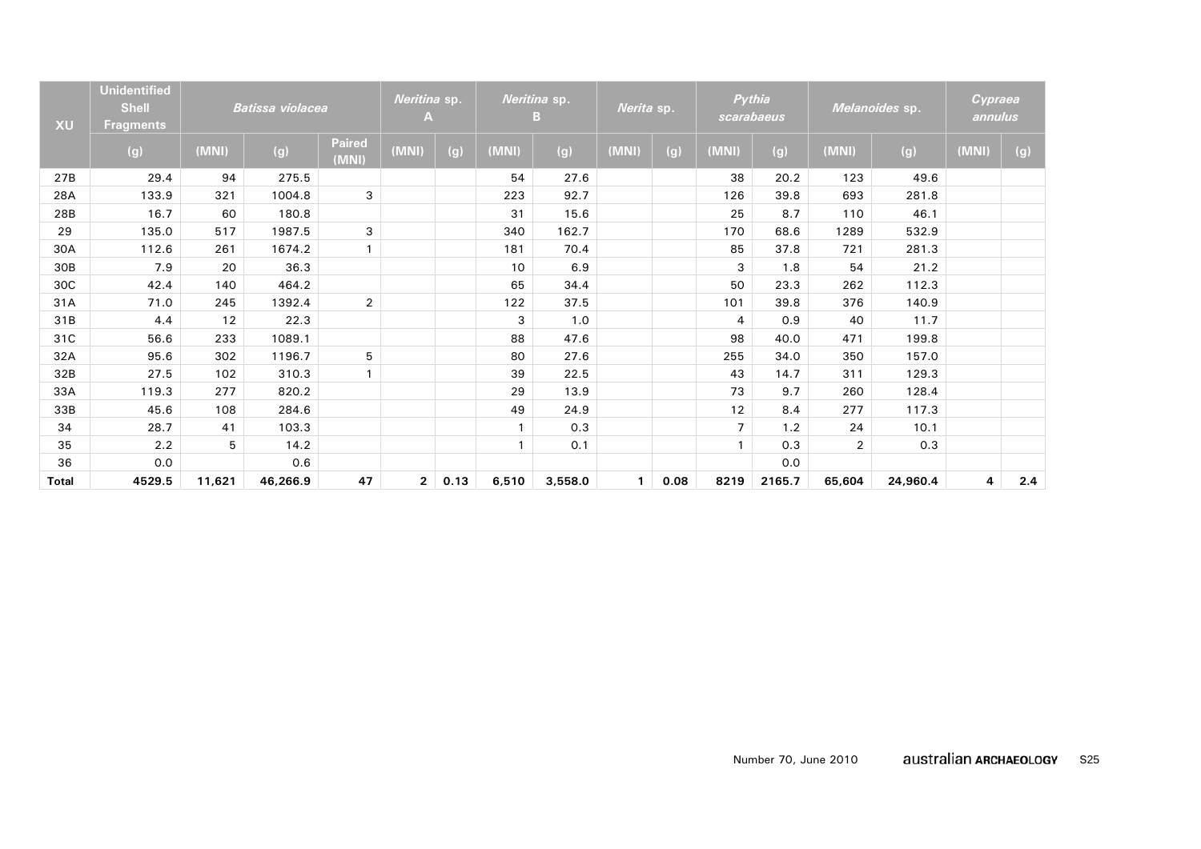| XU | Unidentified Shell Fragments | *Batissa violacea* | | | *Neritina* sp. A | | *Neritina* sp. B | | *Nerita* sp. | | *Pythia scarabaeus* | | *Melanoides* sp. | | *Cypraea annulus* | |
|---|---|---|---|---|---|---|---|---|---|---|---|---|---|---|---|---|
| | (g) | (MNI) | (g) | Paired (MNI) | (MNI) | (g) | (MNI) | (g) | (MNI) | (g) | (MNI) | (g) | (MNI) | (g) | (MNI) | (g) |
| 27B | 29.4 | 94 | 275.5 | | | | 54 | 27.6 | | | 38 | 20.2 | 123 | 49.6 | | |
| 28A | 133.9 | 321 | 1004.8 | 3 | | | 223 | 92.7 | | | 126 | 39.8 | 693 | 281.8 | | |
| 28B | 16.7 | 60 | 180.8 | | | | 31 | 15.6 | | | 25 | 8.7 | 110 | 46.1 | | |
| 29 | 135.0 | 517 | 1987.5 | 3 | | | 340 | 162.7 | | | 170 | 68.6 | 1289 | 532.9 | | |
| 30A | 112.6 | 261 | 1674.2 | 1 | | | 181 | 70.4 | | | 85 | 37.8 | 721 | 281.3 | | |
| 30B | 7.9 | 20 | 36.3 | | | | 10 | 6.9 | | | 3 | 1.8 | 54 | 21.2 | | |
| 30C | 42.4 | 140 | 464.2 | | | | 65 | 34.4 | | | 50 | 23.3 | 262 | 112.3 | | |
| 31A | 71.0 | 245 | 1392.4 | 2 | | | 122 | 37.5 | | | 101 | 39.8 | 376 | 140.9 | | |
| 31B | 4.4 | 12 | 22.3 | | | | 3 | 1.0 | | | 4 | 0.9 | 40 | 11.7 | | |
| 31C | 56.6 | 233 | 1089.1 | | | | 88 | 47.6 | | | 98 | 40.0 | 471 | 199.8 | | |
| 32A | 95.6 | 302 | 1196.7 | 5 | | | 80 | 27.6 | | | 255 | 34.0 | 350 | 157.0 | | |
| 32B | 27.5 | 102 | 310.3 | 1 | | | 39 | 22.5 | | | 43 | 14.7 | 311 | 129.3 | | |
| 33A | 119.3 | 277 | 820.2 | | | | 29 | 13.9 | | | 73 | 9.7 | 260 | 128.4 | | |
| 33B | 45.6 | 108 | 284.6 | | | | 49 | 24.9 | | | 12 | 8.4 | 277 | 117.3 | | |
| 34 | 28.7 | 41 | 103.3 | | | | 1 | 0.3 | | | 7 | 1.2 | 24 | 10.1 | | |
| 35 | 2.2 | 5 | 14.2 | | | | 1 | 0.1 | | | 1 | 0.3 | 2 | 0.3 | | |
| 36 | 0.0 | | 0.6 | | | | | | | | | 0.0 | | | | |
| **Total** | **4529.5** | **11,621** | **46,266.9** | **47** | **2** | **0.13** | **6,510** | **3,558.0** | **1** | **0.08** | **8219** | **2165.7** | **65,604** | **24,960.4** | **4** | **2.4** |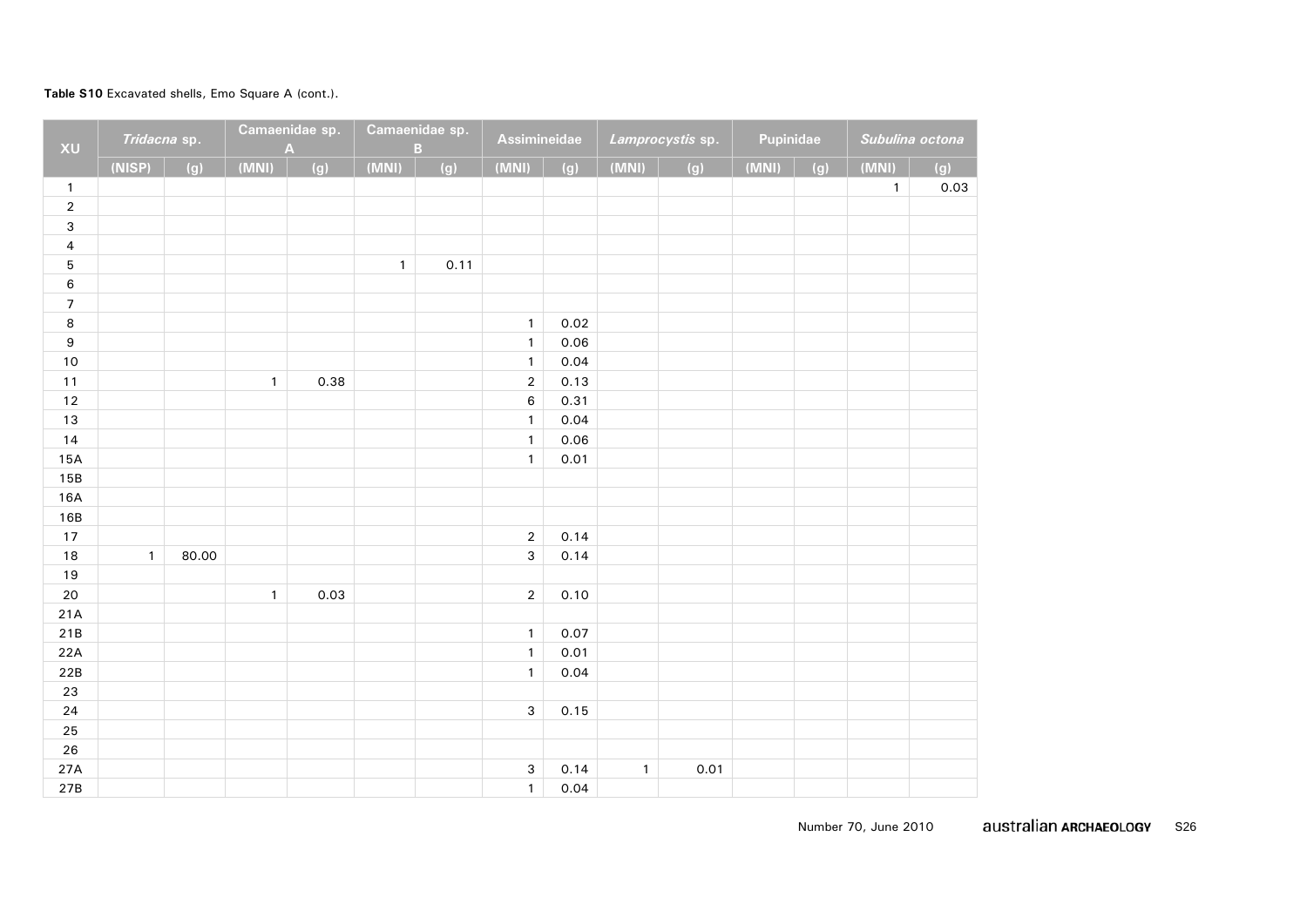**Table S10** Excavated shells, Emo Square A (cont.).

| XU | *Tridacna* sp. | | Camaenidae sp. A | | Camaenidae sp. B | | Assimineidae | | *Lamprocystis* sp. | | Pupinidae | | *Subulina octona* | |
|---|---|---|---|---|---|---|---|---|---|---|---|---|---|---|
| | (NISP) | (g) | (MNI) | (g) | (MNI) | (g) | (MNI) | (g) | (MNI) | (g) | (MNI) | (g) | (MNI) | (g) |
| 1 | | | | | | | | | | | | | 1 | 0.03 |
| 2 | | | | | | | | | | | | | | |
| 3 | | | | | | | | | | | | | | |
| 4 | | | | | | | | | | | | | | |
| 5 | | | | | 1 | 0.11 | | | | | | | | |
| 6 | | | | | | | | | | | | | | |
| 7 | | | | | | | | | | | | | | |
| 8 | | | | | | | 1 | 0.02 | | | | | | |
| 9 | | | | | | | 1 | 0.06 | | | | | | |
| 10 | | | | | | | 1 | 0.04 | | | | | | |
| 11 | | | 1 | 0.38 | | | 2 | 0.13 | | | | | | |
| 12 | | | | | | | 6 | 0.31 | | | | | | |
| 13 | | | | | | | 1 | 0.04 | | | | | | |
| 14 | | | | | | | 1 | 0.06 | | | | | | |
| 15A | | | | | | | 1 | 0.01 | | | | | | |
| 15B | | | | | | | | | | | | | | |
| 16A | | | | | | | | | | | | | | |
| 16B | | | | | | | | | | | | | | |
| 17 | | | | | | | 2 | 0.14 | | | | | | |
| 18 | 1 | 80.00 | | | | | 3 | 0.14 | | | | | | |
| 19 | | | | | | | | | | | | | | |
| 20 | | | 1 | 0.03 | | | 2 | 0.10 | | | | | | |
| 21A | | | | | | | | | | | | | | |
| 21B | | | | | | | 1 | 0.07 | | | | | | |
| 22A | | | | | | | 1 | 0.01 | | | | | | |
| 22B | | | | | | | 1 | 0.04 | | | | | | |
| 23 | | | | | | | | | | | | | | |
| 24 | | | | | | | 3 | 0.15 | | | | | | |
| 25 | | | | | | | | | | | | | | |
| 26 | | | | | | | | | | | | | | |
| 27A | | | | | | | 3 | 0.14 | 1 | 0.01 | | | | |
| 27B | | | | | | | 1 | 0.04 | | | | | | |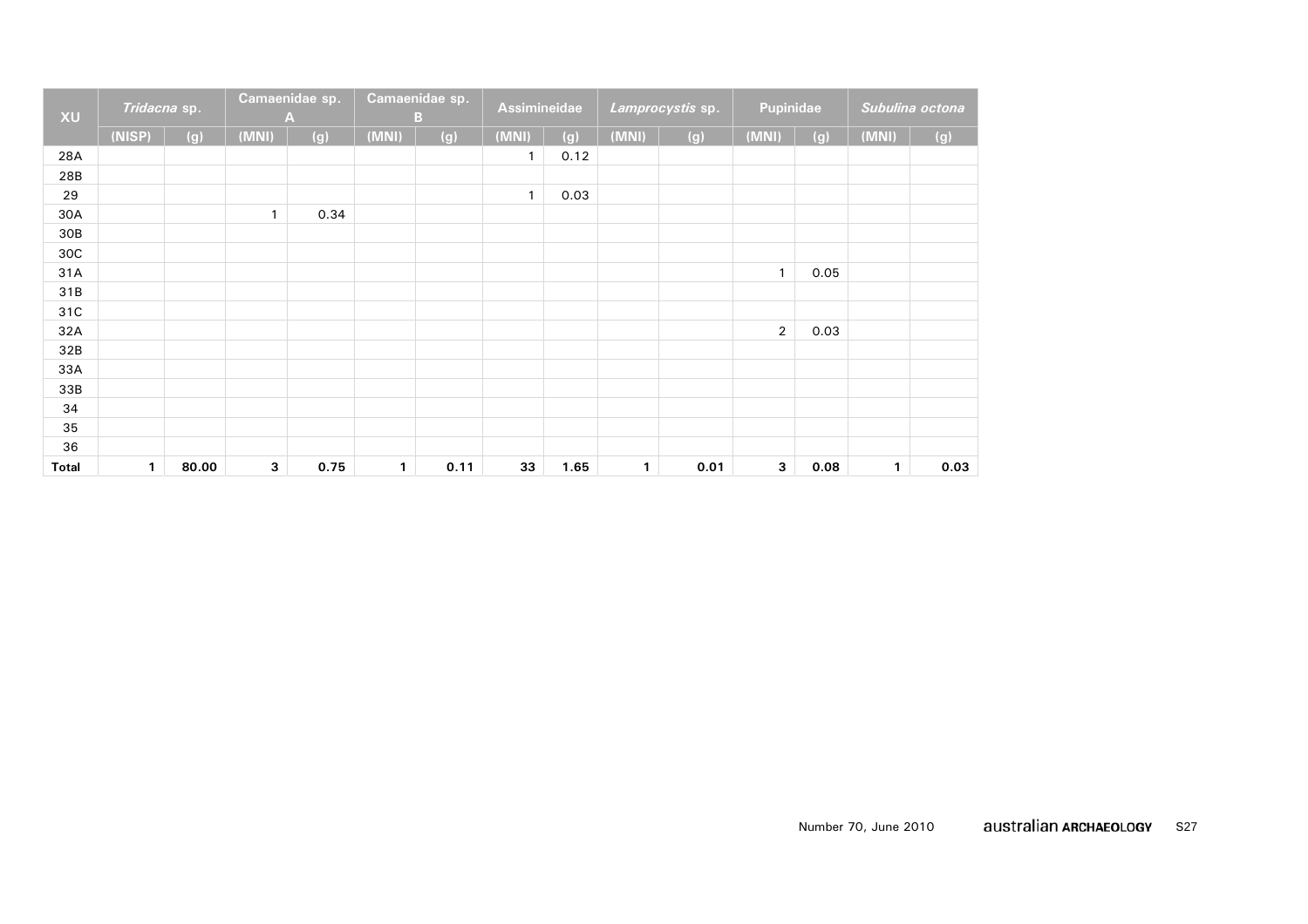| XU | *Tridacna* sp. | | Camaenidae sp. A | | Camaenidae sp. B | | Assimineidae | | *Lamprocystis* sp. | | Pupinidae | | *Subulina octona* | |
|---|---|---|---|---|---|---|---|---|---|---|---|---|---|---|
| | (NISP) | (g) | (MNI) | (g) | (MNI) | (g) | (MNI) | (g) | (MNI) | (g) | (MNI) | (g) | (MNI) | (g) |
| 28A | | | | | | | 1 | 0.12 | | | | | | |
| 28B | | | | | | | | | | | | | | |
| 29 | | | | | | | 1 | 0.03 | | | | | | |
| 30A | | | 1 | 0.34 | | | | | | | | | | |
| 30B | | | | | | | | | | | | | | |
| 30C | | | | | | | | | | | | | | |
| 31A | | | | | | | | | | | 1 | 0.05 | | |
| 31B | | | | | | | | | | | | | | |
| 31C | | | | | | | | | | | | | | |
| 32A | | | | | | | | | | | 2 | 0.03 | | |
| 32B | | | | | | | | | | | | | | |
| 33A | | | | | | | | | | | | | | |
| 33B | | | | | | | | | | | | | | |
| 34 | | | | | | | | | | | | | | |
| 35 | | | | | | | | | | | | | | |
| 36 | | | | | | | | | | | | | | |
| **Total** | **1** | **80.00** | **3** | **0.75** | **1** | **0.11** | **33** | **1.65** | **1** | **0.01** | **3** | **0.08** | **1** | **0.03** |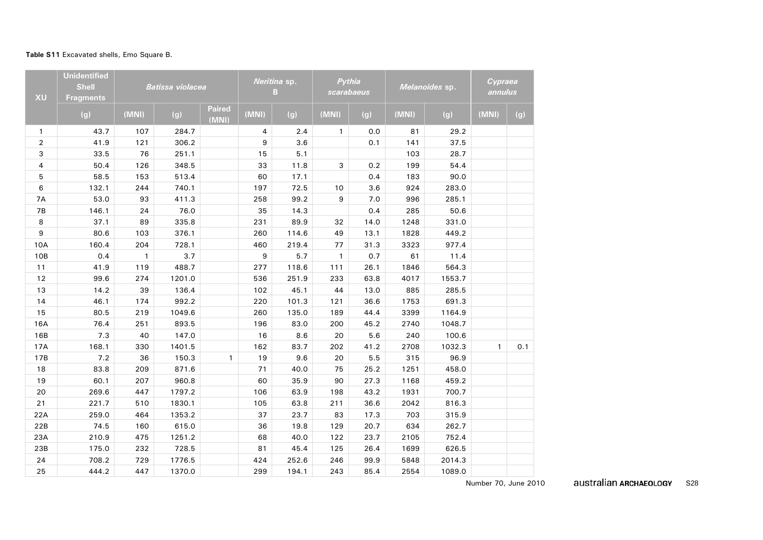**Table S11** Excavated shells, Emo Square B.

| XU | Unidentified Shell Fragments | *Batissa violacea* | | | *Neritina* sp. B | | *Pythia scarabaeus* | | *Melanoides* sp. | | *Cypraea annulus* | |
|---|---|---|---|---|---|---|---|---|---|---|---|---|
| | (g) | (MNI) | (g) | Paired (MNI) | (MNI) | (g) | (MNI) | (g) | (MNI) | (g) | (MNI) | (g) |
| 1 | 43.7 | 107 | 284.7 | | 4 | 2.4 | 1 | 0.0 | 81 | 29.2 | | |
| 2 | 41.9 | 121 | 306.2 | | 9 | 3.6 | | 0.1 | 141 | 37.5 | | |
| 3 | 33.5 | 76 | 251.1 | | 15 | 5.1 | | | 103 | 28.7 | | |
| 4 | 50.4 | 126 | 348.5 | | 33 | 11.8 | 3 | 0.2 | 199 | 54.4 | | |
| 5 | 58.5 | 153 | 513.4 | | 60 | 17.1 | | 0.4 | 183 | 90.0 | | |
| 6 | 132.1 | 244 | 740.1 | | 197 | 72.5 | 10 | 3.6 | 924 | 283.0 | | |
| 7A | 53.0 | 93 | 411.3 | | 258 | 99.2 | 9 | 7.0 | 996 | 285.1 | | |
| 7B | 146.1 | 24 | 76.0 | | 35 | 14.3 | | 0.4 | 285 | 50.6 | | |
| 8 | 37.1 | 89 | 335.8 | | 231 | 89.9 | 32 | 14.0 | 1248 | 331.0 | | |
| 9 | 80.6 | 103 | 376.1 | | 260 | 114.6 | 49 | 13.1 | 1828 | 449.2 | | |
| 10A | 160.4 | 204 | 728.1 | | 460 | 219.4 | 77 | 31.3 | 3323 | 977.4 | | |
| 10B | 0.4 | 1 | 3.7 | | 9 | 5.7 | 1 | 0.7 | 61 | 11.4 | | |
| 11 | 41.9 | 119 | 488.7 | | 277 | 118.6 | 111 | 26.1 | 1846 | 564.3 | | |
| 12 | 99.6 | 274 | 1201.0 | | 536 | 251.9 | 233 | 63.8 | 4017 | 1553.7 | | |
| 13 | 14.2 | 39 | 136.4 | | 102 | 45.1 | 44 | 13.0 | 885 | 285.5 | | |
| 14 | 46.1 | 174 | 992.2 | | 220 | 101.3 | 121 | 36.6 | 1753 | 691.3 | | |
| 15 | 80.5 | 219 | 1049.6 | | 260 | 135.0 | 189 | 44.4 | 3399 | 1164.9 | | |
| 16A | 76.4 | 251 | 893.5 | | 196 | 83.0 | 200 | 45.2 | 2740 | 1048.7 | | |
| 16B | 7.3 | 40 | 147.0 | | 16 | 8.6 | 20 | 5.6 | 240 | 100.6 | | |
| 17A | 168.1 | 330 | 1401.5 | | 162 | 83.7 | 202 | 41.2 | 2708 | 1032.3 | 1 | 0.1 |
| 17B | 7.2 | 36 | 150.3 | 1 | 19 | 9.6 | 20 | 5.5 | 315 | 96.9 | | |
| 18 | 83.8 | 209 | 871.6 | | 71 | 40.0 | 75 | 25.2 | 1251 | 458.0 | | |
| 19 | 60.1 | 207 | 960.8 | | 60 | 35.9 | 90 | 27.3 | 1168 | 459.2 | | |
| 20 | 269.6 | 447 | 1797.2 | | 106 | 63.9 | 198 | 43.2 | 1931 | 700.7 | | |
| 21 | 221.7 | 510 | 1830.1 | | 105 | 63.8 | 211 | 36.6 | 2042 | 816.3 | | |
| 22A | 259.0 | 464 | 1353.2 | | 37 | 23.7 | 83 | 17.3 | 703 | 315.9 | | |
| 22B | 74.5 | 160 | 615.0 | | 36 | 19.8 | 129 | 20.7 | 634 | 262.7 | | |
| 23A | 210.9 | 475 | 1251.2 | | 68 | 40.0 | 122 | 23.7 | 2105 | 752.4 | | |
| 23B | 175.0 | 232 | 728.5 | | 81 | 45.4 | 125 | 26.4 | 1699 | 626.5 | | |
| 24 | 708.2 | 729 | 1776.5 | | 424 | 252.6 | 246 | 99.9 | 5848 | 2014.3 | | |
| 25 | 444.2 | 447 | 1370.0 | | 299 | 194.1 | 243 | 85.4 | 2554 | 1089.0 | | |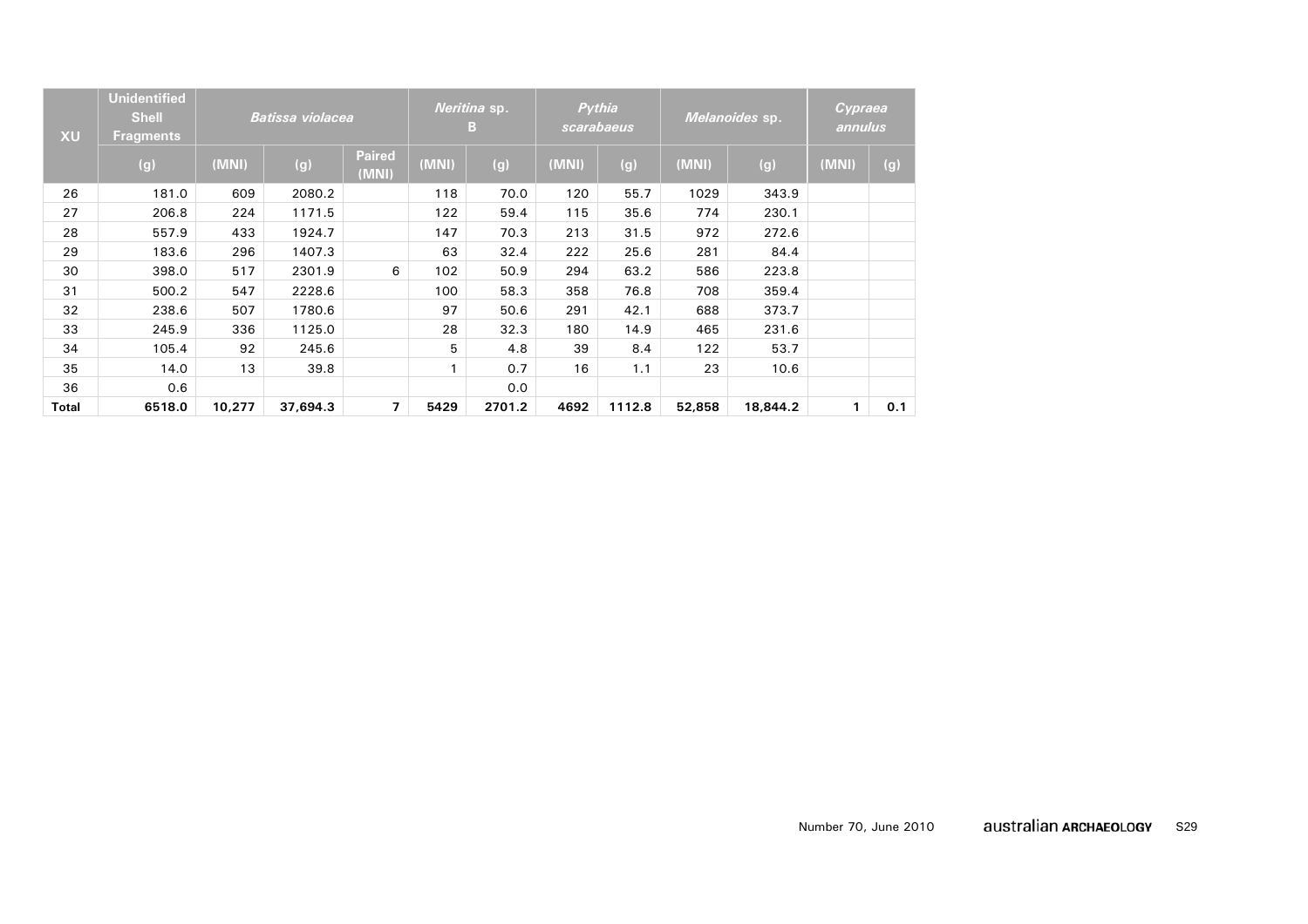| XU | Unidentified Shell Fragments | *Batissa violacea* | | | *Neritina* sp. B | | *Pythia scarabaeus* | | *Melanoides* sp. | | *Cypraea annulus* | |
|---|---|---|---|---|---|---|---|---|---|---|---|---|
| | (g) | (MNI) | (g) | Paired (MNI) | (MNI) | (g) | (MNI) | (g) | (MNI) | (g) | (MNI) | (g) |
| 26 | 181.0 | 609 | 2080.2 | | 118 | 70.0 | 120 | 55.7 | 1029 | 343.9 | | |
| 27 | 206.8 | 224 | 1171.5 | | 122 | 59.4 | 115 | 35.6 | 774 | 230.1 | | |
| 28 | 557.9 | 433 | 1924.7 | | 147 | 70.3 | 213 | 31.5 | 972 | 272.6 | | |
| 29 | 183.6 | 296 | 1407.3 | | 63 | 32.4 | 222 | 25.6 | 281 | 84.4 | | |
| 30 | 398.0 | 517 | 2301.9 | 6 | 102 | 50.9 | 294 | 63.2 | 586 | 223.8 | | |
| 31 | 500.2 | 547 | 2228.6 | | 100 | 58.3 | 358 | 76.8 | 708 | 359.4 | | |
| 32 | 238.6 | 507 | 1780.6 | | 97 | 50.6 | 291 | 42.1 | 688 | 373.7 | | |
| 33 | 245.9 | 336 | 1125.0 | | 28 | 32.3 | 180 | 14.9 | 465 | 231.6 | | |
| 34 | 105.4 | 92 | 245.6 | | 5 | 4.8 | 39 | 8.4 | 122 | 53.7 | | |
| 35 | 14.0 | 13 | 39.8 | | 1 | 0.7 | 16 | 1.1 | 23 | 10.6 | | |
| 36 | 0.6 | | | | | 0.0 | | | | | | |
| **Total** | **6518.0** | **10,277** | **37,694.3** | **7** | **5429** | **2701.2** | **4692** | **1112.8** | **52,858** | **18,844.2** | **1** | **0.1** |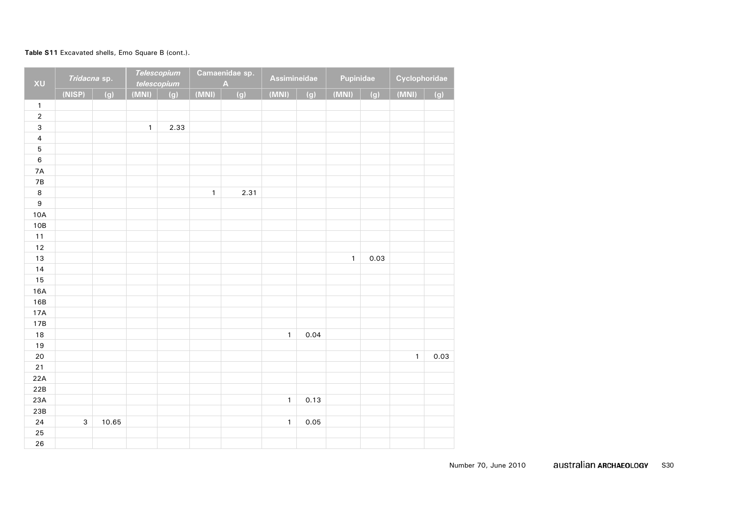**Table S11** Excavated shells, Emo Square B (cont.).

| XU | *Tridacna* sp. | | *Telescopium telescopium* | | Camaenidae sp. A | | Assimineidae | | Pupinidae | | Cyclophoridae | |
|---|---|---|---|---|---|---|---|---|---|---|---|---|
| | (NISP) | (g) | (MNI) | (g) | (MNI) | (g) | (MNI) | (g) | (MNI) | (g) | (MNI) | (g) |
| 1 | | | | | | | | | | | | |
| 2 | | | | | | | | | | | | |
| 3 | | | 1 | 2.33 | | | | | | | | |
| 4 | | | | | | | | | | | | |
| 5 | | | | | | | | | | | | |
| 6 | | | | | | | | | | | | |
| 7A | | | | | | | | | | | | |
| 7B | | | | | | | | | | | | |
| 8 | | | | | 1 | 2.31 | | | | | | |
| 9 | | | | | | | | | | | | |
| 10A | | | | | | | | | | | | |
| 10B | | | | | | | | | | | | |
| 11 | | | | | | | | | | | | |
| 12 | | | | | | | | | | | | |
| 13 | | | | | | | | | 1 | 0.03 | | |
| 14 | | | | | | | | | | | | |
| 15 | | | | | | | | | | | | |
| 16A | | | | | | | | | | | | |
| 16B | | | | | | | | | | | | |
| 17A | | | | | | | | | | | | |
| 17B | | | | | | | | | | | | |
| 18 | | | | | | | 1 | 0.04 | | | | |
| 19 | | | | | | | | | | | | |
| 20 | | | | | | | | | | | 1 | 0.03 |
| 21 | | | | | | | | | | | | |
| 22A | | | | | | | | | | | | |
| 22B | | | | | | | | | | | | |
| 23A | | | | | | | 1 | 0.13 | | | | |
| 23B | | | | | | | | | | | | |
| 24 | 3 | 10.65 | | | | | 1 | 0.05 | | | | |
| 25 | | | | | | | | | | | | |
| 26 | | | | | | | | | | | | |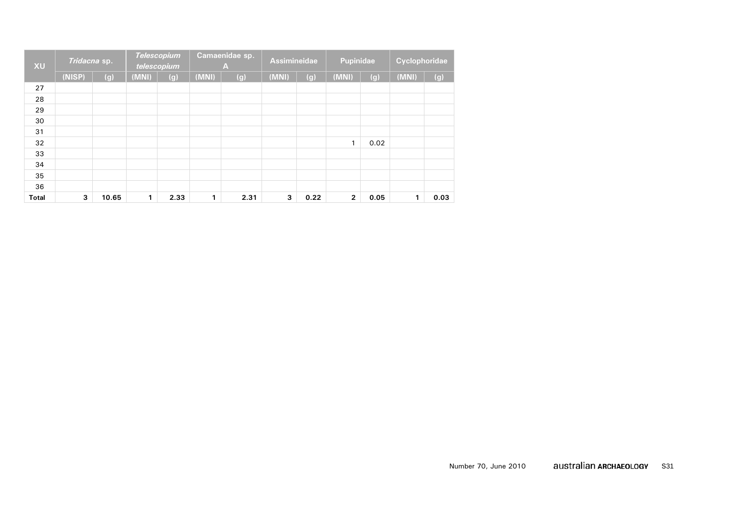| XU | *Tridacna* sp. | | *Telescopium telescopium* | | Camaenidae sp. A | | Assimineidae | | Pupinidae | | Cyclophoridae | |
|---|---|---|---|---|---|---|---|---|---|---|---|---|
| | (NISP) | (g) | (MNI) | (g) | (MNI) | (g) | (MNI) | (g) | (MNI) | (g) | (MNI) | (g) |
| 27 | | | | | | | | | | | | |
| 28 | | | | | | | | | | | | |
| 29 | | | | | | | | | | | | |
| 30 | | | | | | | | | | | | |
| 31 | | | | | | | | | | | | |
| 32 | | | | | | | | | 1 | 0.02 | | |
| 33 | | | | | | | | | | | | |
| 34 | | | | | | | | | | | | |
| 35 | | | | | | | | | | | | |
| 36 | | | | | | | | | | | | |
| **Total** | **3** | **10.65** | **1** | **2.33** | **1** | **2.31** | **3** | **0.22** | **2** | **0.05** | **1** | **0.03** |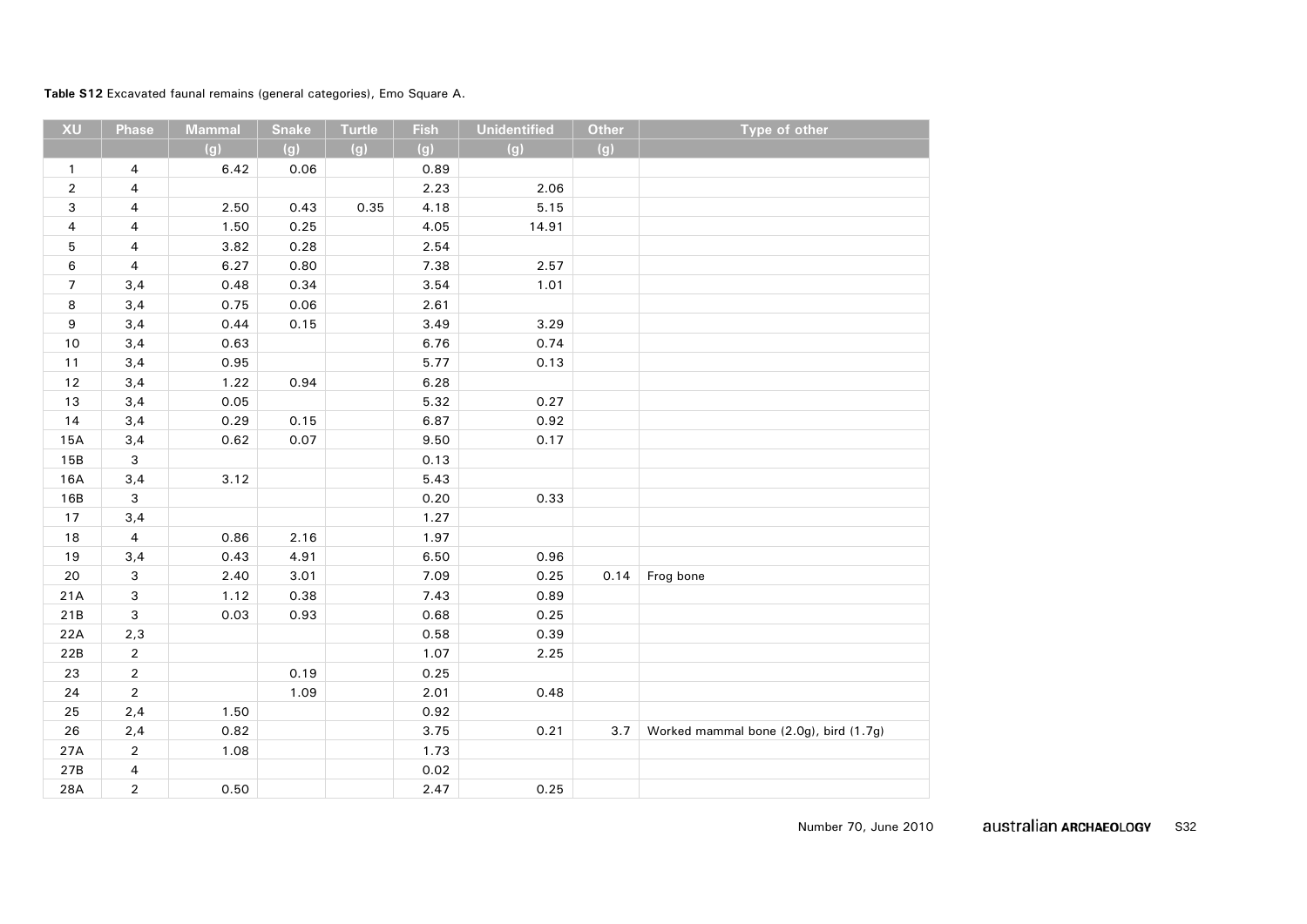**Table S12** Excavated faunal remains (general categories), Emo Square A.

| XU | Phase | Mammal (g) | Snake (g) | Turtle (g) | Fish (g) | Unidentified (g) | Other (g) | Type of other |
|---|---|---|---|---|---|---|---|---|
| 1 | 4 | 6.42 | 0.06 | | 0.89 | | | |
| 2 | 4 | | | | 2.23 | 2.06 | | |
| 3 | 4 | 2.50 | 0.43 | 0.35 | 4.18 | 5.15 | | |
| 4 | 4 | 1.50 | 0.25 | | 4.05 | 14.91 | | |
| 5 | 4 | 3.82 | 0.28 | | 2.54 | | | |
| 6 | 4 | 6.27 | 0.80 | | 7.38 | 2.57 | | |
| 7 | 3,4 | 0.48 | 0.34 | | 3.54 | 1.01 | | |
| 8 | 3,4 | 0.75 | 0.06 | | 2.61 | | | |
| 9 | 3,4 | 0.44 | 0.15 | | 3.49 | 3.29 | | |
| 10 | 3,4 | 0.63 | | | 6.76 | 0.74 | | |
| 11 | 3,4 | 0.95 | | | 5.77 | 0.13 | | |
| 12 | 3,4 | 1.22 | 0.94 | | 6.28 | | | |
| 13 | 3,4 | 0.05 | | | 5.32 | 0.27 | | |
| 14 | 3,4 | 0.29 | 0.15 | | 6.87 | 0.92 | | |
| 15A | 3,4 | 0.62 | 0.07 | | 9.50 | 0.17 | | |
| 15B | 3 | | | | 0.13 | | | |
| 16A | 3,4 | 3.12 | | | 5.43 | | | |
| 16B | 3 | | | | 0.20 | 0.33 | | |
| 17 | 3,4 | | | | 1.27 | | | |
| 18 | 4 | 0.86 | 2.16 | | 1.97 | | | |
| 19 | 3,4 | 0.43 | 4.91 | | 6.50 | 0.96 | | |
| 20 | 3 | 2.40 | 3.01 | | 7.09 | 0.25 | 0.14 | Frog bone |
| 21A | 3 | 1.12 | 0.38 | | 7.43 | 0.89 | | |
| 21B | 3 | 0.03 | 0.93 | | 0.68 | 0.25 | | |
| 22A | 2,3 | | | | 0.58 | 0.39 | | |
| 22B | 2 | | | | 1.07 | 2.25 | | |
| 23 | 2 | | 0.19 | | 0.25 | | | |
| 24 | 2 | | 1.09 | | 2.01 | 0.48 | | |
| 25 | 2,4 | 1.50 | | | 0.92 | | | |
| 26 | 2,4 | 0.82 | | | 3.75 | 0.21 | 3.7 | Worked mammal bone (2.0g), bird (1.7g) |
| 27A | 2 | 1.08 | | | 1.73 | | | |
| 27B | 4 | | | | 0.02 | | | |
| 28A | 2 | 0.50 | | | 2.47 | 0.25 | | |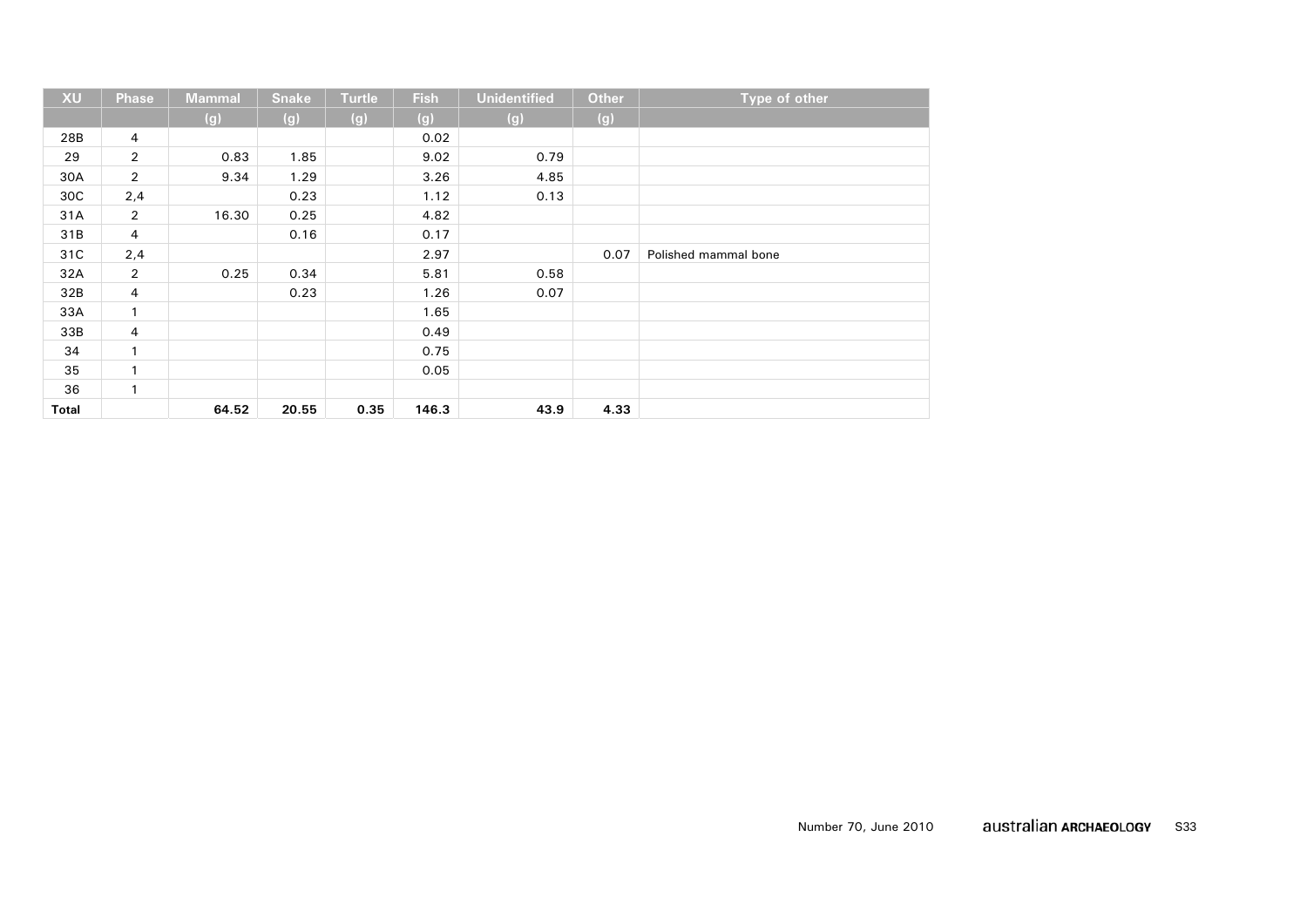| XU | Phase | Mammal | Snake | Turtle | Fish | Unidentified | Other | Type of other |
|---|---|---|---|---|---|---|---|---|
| | | (g) | (g) | (g) | (g) | (g) | (g) | |
| 28B | 4 | | | | 0.02 | | | |
| 29 | 2 | 0.83 | 1.85 | | 9.02 | 0.79 | | |
| 30A | 2 | 9.34 | 1.29 | | 3.26 | 4.85 | | |
| 30C | 2,4 | | 0.23 | | 1.12 | 0.13 | | |
| 31A | 2 | 16.30 | 0.25 | | 4.82 | | | |
| 31B | 4 | | 0.16 | | 0.17 | | | |
| 31C | 2,4 | | | | 2.97 | | 0.07 | Polished mammal bone |
| 32A | 2 | 0.25 | 0.34 | | 5.81 | 0.58 | | |
| 32B | 4 | | 0.23 | | 1.26 | 0.07 | | |
| 33A | 1 | | | | 1.65 | | | |
| 33B | 4 | | | | 0.49 | | | |
| 34 | 1 | | | | 0.75 | | | |
| 35 | 1 | | | | 0.05 | | | |
| 36 | 1 | | | | | | | |
| **Total** | | **64.52** | **20.55** | **0.35** | **146.3** | **43.9** | **4.33** | |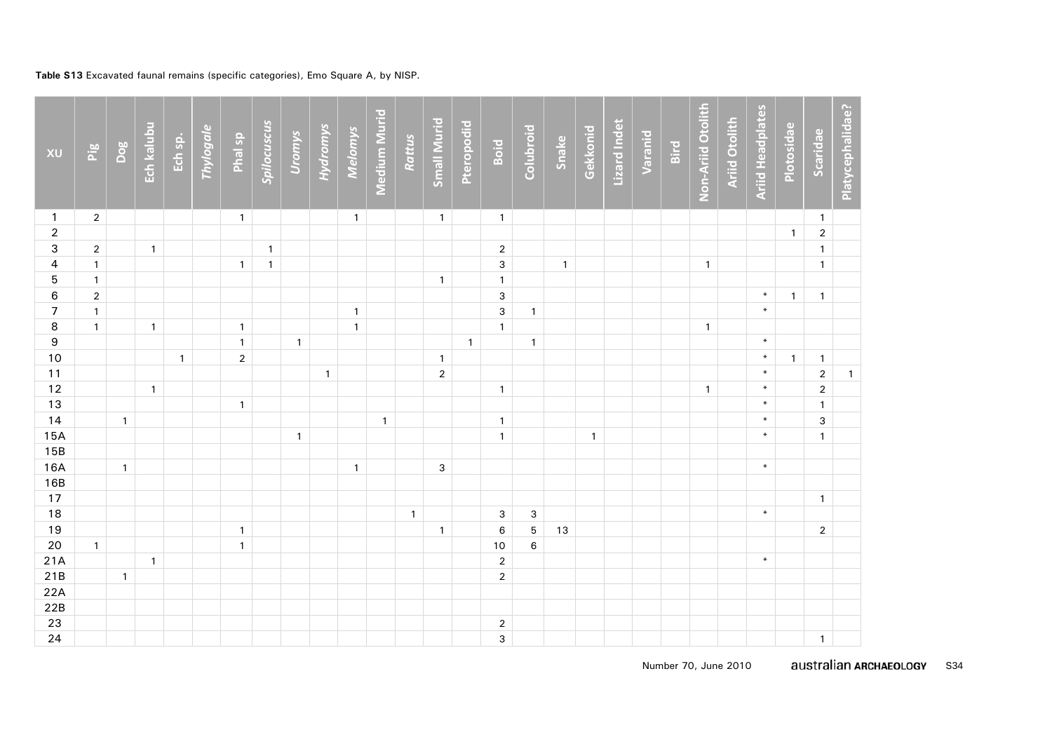**Table S13** Excavated faunal remains (specific categories), Emo Square A, by NISP.

| XU | Pig | Dog | Ech kalubu | Ech sp. | *Thylogale* | Phal sp | *Spilocuscus* | *Uromys* | *Hydromys* | *Melomys* | Medium Murid | *Rattus* | Small Murid | Pteropodid | Boid | Colubroid | Snake | Gekkonid | Lizard Indet | Varanid | Bird | Non-Ariid Otolith | Ariid Otolith | Ariid Headplates | Plotosidae | Scaridae | Platycephalidae? |
|---|---|---|---|---|---|---|---|---|---|---|---|---|---|---|---|---|---|---|---|---|---|---|---|---|---|---|---|
| 1 | 2 | | | | | 1 | | | | 1 | | | 1 | | 1 | | | | | | | | | | | 1 | |
| 2 | | | | | | | | | | | | | | | | | | | | | | | | | 1 | 2 | |
| 3 | 2 | | 1 | | | | 1 | | | | | | | | 2 | | | | | | | | | | | 1 | |
| 4 | 1 | | | | | 1 | 1 | | | | | | | | 3 | | 1 | | | | | 1 | | | | 1 | |
| 5 | 1 | | | | | | | | | | | | 1 | | 1 | | | | | | | | | | | | |
| 6 | 2 | | | | | | | | | | | | | | 3 | | | | | | | | | * | 1 | 1 | |
| 7 | 1 | | | | | | | | | 1 | | | | | 3 | 1 | | | | | | | | * | | | |
| 8 | 1 | | 1 | | | 1 | | | | 1 | | | | | 1 | | | | | | | 1 | | | | | |
| 9 | | | | | | 1 | | 1 | | | | | | 1 | | 1 | | | | | | | | * | | | |
| 10 | | | | 1 | | 2 | | | | | | | 1 | | | | | | | | | | | * | 1 | 1 | |
| 11 | | | | | | | | | 1 | | | | 2 | | | | | | | | | | | * | | 2 | 1 |
| 12 | | | 1 | | | | | | | | | | | | 1 | | | | | | | 1 | | * | | 2 | |
| 13 | | | | | | 1 | | | | | | | | | | | | | | | | | | * | | 1 | |
| 14 | | 1 | | | | | | | | | 1 | | | | 1 | | | | | | | | | * | | 3 | |
| 15A | | | | | | | | 1 | | | | | | | 1 | | | 1 | | | | | | * | | 1 | |
| 15B | | | | | | | | | | | | | | | | | | | | | | | | | | | |
| 16A | | 1 | | | | | | | | 1 | | | 3 | | | | | | | | | | | * | | | |
| 16B | | | | | | | | | | | | | | | | | | | | | | | | | | | |
| 17 | | | | | | | | | | | | | | | | | | | | | | | | | | 1 | |
| 18 | | | | | | | | | | | | 1 | | | 3 | 3 | | | | | | | | * | | | |
| 19 | | | | | | 1 | | | | | | | 1 | | 6 | 5 | 13 | | | | | | | | | 2 | |
| 20 | 1 | | | | | 1 | | | | | | | | | 10 | 6 | | | | | | | | | | | |
| 21A | | | 1 | | | | | | | | | | | | 2 | | | | | | | | | * | | | |
| 21B | | 1 | | | | | | | | | | | | | 2 | | | | | | | | | | | | |
| 22A | | | | | | | | | | | | | | | | | | | | | | | | | | | |
| 22B | | | | | | | | | | | | | | | | | | | | | | | | | | | |
| 23 | | | | | | | | | | | | | | | 2 | | | | | | | | | | | | |
| 24 | | | | | | | | | | | | | | | 3 | | | | | | | | | | | 1 | |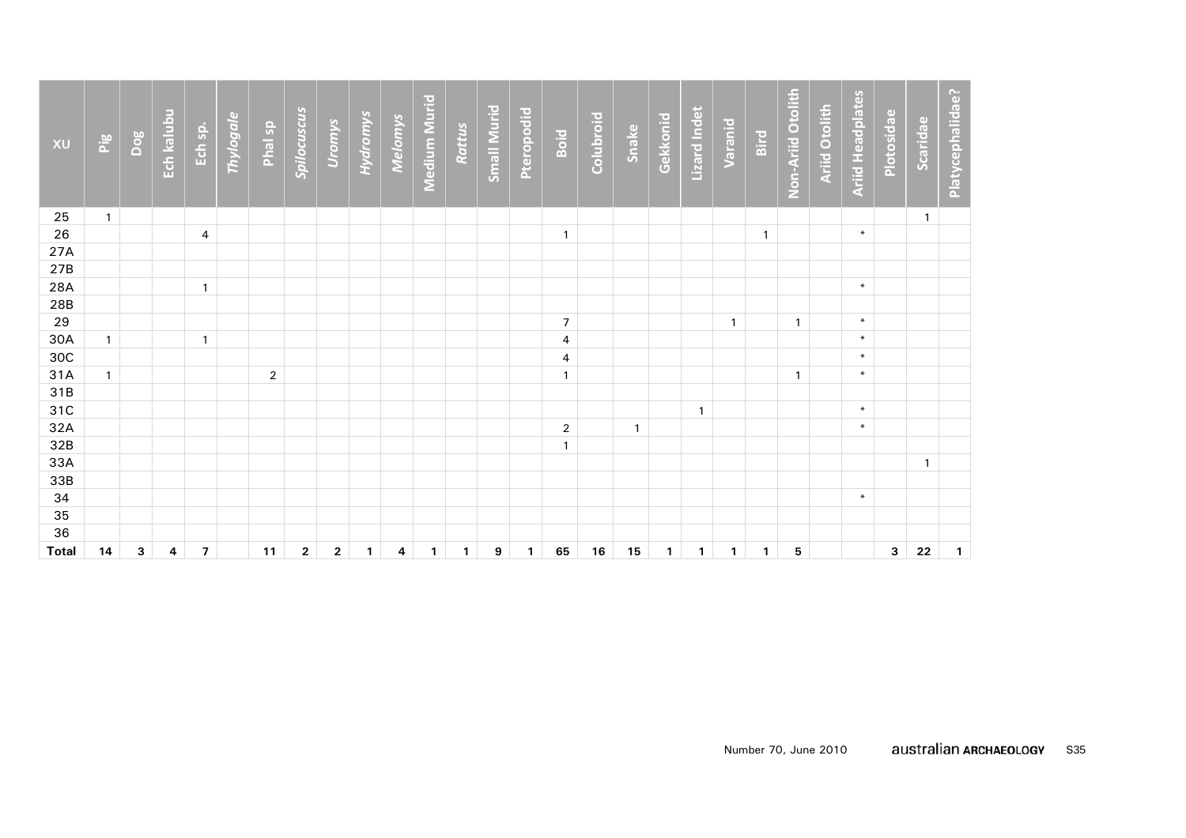| XU | Pig | Dog | Ech kalubu | Ech sp. | *Thylogale* | Phal sp | *Spilocuscus* | *Uromys* | *Hydromys* | *Melomys* | Medium Murid | *Rattus* | Small Murid | Pteropodid | Boid | Colubroid | Snake | Gekkonid | Lizard Indet | Varanid | Bird | Non-Ariid Otolith | Ariid Otolith | Ariid Headplates | Plotosidae | Scaridae | Platycephalidae? |
|---|---|---|---|---|---|---|---|---|---|---|---|---|---|---|---|---|---|---|---|---|---|---|---|---|---|---|---|
| 25 | 1 | | | | | | | | | | | | | | | | | | | | | | | | | 1 | |
| 26 | | | | 4 | | | | | | | | | | | 1 | | | | | | 1 | | | * | | | |
| 27A | | | | | | | | | | | | | | | | | | | | | | | | | | | |
| 27B | | | | | | | | | | | | | | | | | | | | | | | | | | | |
| 28A | | | | 1 | | | | | | | | | | | | | | | | | | | | * | | | |
| 28B | | | | | | | | | | | | | | | | | | | | | | | | | | | |
| 29 | | | | | | | | | | | | | | | 7 | | | | | 1 | | 1 | | * | | | |
| 30A | 1 | | | 1 | | | | | | | | | | | 4 | | | | | | | | | * | | | |
| 30C | | | | | | | | | | | | | | | 4 | | | | | | | | | * | | | |
| 31A | 1 | | | | | 2 | | | | | | | | | 1 | | | | | | | 1 | | * | | | |
| 31B | | | | | | | | | | | | | | | | | | | | | | | | | | | |
| 31C | | | | | | | | | | | | | | | | | | | 1 | | | | | * | | | |
| 32A | | | | | | | | | | | | | | | 2 | | 1 | | | | | | | * | | | |
| 32B | | | | | | | | | | | | | | | 1 | | | | | | | | | | | | |
| 33A | | | | | | | | | | | | | | | | | | | | | | | | | | 1 | |
| 33B | | | | | | | | | | | | | | | | | | | | | | | | | | | |
| 34 | | | | | | | | | | | | | | | | | | | | | | | | * | | | |
| 35 | | | | | | | | | | | | | | | | | | | | | | | | | | | |
| 36 | | | | | | | | | | | | | | | | | | | | | | | | | | | |
| **Total** | **14** | **3** | **4** | **7** | | **11** | **2** | **2** | **1** | **4** | **1** | **1** | **9** | **1** | **65** | **16** | **15** | **1** | **1** | **1** | **1** | **5** | | | **3** | **22** | **1** |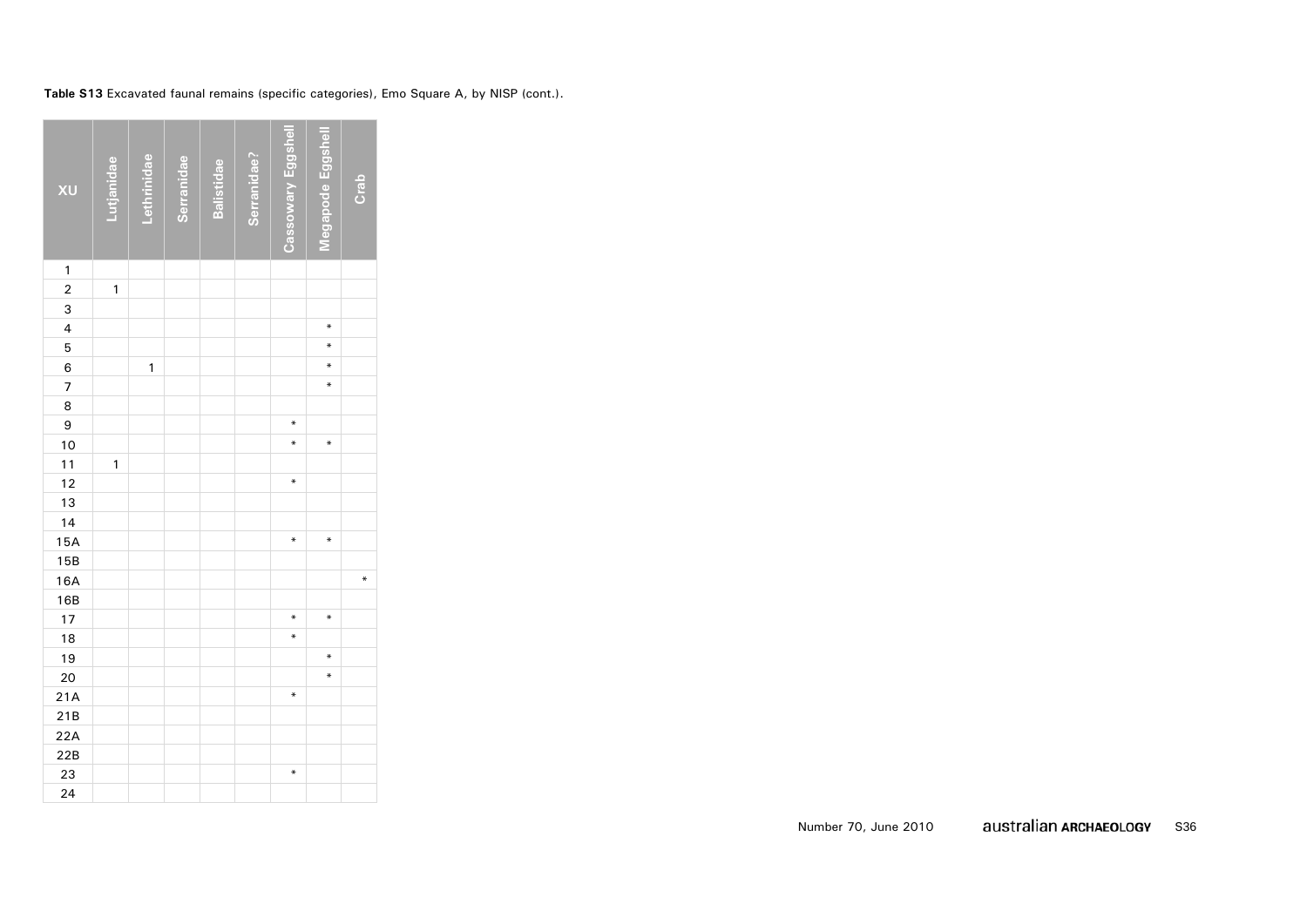**Table S13** Excavated faunal remains (specific categories), Emo Square A, by NISP (cont.).

| XU | Lutjanidae | Lethrinidae | Serranidae | Balistidae | Serranidae? | Cassowary Eggshell | Megapode Eggshell | Crab |
|---|---|---|---|---|---|---|---|---|
| 1 | | | | | | | | |
| 2 | 1 | | | | | | | |
| 3 | | | | | | | | |
| 4 | | | | | | | * | |
| 5 | | | | | | | * | |
| 6 | | 1 | | | | | * | |
| 7 | | | | | | | * | |
| 8 | | | | | | | | |
| 9 | | | | | | * | | |
| 10 | | | | | | * | * | |
| 11 | 1 | | | | | | | |
| 12 | | | | | | * | | |
| 13 | | | | | | | | |
| 14 | | | | | | | | |
| 15A | | | | | | * | * | |
| 15B | | | | | | | | |
| 16A | | | | | | | | * |
| 16B | | | | | | | | |
| 17 | | | | | | * | * | |
| 18 | | | | | | * | | |
| 19 | | | | | | | * | |
| 20 | | | | | | | * | |
| 21A | | | | | | * | | |
| 21B | | | | | | | | |
| 22A | | | | | | | | |
| 22B | | | | | | | | |
| 23 | | | | | | * | | |
| 24 | | | | | | | | |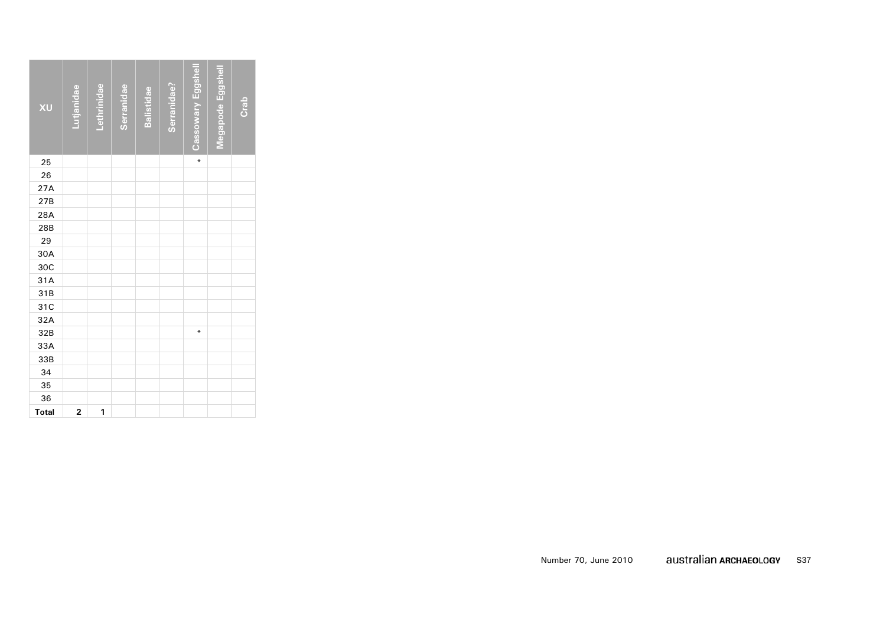| XU | Lutjanidae | Lethrinidae | Serranidae | Balistidae | Serranidae? | Cassowary Eggshell | Megapode Eggshell | Crab |
|---|---|---|---|---|---|---|---|---|
| 25 | | | | | | * | | |
| 26 | | | | | | | | |
| 27A | | | | | | | | |
| 27B | | | | | | | | |
| 28A | | | | | | | | |
| 28B | | | | | | | | |
| 29 | | | | | | | | |
| 30A | | | | | | | | |
| 30C | | | | | | | | |
| 31A | | | | | | | | |
| 31B | | | | | | | | |
| 31C | | | | | | | | |
| 32A | | | | | | | | |
| 32B | | | | | | * | | |
| 33A | | | | | | | | |
| 33B | | | | | | | | |
| 34 | | | | | | | | |
| 35 | | | | | | | | |
| 36 | | | | | | | | |
| **Total** | **2** | **1** | | | | | | |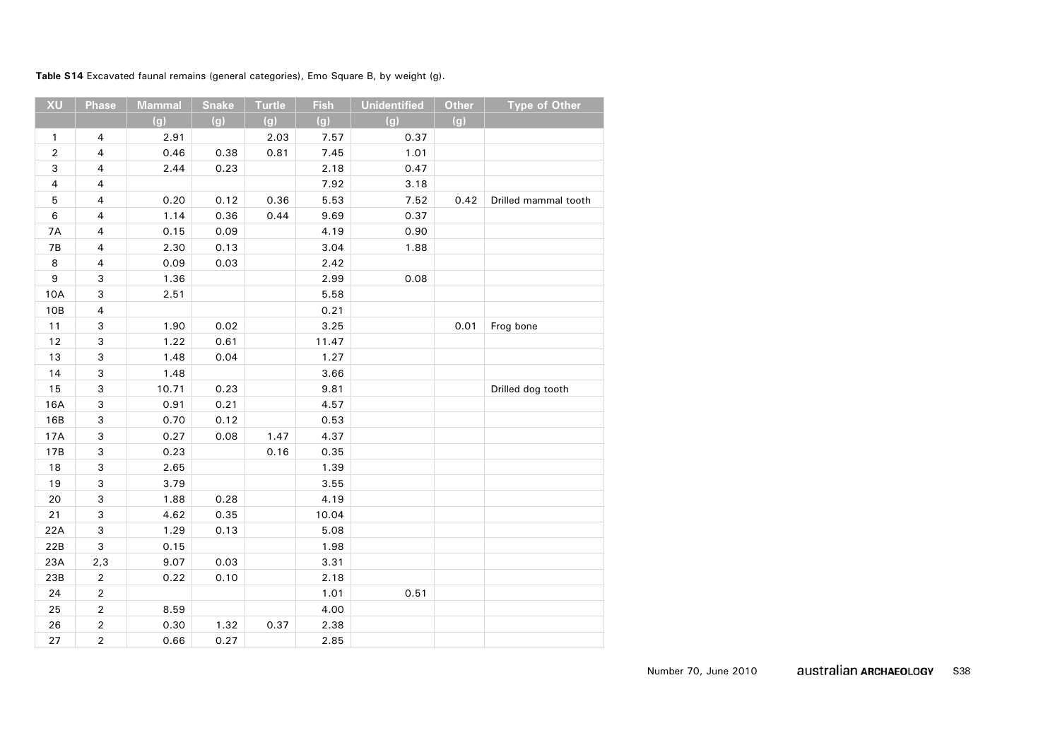**Table S14** Excavated faunal remains (general categories), Emo Square B, by weight (g).

| XU | Phase | Mammal | Snake | Turtle | Fish | Unidentified | Other | Type of Other |
|---|---|---|---|---|---|---|---|---|
| | | (g) | (g) | (g) | (g) | (g) | (g) | |
| 1 | 4 | 2.91 | | 2.03 | 7.57 | 0.37 | | |
| 2 | 4 | 0.46 | 0.38 | 0.81 | 7.45 | 1.01 | | |
| 3 | 4 | 2.44 | 0.23 | | 2.18 | 0.47 | | |
| 4 | 4 | | | | 7.92 | 3.18 | | |
| 5 | 4 | 0.20 | 0.12 | 0.36 | 5.53 | 7.52 | 0.42 | Drilled mammal tooth |
| 6 | 4 | 1.14 | 0.36 | 0.44 | 9.69 | 0.37 | | |
| 7A | 4 | 0.15 | 0.09 | | 4.19 | 0.90 | | |
| 7B | 4 | 2.30 | 0.13 | | 3.04 | 1.88 | | |
| 8 | 4 | 0.09 | 0.03 | | 2.42 | | | |
| 9 | 3 | 1.36 | | | 2.99 | 0.08 | | |
| 10A | 3 | 2.51 | | | 5.58 | | | |
| 10B | 4 | | | | 0.21 | | | |
| 11 | 3 | 1.90 | 0.02 | | 3.25 | | 0.01 | Frog bone |
| 12 | 3 | 1.22 | 0.61 | | 11.47 | | | |
| 13 | 3 | 1.48 | 0.04 | | 1.27 | | | |
| 14 | 3 | 1.48 | | | 3.66 | | | |
| 15 | 3 | 10.71 | 0.23 | | 9.81 | | | Drilled dog tooth |
| 16A | 3 | 0.91 | 0.21 | | 4.57 | | | |
| 16B | 3 | 0.70 | 0.12 | | 0.53 | | | |
| 17A | 3 | 0.27 | 0.08 | 1.47 | 4.37 | | | |
| 17B | 3 | 0.23 | | 0.16 | 0.35 | | | |
| 18 | 3 | 2.65 | | | 1.39 | | | |
| 19 | 3 | 3.79 | | | 3.55 | | | |
| 20 | 3 | 1.88 | 0.28 | | 4.19 | | | |
| 21 | 3 | 4.62 | 0.35 | | 10.04 | | | |
| 22A | 3 | 1.29 | 0.13 | | 5.08 | | | |
| 22B | 3 | 0.15 | | | 1.98 | | | |
| 23A | 2,3 | 9.07 | 0.03 | | 3.31 | | | |
| 23B | 2 | 0.22 | 0.10 | | 2.18 | | | |
| 24 | 2 | | | | 1.01 | 0.51 | | |
| 25 | 2 | 8.59 | | | 4.00 | | | |
| 26 | 2 | 0.30 | 1.32 | 0.37 | 2.38 | | | |
| 27 | 2 | 0.66 | 0.27 | | 2.85 | | | |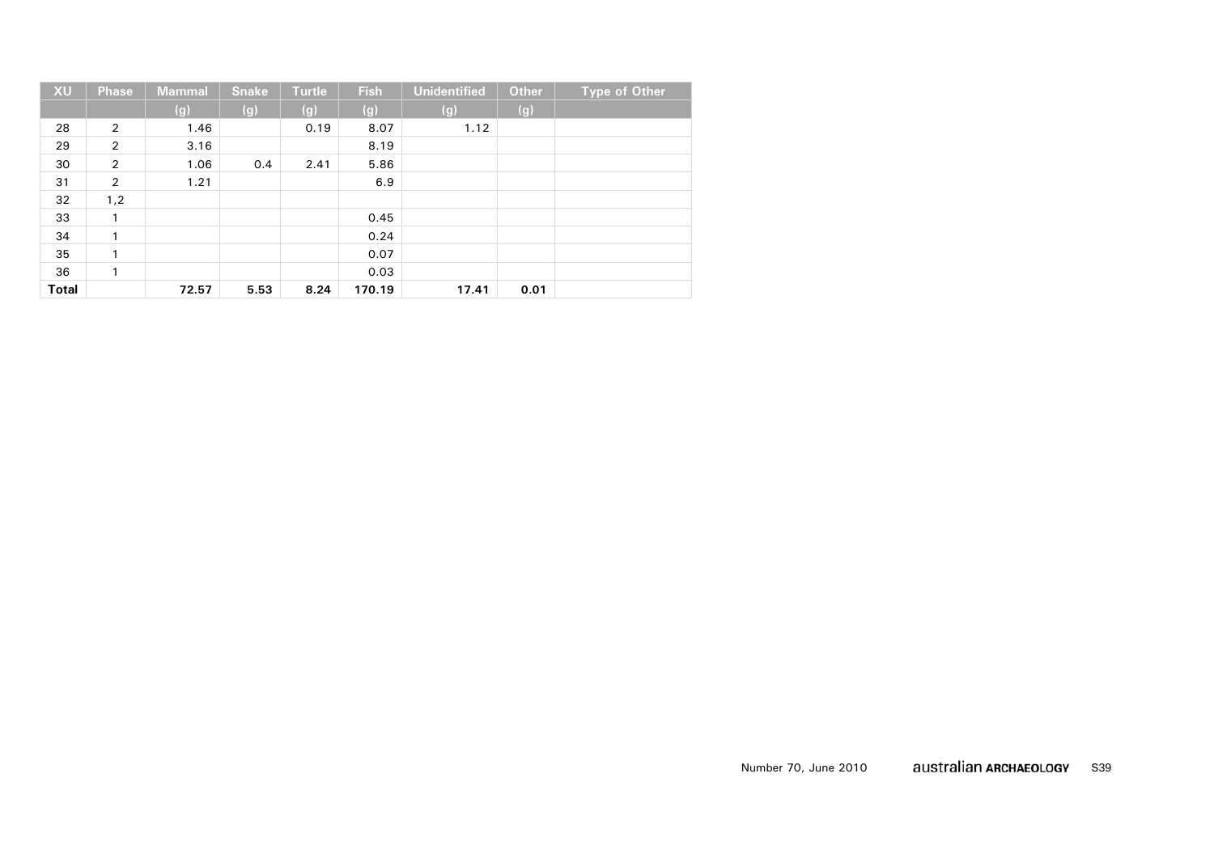| XU | Phase | Mammal | Snake | Turtle | Fish | Unidentified | Other | Type of Other |
|---|---|---|---|---|---|---|---|---|
| | | (g) | (g) | (g) | (g) | (g) | (g) | |
| 28 | 2 | 1.46 | | 0.19 | 8.07 | 1.12 | | |
| 29 | 2 | 3.16 | | | 8.19 | | | |
| 30 | 2 | 1.06 | 0.4 | 2.41 | 5.86 | | | |
| 31 | 2 | 1.21 | | | 6.9 | | | |
| 32 | 1,2 | | | | | | | |
| 33 | 1 | | | | 0.45 | | | |
| 34 | 1 | | | | 0.24 | | | |
| 35 | 1 | | | | 0.07 | | | |
| 36 | 1 | | | | 0.03 | | | |
| **Total** | | **72.57** | **5.53** | **8.24** | **170.19** | **17.41** | **0.01** | |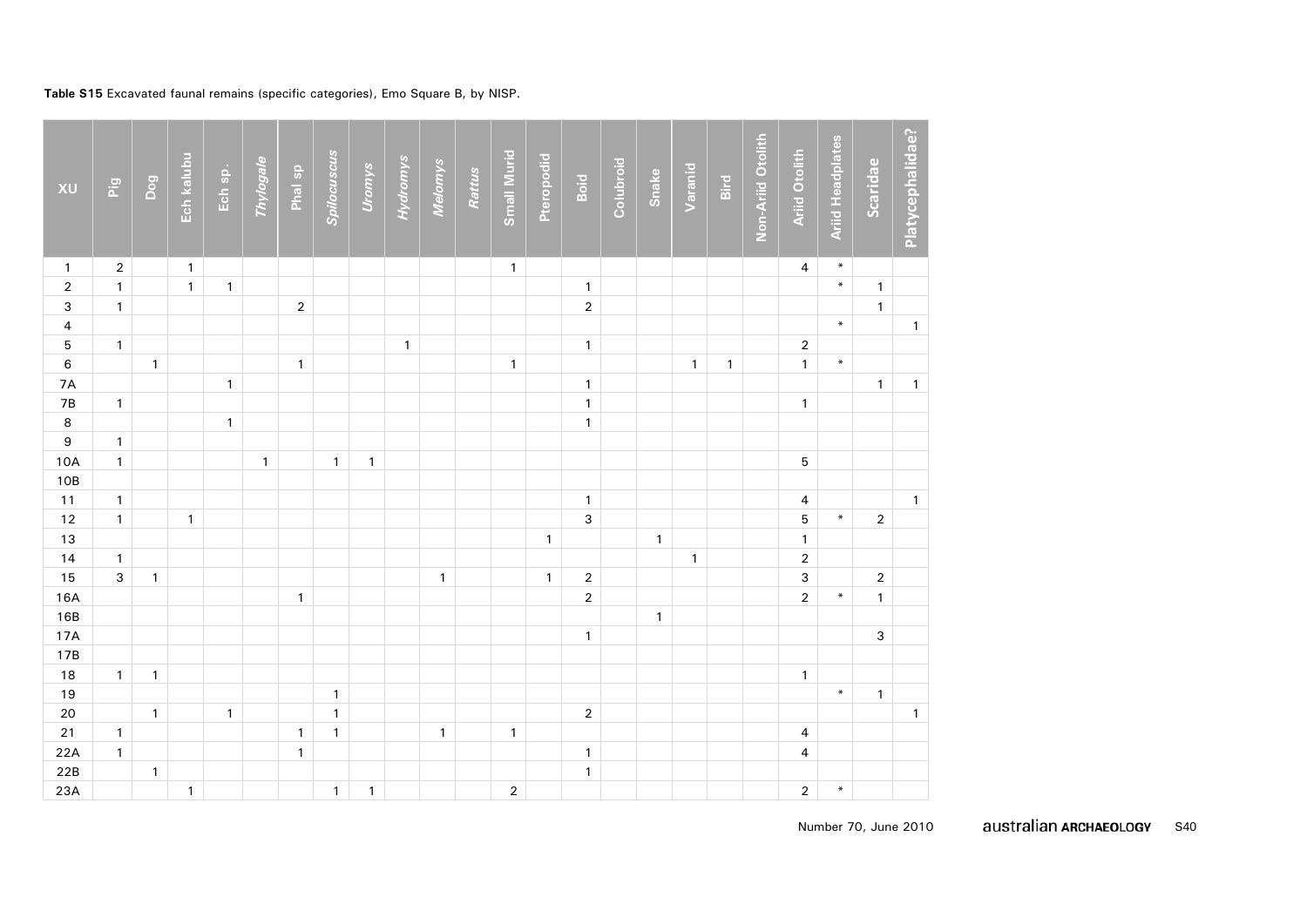**Table S15** Excavated faunal remains (specific categories), Emo Square B, by NISP.

| XU | Pig | Dog | Ech kalubu | Ech sp. | *Thylogale* | Phal sp | *Spilocuscus* | *Uromys* | *Hydromys* | *Melomys* | *Rattus* | Small Murid | Pteropodid | Boid | Colubroid | Snake | Varanid | Bird | Non-Ariid Otolith | Ariid Otolith | Ariid Headplates | Scaridae | Platycephalidae? |
|---|---|---|---|---|---|---|---|---|---|---|---|---|---|---|---|---|---|---|---|---|---|---|---|
| 1 | 2 | | 1 | | | | | | | | | 1 | | | | | | | | 4 | * | | |
| 2 | 1 | | 1 | 1 | | | | | | | | | | 1 | | | | | | | * | 1 | |
| 3 | 1 | | | | | 2 | | | | | | | | 2 | | | | | | | | 1 | |
| 4 | | | | | | | | | | | | | | | | | | | | | * | | 1 |
| 5 | 1 | | | | | | | | 1 | | | | | 1 | | | | | | 2 | | | |
| 6 | | 1 | | | | 1 | | | | | | 1 | | | | | 1 | 1 | | 1 | * | | |
| 7A | | | | 1 | | | | | | | | | | 1 | | | | | | | | 1 | 1 |
| 7B | 1 | | | | | | | | | | | | | 1 | | | | | | 1 | | | |
| 8 | | | | 1 | | | | | | | | | | 1 | | | | | | | | | |
| 9 | 1 | | | | | | | | | | | | | | | | | | | | | | |
| 10A | 1 | | | | 1 | | 1 | 1 | | | | | | | | | | | | 5 | | | |
| 10B | | | | | | | | | | | | | | | | | | | | | | | |
| 11 | 1 | | | | | | | | | | | | | 1 | | | | | | 4 | | | 1 |
| 12 | 1 | | 1 | | | | | | | | | | | 3 | | | | | | 5 | * | 2 | |
| 13 | | | | | | | | | | | | | 1 | | | 1 | | | | 1 | | | |
| 14 | 1 | | | | | | | | | | | | | | | | 1 | | | 2 | | | |
| 15 | 3 | 1 | | | | | | | | 1 | | | 1 | 2 | | | | | | 3 | | 2 | |
| 16A | | | | | | 1 | | | | | | | | 2 | | | | | | 2 | * | 1 | |
| 16B | | | | | | | | | | | | | | | | 1 | | | | | | | |
| 17A | | | | | | | | | | | | | | 1 | | | | | | | | 3 | |
| 17B | | | | | | | | | | | | | | | | | | | | | | | |
| 18 | 1 | 1 | | | | | | | | | | | | | | | | | | 1 | | | |
| 19 | | | | | | | 1 | | | | | | | | | | | | | | * | 1 | |
| 20 | | 1 | | 1 | | | 1 | | | | | | | 2 | | | | | | | | | 1 |
| 21 | 1 | | | | | 1 | 1 | | | 1 | | 1 | | | | | | | | 4 | | | |
| 22A | 1 | | | | | 1 | | | | | | | | 1 | | | | | | 4 | | | |
| 22B | | 1 | | | | | | | | | | | | 1 | | | | | | | | | |
| 23A | | | 1 | | | | 1 | 1 | | | | 2 | | | | | | | | 2 | * | | |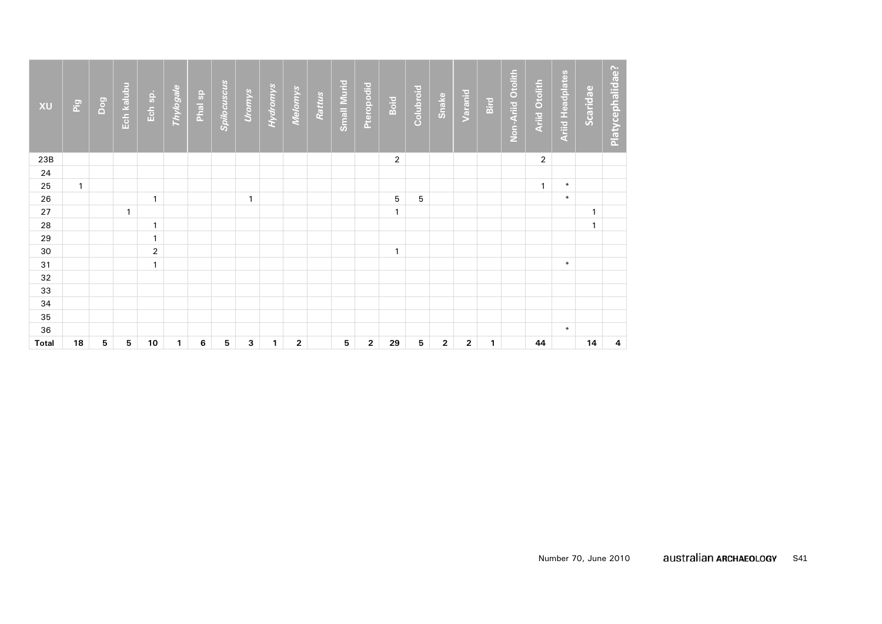| XU | Pig | Dog | Ech kalubu | Ech sp. | *Thylogale* | Phal sp | *Spilocuscus* | *Uromys* | *Hydromys* | *Melomys* | *Rattus* | Small Murid | Pteropodid | Boid | Colubroid | Snake | Varanid | Bird | Non-Ariid Otolith | Ariid Otolith | Ariid Headplates | Scaridae | Platycephalidae? |
|---|---|---|---|---|---|---|---|---|---|---|---|---|---|---|---|---|---|---|---|---|---|---|---|
| 23B | | | | | | | | | | | | | | 2 | | | | | | 2 | | | |
| 24 | | | | | | | | | | | | | | | | | | | | | | | |
| 25 | 1 | | | | | | | | | | | | | | | | | | | 1 | * | | |
| 26 | | | | 1 | | | | 1 | | | | | | 5 | 5 | | | | | | * | | |
| 27 | | | 1 | | | | | | | | | | | 1 | | | | | | | | 1 | |
| 28 | | | | 1 | | | | | | | | | | | | | | | | | | 1 | |
| 29 | | | | 1 | | | | | | | | | | | | | | | | | | | |
| 30 | | | | 2 | | | | | | | | | | 1 | | | | | | | | | |
| 31 | | | | 1 | | | | | | | | | | | | | | | | | * | | |
| 32 | | | | | | | | | | | | | | | | | | | | | | | |
| 33 | | | | | | | | | | | | | | | | | | | | | | | |
| 34 | | | | | | | | | | | | | | | | | | | | | | | |
| 35 | | | | | | | | | | | | | | | | | | | | | | | |
| 36 | | | | | | | | | | | | | | | | | | | | | * | | |
| **Total** | **18** | **5** | **5** | **10** | **1** | **6** | **5** | **3** | **1** | **2** | | **5** | **2** | **29** | **5** | **2** | **2** | **1** | | **44** | | **14** | **4** |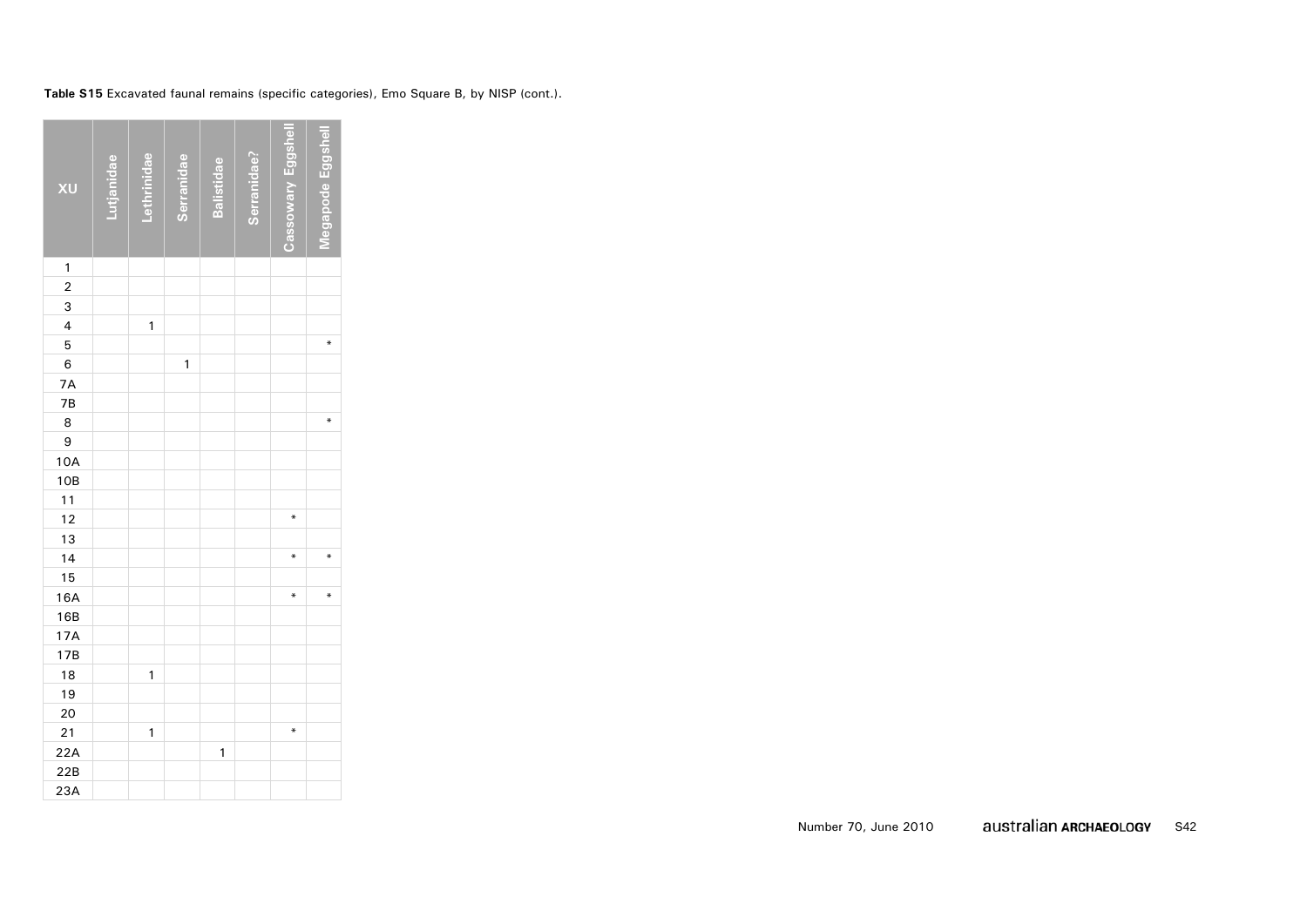**Table S15** Excavated faunal remains (specific categories), Emo Square B, by NISP (cont.).

| XU | Lutjanidae | Lethrinidae | Serranidae | Balistidae | Serranidae? | Cassowary Eggshell | Megapode Eggshell |
|---|---|---|---|---|---|---|---|
| 1 | | | | | | | |
| 2 | | | | | | | |
| 3 | | | | | | | |
| 4 | | 1 | | | | | |
| 5 | | | | | | | * |
| 6 | | | 1 | | | | |
| 7A | | | | | | | |
| 7B | | | | | | | |
| 8 | | | | | | | * |
| 9 | | | | | | | |
| 10A | | | | | | | |
| 10B | | | | | | | |
| 11 | | | | | | | |
| 12 | | | | | | * | |
| 13 | | | | | | | |
| 14 | | | | | | * | * |
| 15 | | | | | | | |
| 16A | | | | | | * | * |
| 16B | | | | | | | |
| 17A | | | | | | | |
| 17B | | | | | | | |
| 18 | | 1 | | | | | |
| 19 | | | | | | | |
| 20 | | | | | | | |
| 21 | | 1 | | | | * | |
| 22A | | | | 1 | | | |
| 22B | | | | | | | |
| 23A | | | | | | | |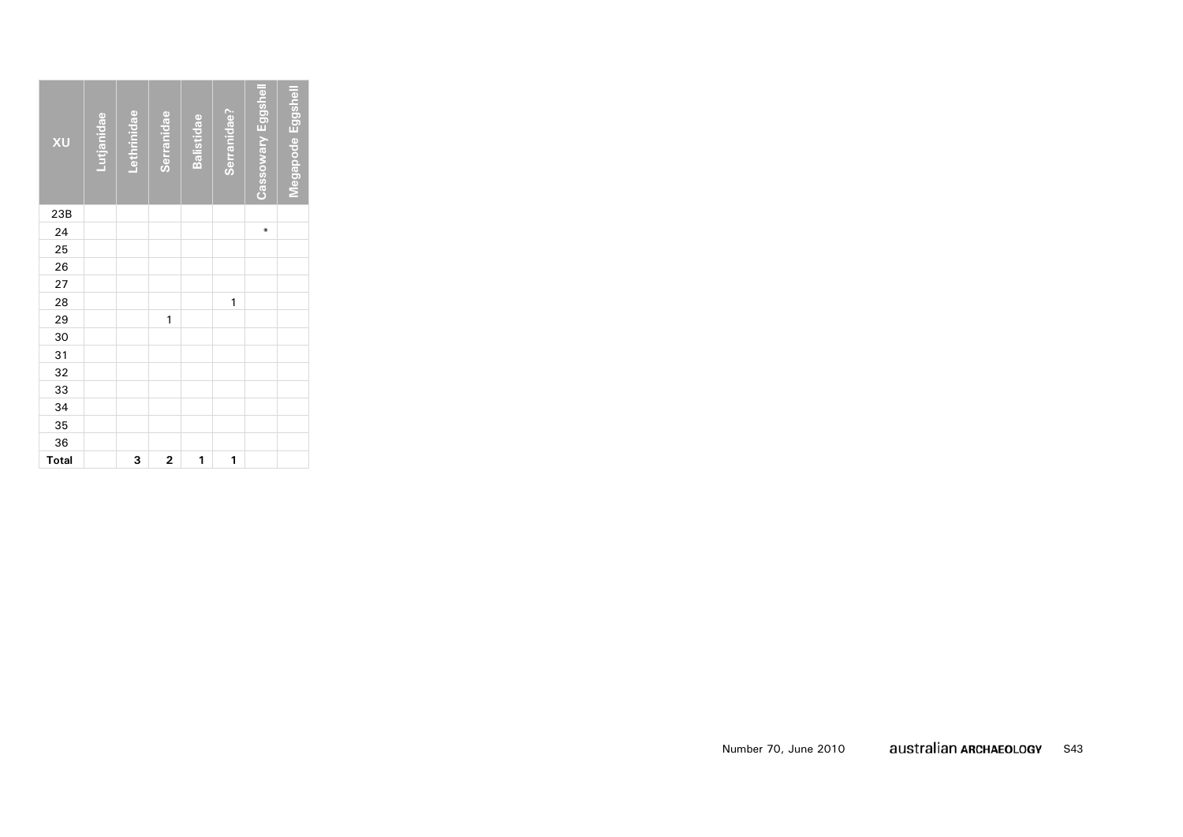| XU | Lutjanidae | Lethrinidae | Serranidae | Balistidae | Serranidae? | Cassowary Eggshell | Megapode Eggshell |
|---|---|---|---|---|---|---|---|
| 23B | | | | | | | |
| 24 | | | | | | * | |
| 25 | | | | | | | |
| 26 | | | | | | | |
| 27 | | | | | | | |
| 28 | | | | | 1 | | |
| 29 | | | 1 | | | | |
| 30 | | | | | | | |
| 31 | | | | | | | |
| 32 | | | | | | | |
| 33 | | | | | | | |
| 34 | | | | | | | |
| 35 | | | | | | | |
| 36 | | | | | | | |
| **Total** | | **3** | **2** | **1** | **1** | | |